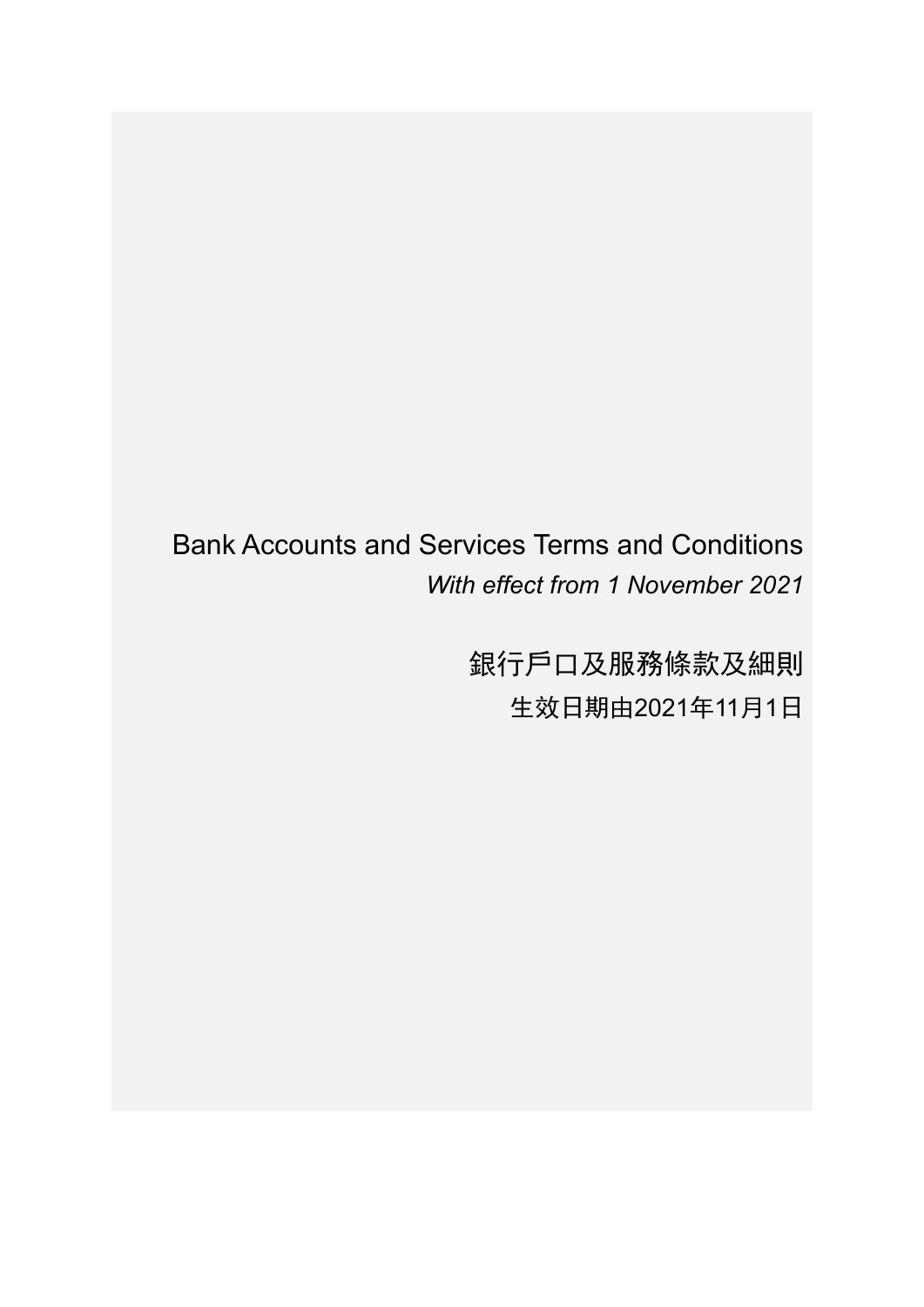# Bank Accounts and Services Terms and Conditions

*With effect from 1 November 2021*

# 銀行戶口及服務條款及細則

生效日期由2021年11月1日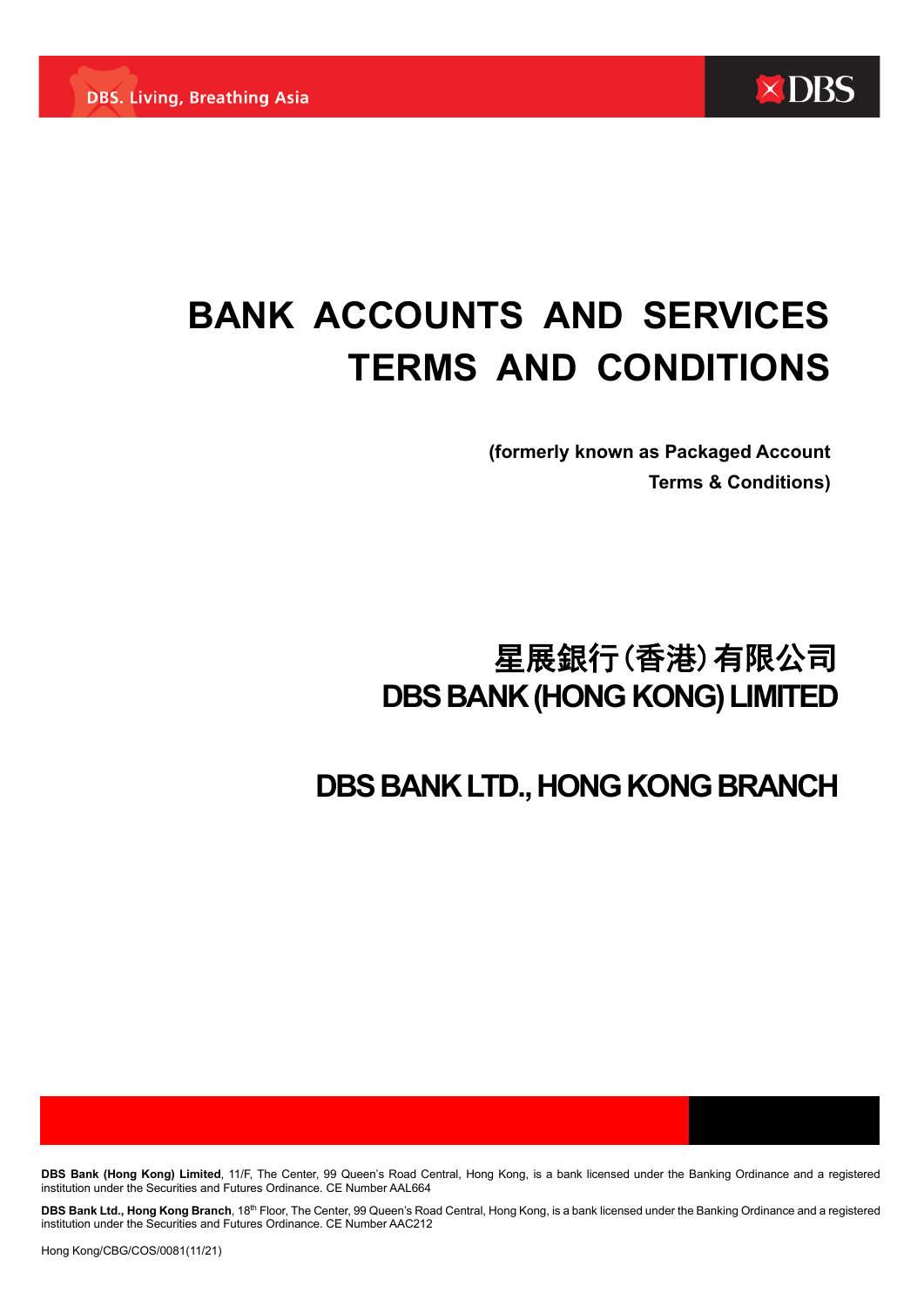DBS. Living, Breathing Asia

DBS

# BANK ACCOUNTS AND SERVICES TERMS AND CONDITIONS

**(formerly known as Packaged Account Terms & Conditions)**

## 星展銀行(香港)有限公司
## DBS BANK (HONG KONG) LIMITED

## DBS BANK LTD., HONG KONG BRANCH

**DBS Bank (Hong Kong) Limited**, 11/F, The Center, 99 Queen's Road Central, Hong Kong, is a bank licensed under the Banking Ordinance and a registered institution under the Securities and Futures Ordinance. CE Number AAL664

**DBS Bank Ltd., Hong Kong Branch**, 18th Floor, The Center, 99 Queen's Road Central, Hong Kong, is a bank licensed under the Banking Ordinance and a registered institution under the Securities and Futures Ordinance. CE Number AAC212

Hong Kong/CBG/COS/0081(11/21)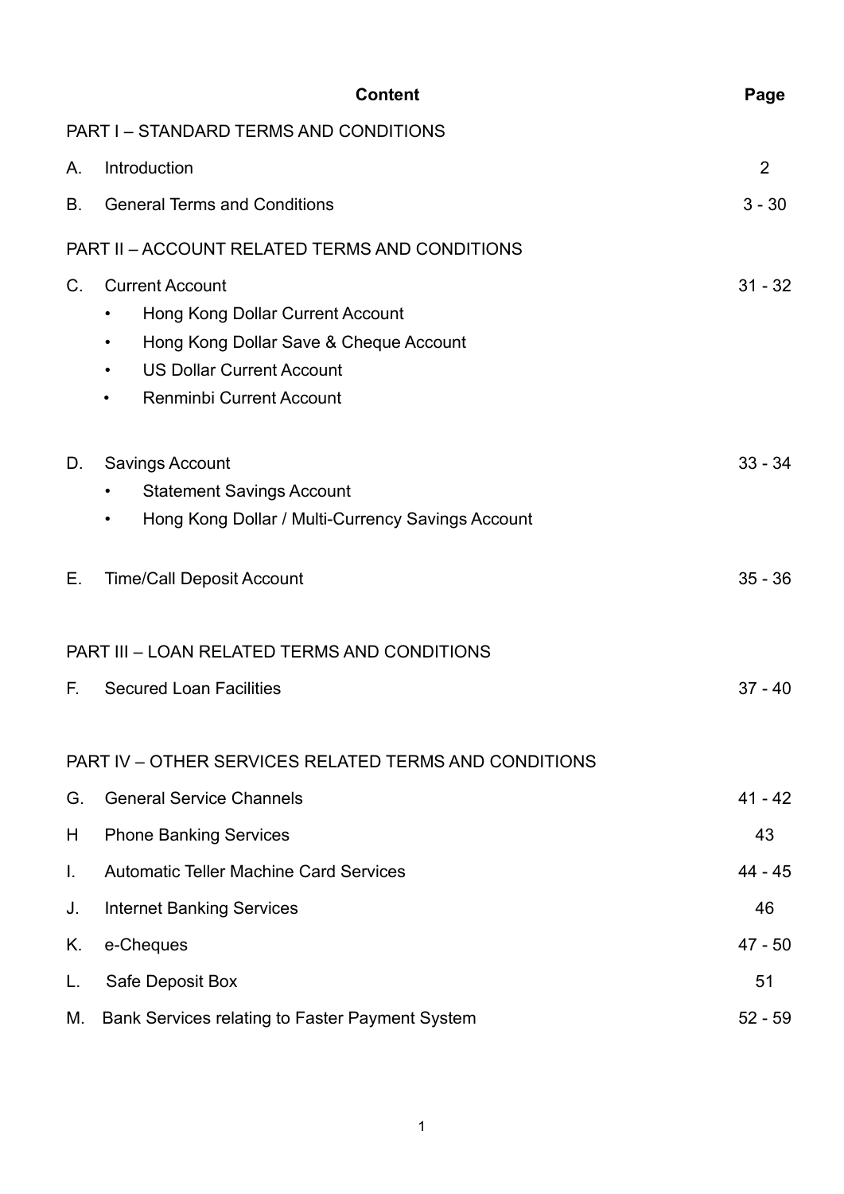| | Content | Page |
|---|---|---|
| | **PART I – STANDARD TERMS AND CONDITIONS** | |
| A. | Introduction | 2 |
| B. | General Terms and Conditions | 3 - 30 |
| | **PART II – ACCOUNT RELATED TERMS AND CONDITIONS** | |
| C. | Current Account<br>• Hong Kong Dollar Current Account<br>• Hong Kong Dollar Save & Cheque Account<br>• US Dollar Current Account<br>• Renminbi Current Account | 31 - 32 |
| D. | Savings Account<br>• Statement Savings Account<br>• Hong Kong Dollar / Multi-Currency Savings Account | 33 - 34 |
| E. | Time/Call Deposit Account | 35 - 36 |
| | **PART III – LOAN RELATED TERMS AND CONDITIONS** | |
| F. | Secured Loan Facilities | 37 - 40 |
| | **PART IV – OTHER SERVICES RELATED TERMS AND CONDITIONS** | |
| G. | General Service Channels | 41 - 42 |
| H | Phone Banking Services | 43 |
| I. | Automatic Teller Machine Card Services | 44 - 45 |
| J. | Internet Banking Services | 46 |
| K. | e-Cheques | 47 - 50 |
| L. | Safe Deposit Box | 51 |
| M. | Bank Services relating to Faster Payment System | 52 - 59 |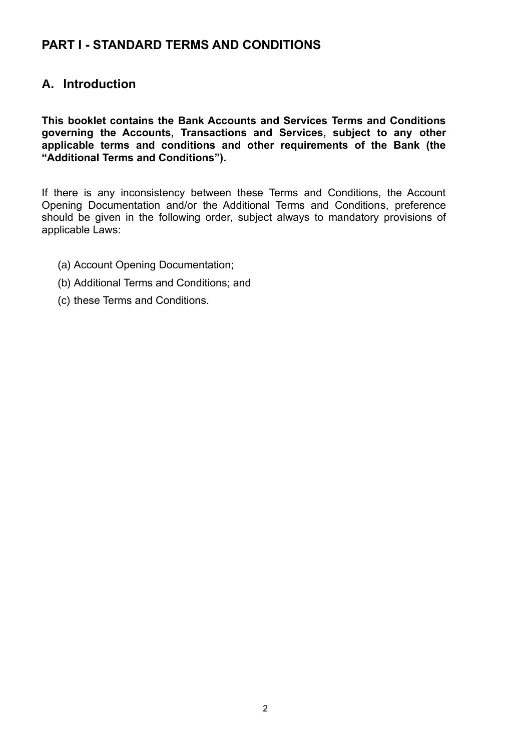## PART I - STANDARD TERMS AND CONDITIONS

### A. Introduction

**This booklet contains the Bank Accounts and Services Terms and Conditions governing the Accounts, Transactions and Services, subject to any other applicable terms and conditions and other requirements of the Bank (the "Additional Terms and Conditions").**

If there is any inconsistency between these Terms and Conditions, the Account Opening Documentation and/or the Additional Terms and Conditions, preference should be given in the following order, subject always to mandatory provisions of applicable Laws:

(a) Account Opening Documentation;

(b) Additional Terms and Conditions; and

(c) these Terms and Conditions.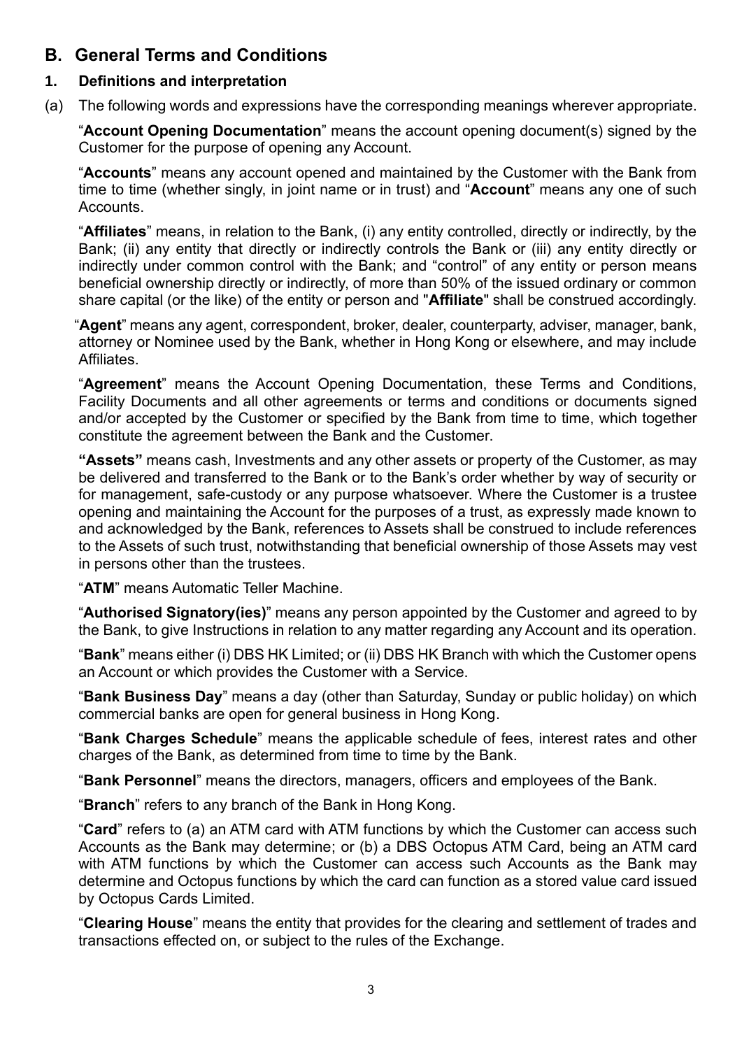## B. General Terms and Conditions

### 1. Definitions and interpretation

(a) The following words and expressions have the corresponding meanings wherever appropriate.

"**Account Opening Documentation**" means the account opening document(s) signed by the Customer for the purpose of opening any Account.

"**Accounts**" means any account opened and maintained by the Customer with the Bank from time to time (whether singly, in joint name or in trust) and "**Account**" means any one of such Accounts.

"**Affiliates**" means, in relation to the Bank, (i) any entity controlled, directly or indirectly, by the Bank; (ii) any entity that directly or indirectly controls the Bank or (iii) any entity directly or indirectly under common control with the Bank; and "control" of any entity or person means beneficial ownership directly or indirectly, of more than 50% of the issued ordinary or common share capital (or the like) of the entity or person and "**Affiliate**" shall be construed accordingly.

"**Agent**" means any agent, correspondent, broker, dealer, counterparty, adviser, manager, bank, attorney or Nominee used by the Bank, whether in Hong Kong or elsewhere, and may include Affiliates.

"**Agreement**" means the Account Opening Documentation, these Terms and Conditions, Facility Documents and all other agreements or terms and conditions or documents signed and/or accepted by the Customer or specified by the Bank from time to time, which together constitute the agreement between the Bank and the Customer.

**"Assets"** means cash, Investments and any other assets or property of the Customer, as may be delivered and transferred to the Bank or to the Bank's order whether by way of security or for management, safe-custody or any purpose whatsoever. Where the Customer is a trustee opening and maintaining the Account for the purposes of a trust, as expressly made known to and acknowledged by the Bank, references to Assets shall be construed to include references to the Assets of such trust, notwithstanding that beneficial ownership of those Assets may vest in persons other than the trustees.

"**ATM**" means Automatic Teller Machine.

"**Authorised Signatory(ies)**" means any person appointed by the Customer and agreed to by the Bank, to give Instructions in relation to any matter regarding any Account and its operation.

"**Bank**" means either (i) DBS HK Limited; or (ii) DBS HK Branch with which the Customer opens an Account or which provides the Customer with a Service.

"**Bank Business Day**" means a day (other than Saturday, Sunday or public holiday) on which commercial banks are open for general business in Hong Kong.

"**Bank Charges Schedule**" means the applicable schedule of fees, interest rates and other charges of the Bank, as determined from time to time by the Bank.

"**Bank Personnel**" means the directors, managers, officers and employees of the Bank.

"**Branch**" refers to any branch of the Bank in Hong Kong.

"**Card**" refers to (a) an ATM card with ATM functions by which the Customer can access such Accounts as the Bank may determine; or (b) a DBS Octopus ATM Card, being an ATM card with ATM functions by which the Customer can access such Accounts as the Bank may determine and Octopus functions by which the card can function as a stored value card issued by Octopus Cards Limited.

"**Clearing House**" means the entity that provides for the clearing and settlement of trades and transactions effected on, or subject to the rules of the Exchange.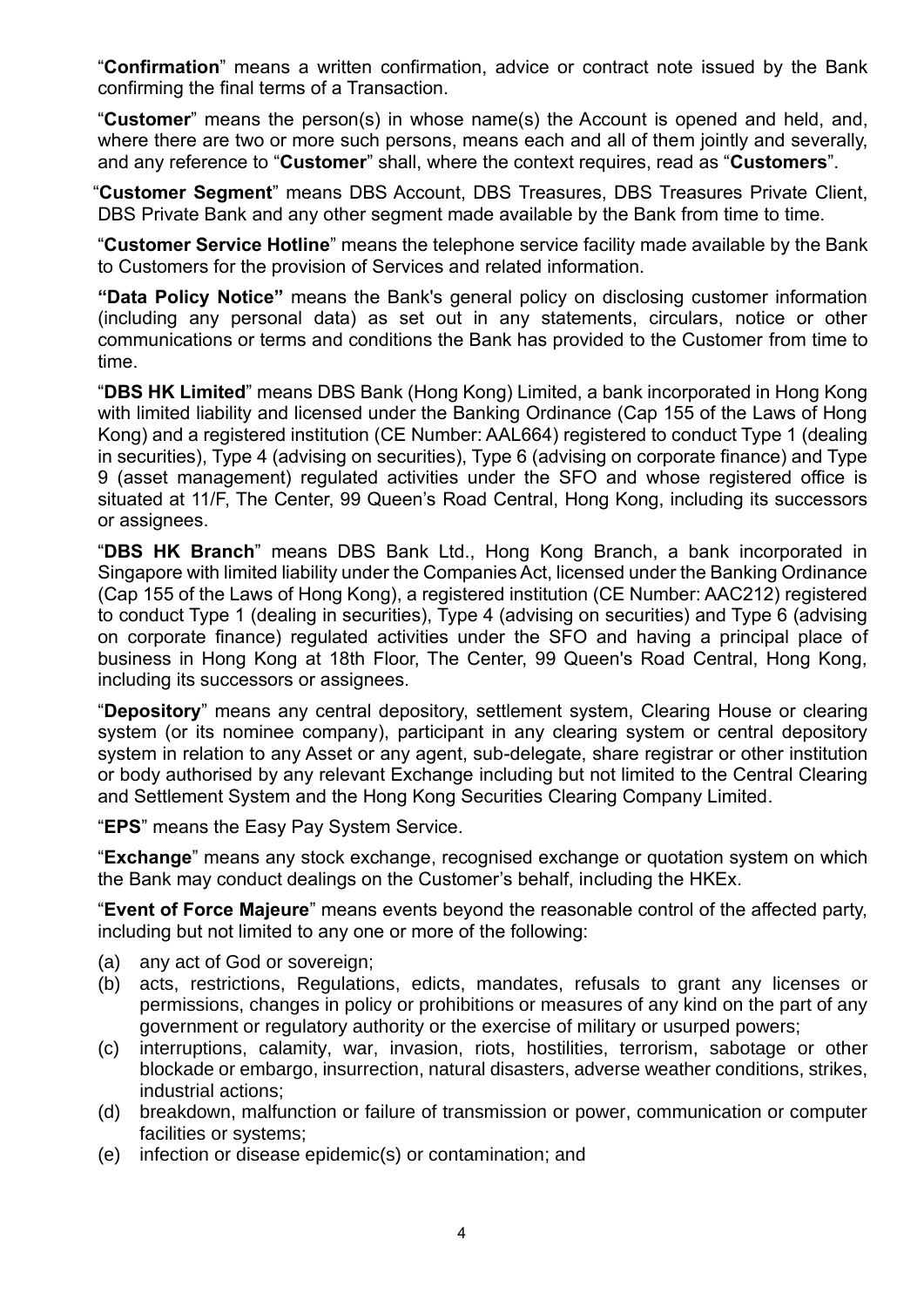"**Confirmation**" means a written confirmation, advice or contract note issued by the Bank confirming the final terms of a Transaction.

"**Customer**" means the person(s) in whose name(s) the Account is opened and held, and, where there are two or more such persons, means each and all of them jointly and severally, and any reference to "**Customer**" shall, where the context requires, read as "**Customers**".

"**Customer Segment**" means DBS Account, DBS Treasures, DBS Treasures Private Client, DBS Private Bank and any other segment made available by the Bank from time to time.

"**Customer Service Hotline**" means the telephone service facility made available by the Bank to Customers for the provision of Services and related information.

**"Data Policy Notice"** means the Bank's general policy on disclosing customer information (including any personal data) as set out in any statements, circulars, notice or other communications or terms and conditions the Bank has provided to the Customer from time to time.

"**DBS HK Limited**" means DBS Bank (Hong Kong) Limited, a bank incorporated in Hong Kong with limited liability and licensed under the Banking Ordinance (Cap 155 of the Laws of Hong Kong) and a registered institution (CE Number: AAL664) registered to conduct Type 1 (dealing in securities), Type 4 (advising on securities), Type 6 (advising on corporate finance) and Type 9 (asset management) regulated activities under the SFO and whose registered office is situated at 11/F, The Center, 99 Queen's Road Central, Hong Kong, including its successors or assignees.

"**DBS HK Branch**" means DBS Bank Ltd., Hong Kong Branch, a bank incorporated in Singapore with limited liability under the Companies Act, licensed under the Banking Ordinance (Cap 155 of the Laws of Hong Kong), a registered institution (CE Number: AAC212) registered to conduct Type 1 (dealing in securities), Type 4 (advising on securities) and Type 6 (advising on corporate finance) regulated activities under the SFO and having a principal place of business in Hong Kong at 18th Floor, The Center, 99 Queen's Road Central, Hong Kong, including its successors or assignees.

"**Depository**" means any central depository, settlement system, Clearing House or clearing system (or its nominee company), participant in any clearing system or central depository system in relation to any Asset or any agent, sub-delegate, share registrar or other institution or body authorised by any relevant Exchange including but not limited to the Central Clearing and Settlement System and the Hong Kong Securities Clearing Company Limited.

"**EPS**" means the Easy Pay System Service.

"**Exchange**" means any stock exchange, recognised exchange or quotation system on which the Bank may conduct dealings on the Customer's behalf, including the HKEx.

"**Event of Force Majeure**" means events beyond the reasonable control of the affected party, including but not limited to any one or more of the following:

(a) any act of God or sovereign;
(b) acts, restrictions, Regulations, edicts, mandates, refusals to grant any licenses or permissions, changes in policy or prohibitions or measures of any kind on the part of any government or regulatory authority or the exercise of military or usurped powers;
(c) interruptions, calamity, war, invasion, riots, hostilities, terrorism, sabotage or other blockade or embargo, insurrection, natural disasters, adverse weather conditions, strikes, industrial actions;
(d) breakdown, malfunction or failure of transmission or power, communication or computer facilities or systems;
(e) infection or disease epidemic(s) or contamination; and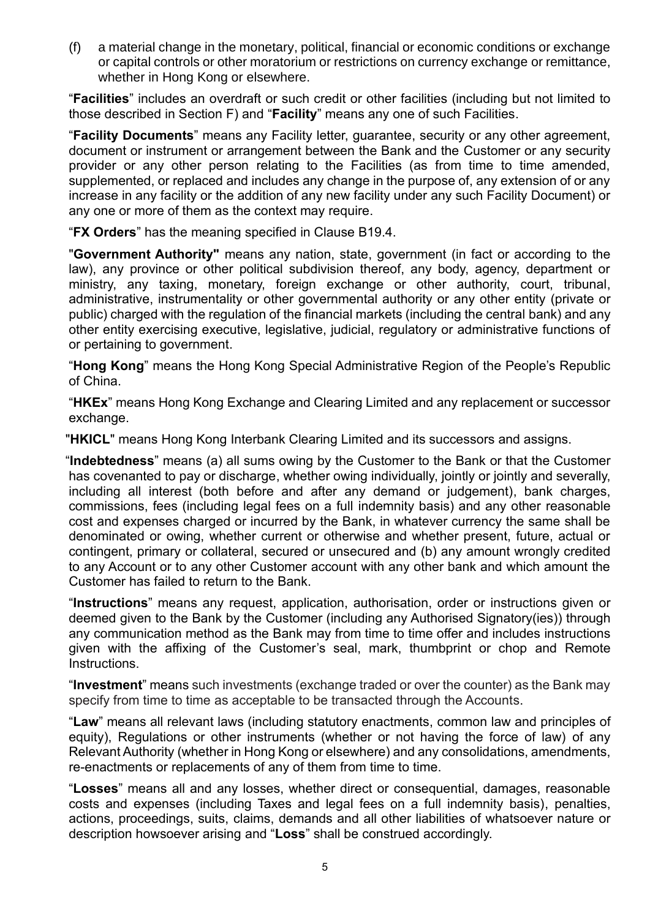(f) a material change in the monetary, political, financial or economic conditions or exchange or capital controls or other moratorium or restrictions on currency exchange or remittance, whether in Hong Kong or elsewhere.

"**Facilities**" includes an overdraft or such credit or other facilities (including but not limited to those described in Section F) and "**Facility**" means any one of such Facilities.

"**Facility Documents**" means any Facility letter, guarantee, security or any other agreement, document or instrument or arrangement between the Bank and the Customer or any security provider or any other person relating to the Facilities (as from time to time amended, supplemented, or replaced and includes any change in the purpose of, any extension of or any increase in any facility or the addition of any new facility under any such Facility Document) or any one or more of them as the context may require.

"**FX Orders**" has the meaning specified in Clause B19.4.

"**Government Authority**" means any nation, state, government (in fact or according to the law), any province or other political subdivision thereof, any body, agency, department or ministry, any taxing, monetary, foreign exchange or other authority, court, tribunal, administrative, instrumentality or other governmental authority or any other entity (private or public) charged with the regulation of the financial markets (including the central bank) and any other entity exercising executive, legislative, judicial, regulatory or administrative functions of or pertaining to government.

"**Hong Kong**" means the Hong Kong Special Administrative Region of the People's Republic of China.

"**HKEx**" means Hong Kong Exchange and Clearing Limited and any replacement or successor exchange.

"**HKICL**" means Hong Kong Interbank Clearing Limited and its successors and assigns.

"**Indebtedness**" means (a) all sums owing by the Customer to the Bank or that the Customer has covenanted to pay or discharge, whether owing individually, jointly or jointly and severally, including all interest (both before and after any demand or judgement), bank charges, commissions, fees (including legal fees on a full indemnity basis) and any other reasonable cost and expenses charged or incurred by the Bank, in whatever currency the same shall be denominated or owing, whether current or otherwise and whether present, future, actual or contingent, primary or collateral, secured or unsecured and (b) any amount wrongly credited to any Account or to any other Customer account with any other bank and which amount the Customer has failed to return to the Bank.

"**Instructions**" means any request, application, authorisation, order or instructions given or deemed given to the Bank by the Customer (including any Authorised Signatory(ies)) through any communication method as the Bank may from time to time offer and includes instructions given with the affixing of the Customer's seal, mark, thumbprint or chop and Remote Instructions.

"**Investment**" means such investments (exchange traded or over the counter) as the Bank may specify from time to time as acceptable to be transacted through the Accounts.

"**Law**" means all relevant laws (including statutory enactments, common law and principles of equity), Regulations or other instruments (whether or not having the force of law) of any Relevant Authority (whether in Hong Kong or elsewhere) and any consolidations, amendments, re-enactments or replacements of any of them from time to time.

"**Losses**" means all and any losses, whether direct or consequential, damages, reasonable costs and expenses (including Taxes and legal fees on a full indemnity basis), penalties, actions, proceedings, suits, claims, demands and all other liabilities of whatsoever nature or description howsoever arising and "**Loss**" shall be construed accordingly.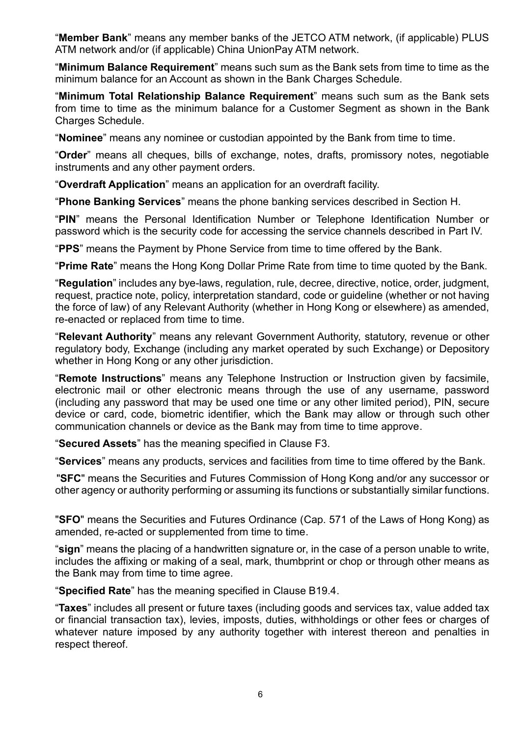"**Member Bank**" means any member banks of the JETCO ATM network, (if applicable) PLUS ATM network and/or (if applicable) China UnionPay ATM network.

"**Minimum Balance Requirement**" means such sum as the Bank sets from time to time as the minimum balance for an Account as shown in the Bank Charges Schedule.

"**Minimum Total Relationship Balance Requirement**" means such sum as the Bank sets from time to time as the minimum balance for a Customer Segment as shown in the Bank Charges Schedule.

"**Nominee**" means any nominee or custodian appointed by the Bank from time to time.

"**Order**" means all cheques, bills of exchange, notes, drafts, promissory notes, negotiable instruments and any other payment orders.

"**Overdraft Application**" means an application for an overdraft facility.

"**Phone Banking Services**" means the phone banking services described in Section H.

"**PIN**" means the Personal Identification Number or Telephone Identification Number or password which is the security code for accessing the service channels described in Part IV.

"**PPS**" means the Payment by Phone Service from time to time offered by the Bank.

"**Prime Rate**" means the Hong Kong Dollar Prime Rate from time to time quoted by the Bank.

"**Regulation**" includes any bye-laws, regulation, rule, decree, directive, notice, order, judgment, request, practice note, policy, interpretation standard, code or guideline (whether or not having the force of law) of any Relevant Authority (whether in Hong Kong or elsewhere) as amended, re-enacted or replaced from time to time.

"**Relevant Authority**" means any relevant Government Authority, statutory, revenue or other regulatory body, Exchange (including any market operated by such Exchange) or Depository whether in Hong Kong or any other jurisdiction.

"**Remote Instructions**" means any Telephone Instruction or Instruction given by facsimile, electronic mail or other electronic means through the use of any username, password (including any password that may be used one time or any other limited period), PIN, secure device or card, code, biometric identifier, which the Bank may allow or through such other communication channels or device as the Bank may from time to time approve.

"**Secured Assets**" has the meaning specified in Clause F3.

"**Services**" means any products, services and facilities from time to time offered by the Bank.

"**SFC**" means the Securities and Futures Commission of Hong Kong and/or any successor or other agency or authority performing or assuming its functions or substantially similar functions.

"**SFO**" means the Securities and Futures Ordinance (Cap. 571 of the Laws of Hong Kong) as amended, re-acted or supplemented from time to time.

"**sign**" means the placing of a handwritten signature or, in the case of a person unable to write, includes the affixing or making of a seal, mark, thumbprint or chop or through other means as the Bank may from time to time agree.

"**Specified Rate**" has the meaning specified in Clause B19.4.

"**Taxes**" includes all present or future taxes (including goods and services tax, value added tax or financial transaction tax), levies, imposts, duties, withholdings or other fees or charges of whatever nature imposed by any authority together with interest thereon and penalties in respect thereof.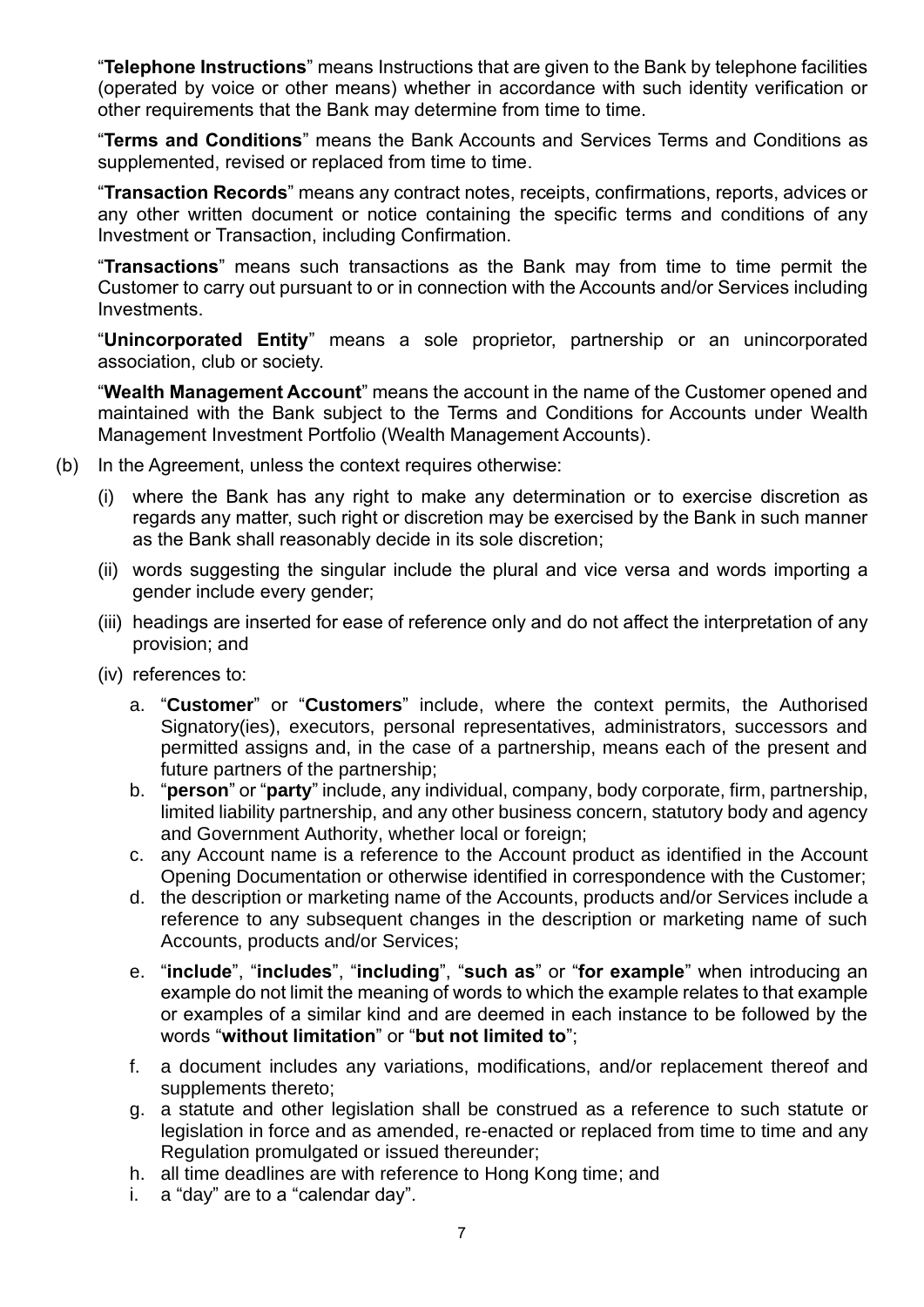"**Telephone Instructions**" means Instructions that are given to the Bank by telephone facilities (operated by voice or other means) whether in accordance with such identity verification or other requirements that the Bank may determine from time to time.

"**Terms and Conditions**" means the Bank Accounts and Services Terms and Conditions as supplemented, revised or replaced from time to time.

"**Transaction Records**" means any contract notes, receipts, confirmations, reports, advices or any other written document or notice containing the specific terms and conditions of any Investment or Transaction, including Confirmation.

"**Transactions**" means such transactions as the Bank may from time to time permit the Customer to carry out pursuant to or in connection with the Accounts and/or Services including Investments.

"**Unincorporated Entity**" means a sole proprietor, partnership or an unincorporated association, club or society.

"**Wealth Management Account**" means the account in the name of the Customer opened and maintained with the Bank subject to the Terms and Conditions for Accounts under Wealth Management Investment Portfolio (Wealth Management Accounts).

(b) In the Agreement, unless the context requires otherwise:

  (i) where the Bank has any right to make any determination or to exercise discretion as regards any matter, such right or discretion may be exercised by the Bank in such manner as the Bank shall reasonably decide in its sole discretion;

  (ii) words suggesting the singular include the plural and vice versa and words importing a gender include every gender;

  (iii) headings are inserted for ease of reference only and do not affect the interpretation of any provision; and

  (iv) references to:

    a. "**Customer**" or "**Customers**" include, where the context permits, the Authorised Signatory(ies), executors, personal representatives, administrators, successors and permitted assigns and, in the case of a partnership, means each of the present and future partners of the partnership;
    b. "**person**" or "**party**" include, any individual, company, body corporate, firm, partnership, limited liability partnership, and any other business concern, statutory body and agency and Government Authority, whether local or foreign;
    c. any Account name is a reference to the Account product as identified in the Account Opening Documentation or otherwise identified in correspondence with the Customer;
    d. the description or marketing name of the Accounts, products and/or Services include a reference to any subsequent changes in the description or marketing name of such Accounts, products and/or Services;
    e. "**include**", "**includes**", "**including**", "**such as**" or "**for example**" when introducing an example do not limit the meaning of words to which the example relates to that example or examples of a similar kind and are deemed in each instance to be followed by the words "**without limitation**" or "**but not limited to**";
    f. a document includes any variations, modifications, and/or replacement thereof and supplements thereto;
    g. a statute and other legislation shall be construed as a reference to such statute or legislation in force and as amended, re-enacted or replaced from time to time and any Regulation promulgated or issued thereunder;
    h. all time deadlines are with reference to Hong Kong time; and
    i. a "day" are to a "calendar day".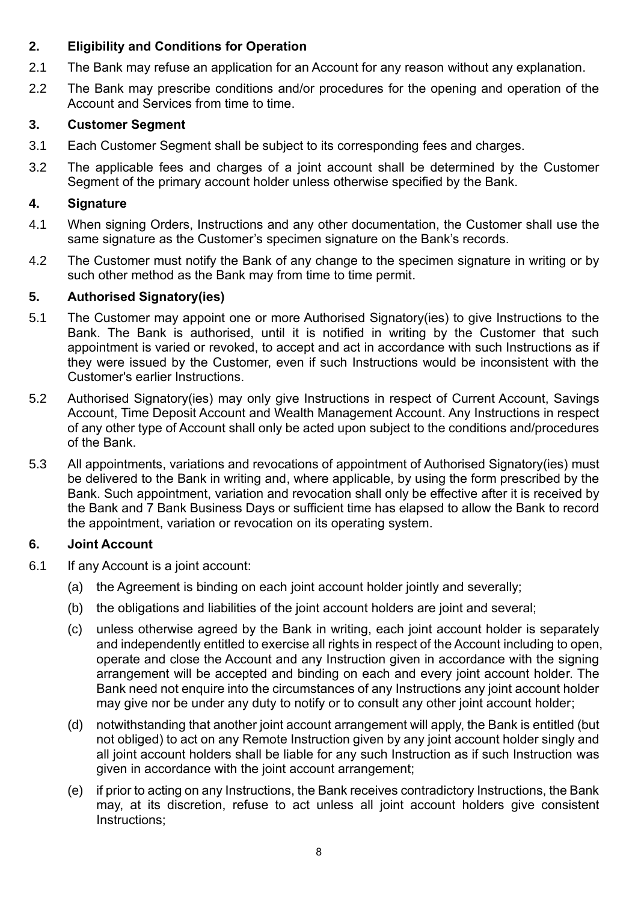## 2. Eligibility and Conditions for Operation

2.1 The Bank may refuse an application for an Account for any reason without any explanation.

2.2 The Bank may prescribe conditions and/or procedures for the opening and operation of the Account and Services from time to time.

## 3. Customer Segment

3.1 Each Customer Segment shall be subject to its corresponding fees and charges.

3.2 The applicable fees and charges of a joint account shall be determined by the Customer Segment of the primary account holder unless otherwise specified by the Bank.

## 4. Signature

4.1 When signing Orders, Instructions and any other documentation, the Customer shall use the same signature as the Customer's specimen signature on the Bank's records.

4.2 The Customer must notify the Bank of any change to the specimen signature in writing or by such other method as the Bank may from time to time permit.

## 5. Authorised Signatory(ies)

5.1 The Customer may appoint one or more Authorised Signatory(ies) to give Instructions to the Bank. The Bank is authorised, until it is notified in writing by the Customer that such appointment is varied or revoked, to accept and act in accordance with such Instructions as if they were issued by the Customer, even if such Instructions would be inconsistent with the Customer's earlier Instructions.

5.2 Authorised Signatory(ies) may only give Instructions in respect of Current Account, Savings Account, Time Deposit Account and Wealth Management Account. Any Instructions in respect of any other type of Account shall only be acted upon subject to the conditions and/procedures of the Bank.

5.3 All appointments, variations and revocations of appointment of Authorised Signatory(ies) must be delivered to the Bank in writing and, where applicable, by using the form prescribed by the Bank. Such appointment, variation and revocation shall only be effective after it is received by the Bank and 7 Bank Business Days or sufficient time has elapsed to allow the Bank to record the appointment, variation or revocation on its operating system.

## 6. Joint Account

6.1 If any Account is a joint account:

(a) the Agreement is binding on each joint account holder jointly and severally;

(b) the obligations and liabilities of the joint account holders are joint and several;

(c) unless otherwise agreed by the Bank in writing, each joint account holder is separately and independently entitled to exercise all rights in respect of the Account including to open, operate and close the Account and any Instruction given in accordance with the signing arrangement will be accepted and binding on each and every joint account holder. The Bank need not enquire into the circumstances of any Instructions any joint account holder may give nor be under any duty to notify or to consult any other joint account holder;

(d) notwithstanding that another joint account arrangement will apply, the Bank is entitled (but not obliged) to act on any Remote Instruction given by any joint account holder singly and all joint account holders shall be liable for any such Instruction as if such Instruction was given in accordance with the joint account arrangement;

(e) if prior to acting on any Instructions, the Bank receives contradictory Instructions, the Bank may, at its discretion, refuse to act unless all joint account holders give consistent Instructions;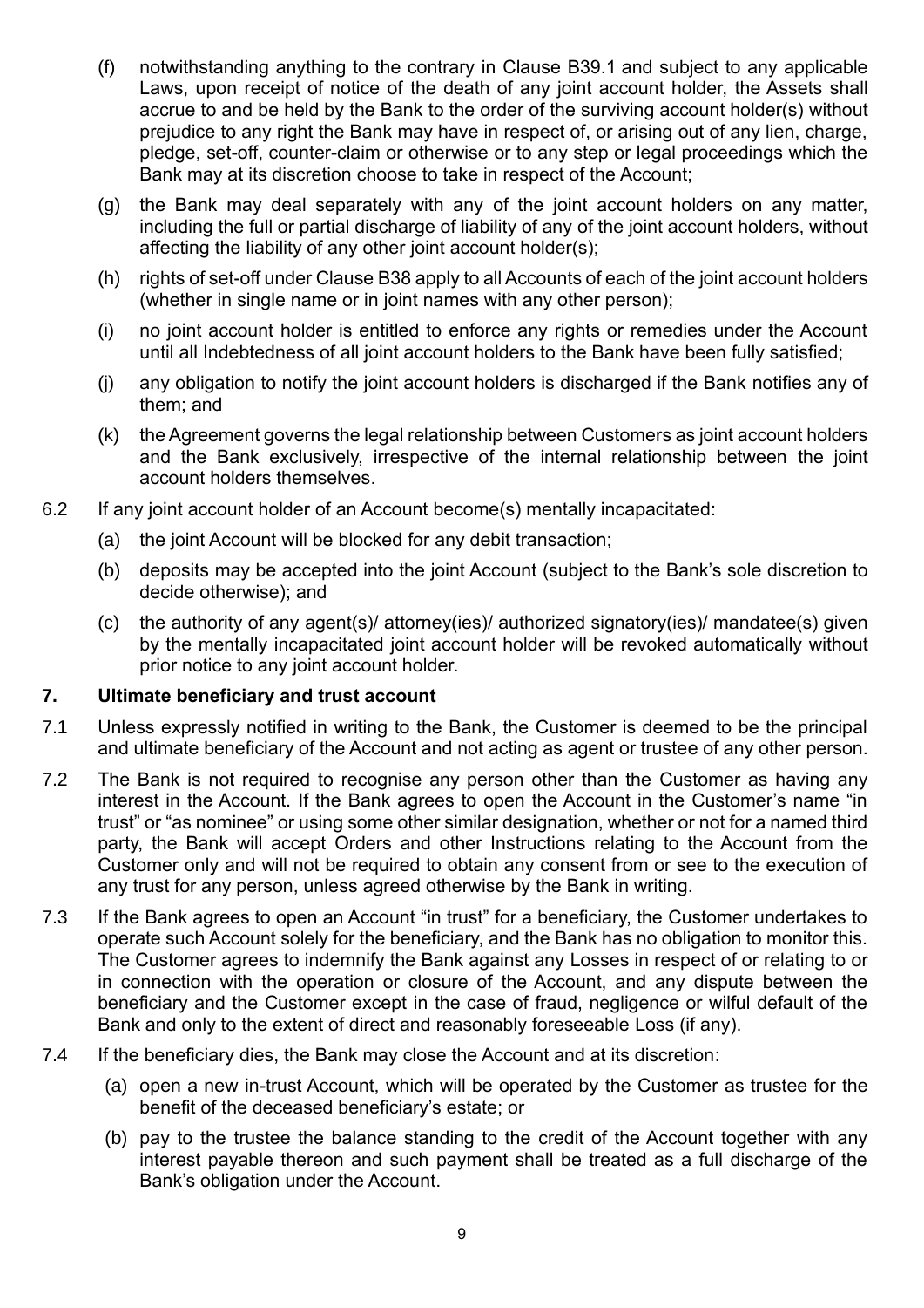(f) notwithstanding anything to the contrary in Clause B39.1 and subject to any applicable Laws, upon receipt of notice of the death of any joint account holder, the Assets shall accrue to and be held by the Bank to the order of the surviving account holder(s) without prejudice to any right the Bank may have in respect of, or arising out of any lien, charge, pledge, set-off, counter-claim or otherwise or to any step or legal proceedings which the Bank may at its discretion choose to take in respect of the Account;

(g) the Bank may deal separately with any of the joint account holders on any matter, including the full or partial discharge of liability of any of the joint account holders, without affecting the liability of any other joint account holder(s);

(h) rights of set-off under Clause B38 apply to all Accounts of each of the joint account holders (whether in single name or in joint names with any other person);

(i) no joint account holder is entitled to enforce any rights or remedies under the Account until all Indebtedness of all joint account holders to the Bank have been fully satisfied;

(j) any obligation to notify the joint account holders is discharged if the Bank notifies any of them; and

(k) the Agreement governs the legal relationship between Customers as joint account holders and the Bank exclusively, irrespective of the internal relationship between the joint account holders themselves.

6.2 If any joint account holder of an Account become(s) mentally incapacitated:

(a) the joint Account will be blocked for any debit transaction;

(b) deposits may be accepted into the joint Account (subject to the Bank's sole discretion to decide otherwise); and

(c) the authority of any agent(s)/ attorney(ies)/ authorized signatory(ies)/ mandatee(s) given by the mentally incapacitated joint account holder will be revoked automatically without prior notice to any joint account holder.

## 7. Ultimate beneficiary and trust account

7.1 Unless expressly notified in writing to the Bank, the Customer is deemed to be the principal and ultimate beneficiary of the Account and not acting as agent or trustee of any other person.

7.2 The Bank is not required to recognise any person other than the Customer as having any interest in the Account. If the Bank agrees to open the Account in the Customer's name "in trust" or "as nominee" or using some other similar designation, whether or not for a named third party, the Bank will accept Orders and other Instructions relating to the Account from the Customer only and will not be required to obtain any consent from or see to the execution of any trust for any person, unless agreed otherwise by the Bank in writing.

7.3 If the Bank agrees to open an Account "in trust" for a beneficiary, the Customer undertakes to operate such Account solely for the beneficiary, and the Bank has no obligation to monitor this. The Customer agrees to indemnify the Bank against any Losses in respect of or relating to or in connection with the operation or closure of the Account, and any dispute between the beneficiary and the Customer except in the case of fraud, negligence or wilful default of the Bank and only to the extent of direct and reasonably foreseeable Loss (if any).

7.4 If the beneficiary dies, the Bank may close the Account and at its discretion:

(a) open a new in-trust Account, which will be operated by the Customer as trustee for the benefit of the deceased beneficiary's estate; or

(b) pay to the trustee the balance standing to the credit of the Account together with any interest payable thereon and such payment shall be treated as a full discharge of the Bank's obligation under the Account.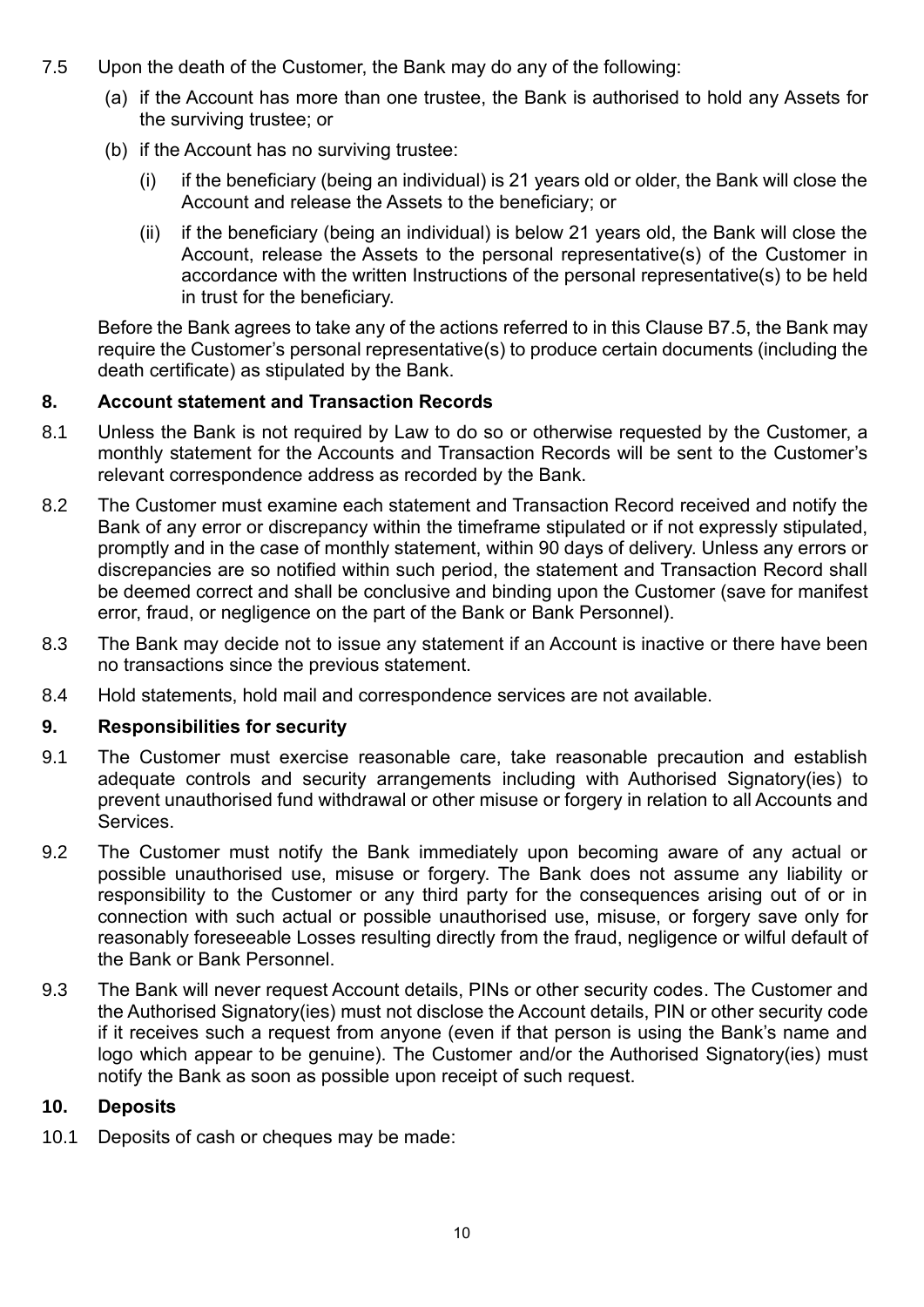7.5 Upon the death of the Customer, the Bank may do any of the following:

(a) if the Account has more than one trustee, the Bank is authorised to hold any Assets for the surviving trustee; or

(b) if the Account has no surviving trustee:

(i) if the beneficiary (being an individual) is 21 years old or older, the Bank will close the Account and release the Assets to the beneficiary; or

(ii) if the beneficiary (being an individual) is below 21 years old, the Bank will close the Account, release the Assets to the personal representative(s) of the Customer in accordance with the written Instructions of the personal representative(s) to be held in trust for the beneficiary.

Before the Bank agrees to take any of the actions referred to in this Clause B7.5, the Bank may require the Customer's personal representative(s) to produce certain documents (including the death certificate) as stipulated by the Bank.

## 8. Account statement and Transaction Records

8.1 Unless the Bank is not required by Law to do so or otherwise requested by the Customer, a monthly statement for the Accounts and Transaction Records will be sent to the Customer's relevant correspondence address as recorded by the Bank.

8.2 The Customer must examine each statement and Transaction Record received and notify the Bank of any error or discrepancy within the timeframe stipulated or if not expressly stipulated, promptly and in the case of monthly statement, within 90 days of delivery. Unless any errors or discrepancies are so notified within such period, the statement and Transaction Record shall be deemed correct and shall be conclusive and binding upon the Customer (save for manifest error, fraud, or negligence on the part of the Bank or Bank Personnel).

8.3 The Bank may decide not to issue any statement if an Account is inactive or there have been no transactions since the previous statement.

8.4 Hold statements, hold mail and correspondence services are not available.

## 9. Responsibilities for security

9.1 The Customer must exercise reasonable care, take reasonable precaution and establish adequate controls and security arrangements including with Authorised Signatory(ies) to prevent unauthorised fund withdrawal or other misuse or forgery in relation to all Accounts and Services.

9.2 The Customer must notify the Bank immediately upon becoming aware of any actual or possible unauthorised use, misuse or forgery. The Bank does not assume any liability or responsibility to the Customer or any third party for the consequences arising out of or in connection with such actual or possible unauthorised use, misuse, or forgery save only for reasonably foreseeable Losses resulting directly from the fraud, negligence or wilful default of the Bank or Bank Personnel.

9.3 The Bank will never request Account details, PINs or other security codes. The Customer and the Authorised Signatory(ies) must not disclose the Account details, PIN or other security code if it receives such a request from anyone (even if that person is using the Bank's name and logo which appear to be genuine). The Customer and/or the Authorised Signatory(ies) must notify the Bank as soon as possible upon receipt of such request.

## 10. Deposits

10.1 Deposits of cash or cheques may be made: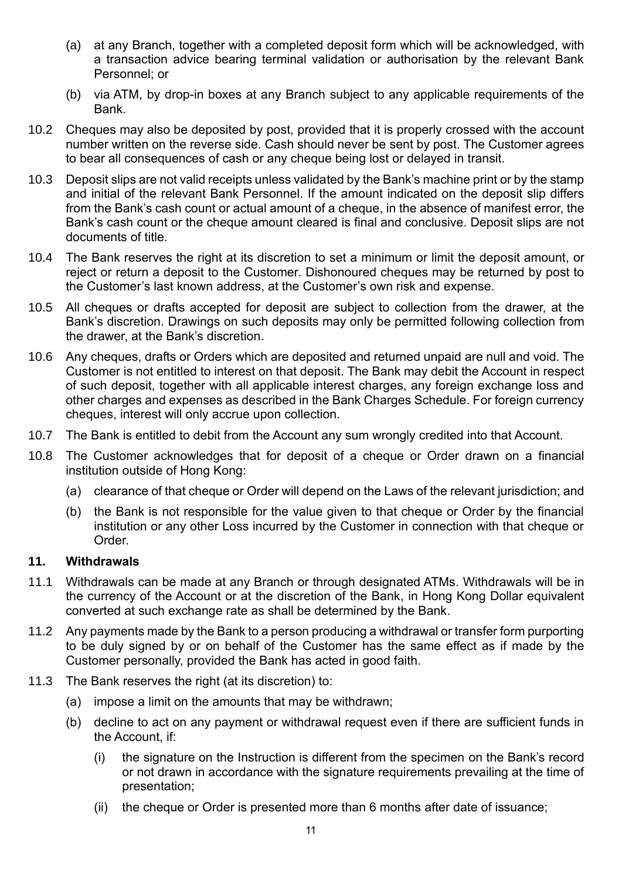(a) at any Branch, together with a completed deposit form which will be acknowledged, with a transaction advice bearing terminal validation or authorisation by the relevant Bank Personnel; or

(b) via ATM, by drop-in boxes at any Branch subject to any applicable requirements of the Bank.

10.2 Cheques may also be deposited by post, provided that it is properly crossed with the account number written on the reverse side. Cash should never be sent by post. The Customer agrees to bear all consequences of cash or any cheque being lost or delayed in transit.

10.3 Deposit slips are not valid receipts unless validated by the Bank's machine print or by the stamp and initial of the relevant Bank Personnel. If the amount indicated on the deposit slip differs from the Bank's cash count or actual amount of a cheque, in the absence of manifest error, the Bank's cash count or the cheque amount cleared is final and conclusive. Deposit slips are not documents of title.

10.4 The Bank reserves the right at its discretion to set a minimum or limit the deposit amount, or reject or return a deposit to the Customer. Dishonoured cheques may be returned by post to the Customer's last known address, at the Customer's own risk and expense.

10.5 All cheques or drafts accepted for deposit are subject to collection from the drawer, at the Bank's discretion. Drawings on such deposits may only be permitted following collection from the drawer, at the Bank's discretion.

10.6 Any cheques, drafts or Orders which are deposited and returned unpaid are null and void. The Customer is not entitled to interest on that deposit. The Bank may debit the Account in respect of such deposit, together with all applicable interest charges, any foreign exchange loss and other charges and expenses as described in the Bank Charges Schedule. For foreign currency cheques, interest will only accrue upon collection.

10.7 The Bank is entitled to debit from the Account any sum wrongly credited into that Account.

10.8 The Customer acknowledges that for deposit of a cheque or Order drawn on a financial institution outside of Hong Kong:

(a) clearance of that cheque or Order will depend on the Laws of the relevant jurisdiction; and

(b) the Bank is not responsible for the value given to that cheque or Order by the financial institution or any other Loss incurred by the Customer in connection with that cheque or Order.

## 11. Withdrawals

11.1 Withdrawals can be made at any Branch or through designated ATMs. Withdrawals will be in the currency of the Account or at the discretion of the Bank, in Hong Kong Dollar equivalent converted at such exchange rate as shall be determined by the Bank.

11.2 Any payments made by the Bank to a person producing a withdrawal or transfer form purporting to be duly signed by or on behalf of the Customer has the same effect as if made by the Customer personally, provided the Bank has acted in good faith.

11.3 The Bank reserves the right (at its discretion) to:

(a) impose a limit on the amounts that may be withdrawn;

(b) decline to act on any payment or withdrawal request even if there are sufficient funds in the Account, if:

(i) the signature on the Instruction is different from the specimen on the Bank's record or not drawn in accordance with the signature requirements prevailing at the time of presentation;

(ii) the cheque or Order is presented more than 6 months after date of issuance;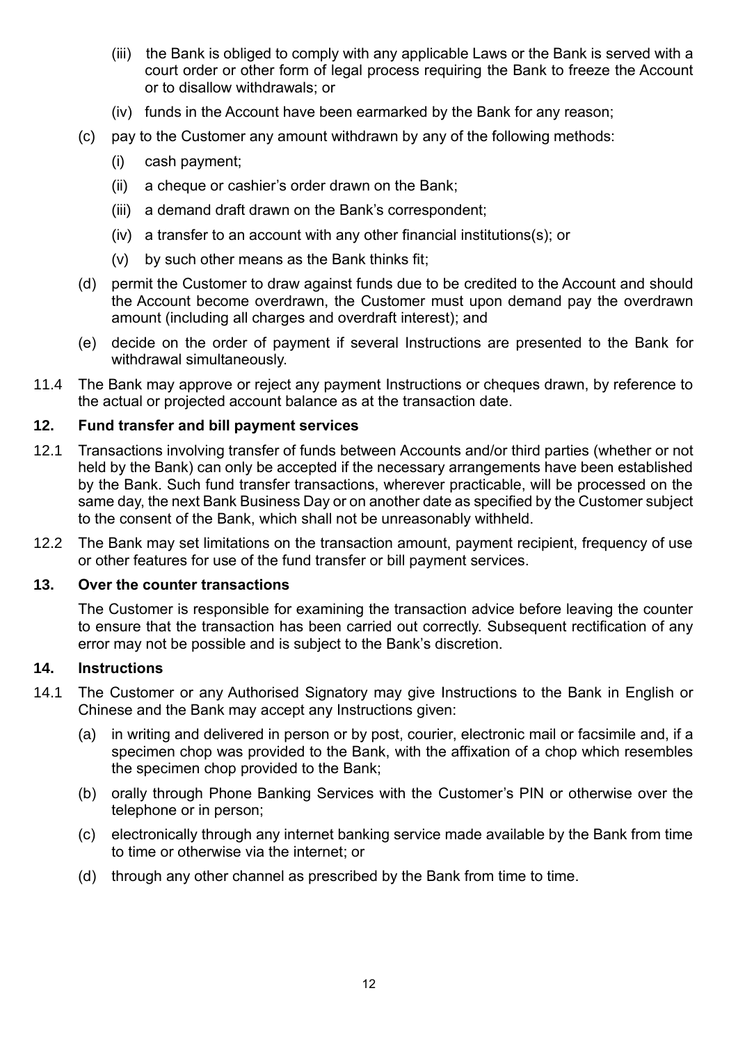- (iii) the Bank is obliged to comply with any applicable Laws or the Bank is served with a court order or other form of legal process requiring the Bank to freeze the Account or to disallow withdrawals; or
- (iv) funds in the Account have been earmarked by the Bank for any reason;

(c) pay to the Customer any amount withdrawn by any of the following methods:

- (i) cash payment;
- (ii) a cheque or cashier's order drawn on the Bank;
- (iii) a demand draft drawn on the Bank's correspondent;
- (iv) a transfer to an account with any other financial institutions(s); or
- (v) by such other means as the Bank thinks fit;

(d) permit the Customer to draw against funds due to be credited to the Account and should the Account become overdrawn, the Customer must upon demand pay the overdrawn amount (including all charges and overdraft interest); and

(e) decide on the order of payment if several Instructions are presented to the Bank for withdrawal simultaneously.

11.4 The Bank may approve or reject any payment Instructions or cheques drawn, by reference to the actual or projected account balance as at the transaction date.

## 12. Fund transfer and bill payment services

12.1 Transactions involving transfer of funds between Accounts and/or third parties (whether or not held by the Bank) can only be accepted if the necessary arrangements have been established by the Bank. Such fund transfer transactions, wherever practicable, will be processed on the same day, the next Bank Business Day or on another date as specified by the Customer subject to the consent of the Bank, which shall not be unreasonably withheld.

12.2 The Bank may set limitations on the transaction amount, payment recipient, frequency of use or other features for use of the fund transfer or bill payment services.

## 13. Over the counter transactions

The Customer is responsible for examining the transaction advice before leaving the counter to ensure that the transaction has been carried out correctly. Subsequent rectification of any error may not be possible and is subject to the Bank's discretion.

## 14. Instructions

14.1 The Customer or any Authorised Signatory may give Instructions to the Bank in English or Chinese and the Bank may accept any Instructions given:

(a) in writing and delivered in person or by post, courier, electronic mail or facsimile and, if a specimen chop was provided to the Bank, with the affixation of a chop which resembles the specimen chop provided to the Bank;

(b) orally through Phone Banking Services with the Customer's PIN or otherwise over the telephone or in person;

(c) electronically through any internet banking service made available by the Bank from time to time or otherwise via the internet; or

(d) through any other channel as prescribed by the Bank from time to time.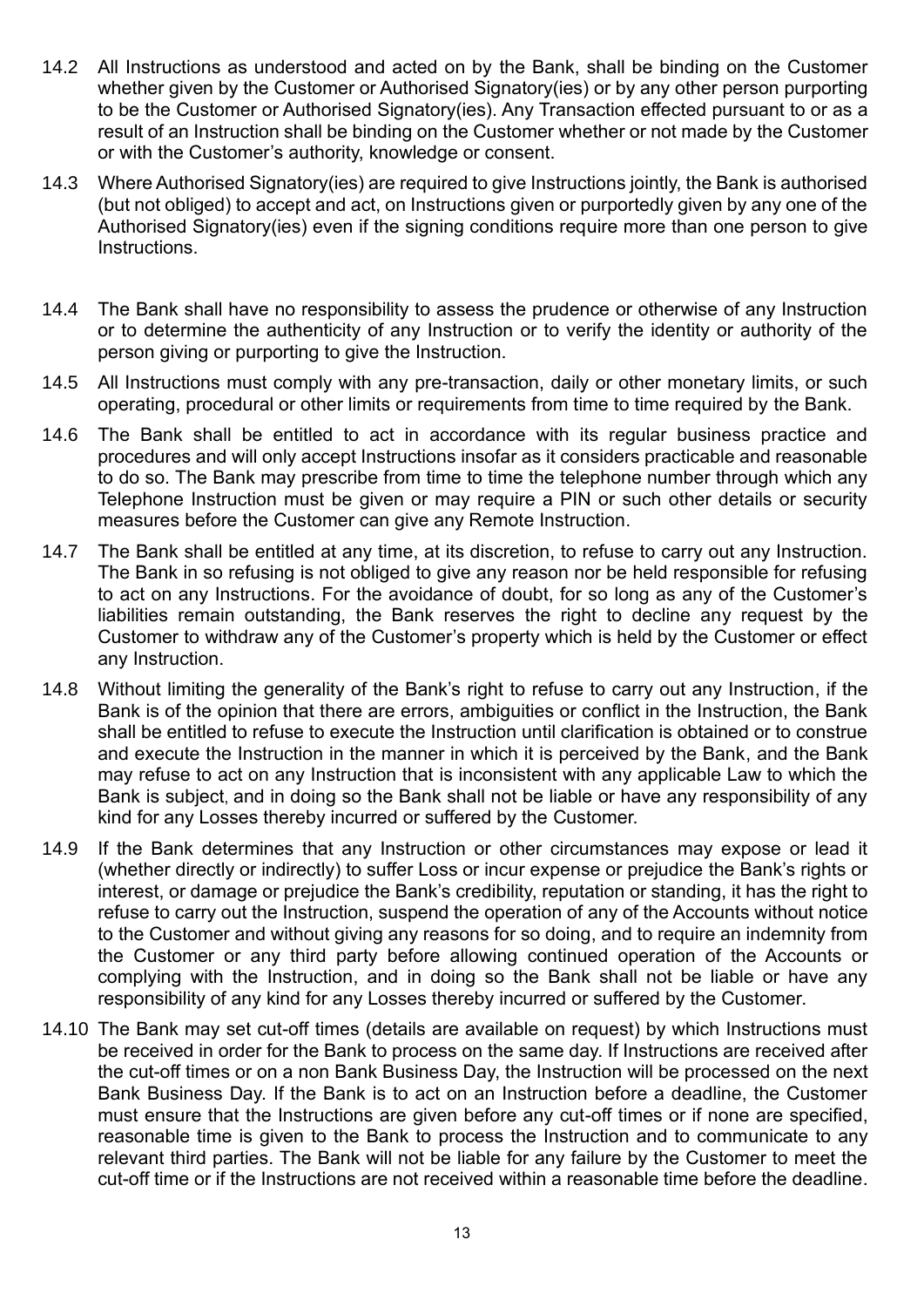14.2 All Instructions as understood and acted on by the Bank, shall be binding on the Customer whether given by the Customer or Authorised Signatory(ies) or by any other person purporting to be the Customer or Authorised Signatory(ies). Any Transaction effected pursuant to or as a result of an Instruction shall be binding on the Customer whether or not made by the Customer or with the Customer's authority, knowledge or consent.

14.3 Where Authorised Signatory(ies) are required to give Instructions jointly, the Bank is authorised (but not obliged) to accept and act, on Instructions given or purportedly given by any one of the Authorised Signatory(ies) even if the signing conditions require more than one person to give Instructions.

14.4 The Bank shall have no responsibility to assess the prudence or otherwise of any Instruction or to determine the authenticity of any Instruction or to verify the identity or authority of the person giving or purporting to give the Instruction.

14.5 All Instructions must comply with any pre-transaction, daily or other monetary limits, or such operating, procedural or other limits or requirements from time to time required by the Bank.

14.6 The Bank shall be entitled to act in accordance with its regular business practice and procedures and will only accept Instructions insofar as it considers practicable and reasonable to do so. The Bank may prescribe from time to time the telephone number through which any Telephone Instruction must be given or may require a PIN or such other details or security measures before the Customer can give any Remote Instruction.

14.7 The Bank shall be entitled at any time, at its discretion, to refuse to carry out any Instruction. The Bank in so refusing is not obliged to give any reason nor be held responsible for refusing to act on any Instructions. For the avoidance of doubt, for so long as any of the Customer's liabilities remain outstanding, the Bank reserves the right to decline any request by the Customer to withdraw any of the Customer's property which is held by the Customer or effect any Instruction.

14.8 Without limiting the generality of the Bank's right to refuse to carry out any Instruction, if the Bank is of the opinion that there are errors, ambiguities or conflict in the Instruction, the Bank shall be entitled to refuse to execute the Instruction until clarification is obtained or to construe and execute the Instruction in the manner in which it is perceived by the Bank, and the Bank may refuse to act on any Instruction that is inconsistent with any applicable Law to which the Bank is subject, and in doing so the Bank shall not be liable or have any responsibility of any kind for any Losses thereby incurred or suffered by the Customer.

14.9 If the Bank determines that any Instruction or other circumstances may expose or lead it (whether directly or indirectly) to suffer Loss or incur expense or prejudice the Bank's rights or interest, or damage or prejudice the Bank's credibility, reputation or standing, it has the right to refuse to carry out the Instruction, suspend the operation of any of the Accounts without notice to the Customer and without giving any reasons for so doing, and to require an indemnity from the Customer or any third party before allowing continued operation of the Accounts or complying with the Instruction, and in doing so the Bank shall not be liable or have any responsibility of any kind for any Losses thereby incurred or suffered by the Customer.

14.10 The Bank may set cut-off times (details are available on request) by which Instructions must be received in order for the Bank to process on the same day. If Instructions are received after the cut-off times or on a non Bank Business Day, the Instruction will be processed on the next Bank Business Day. If the Bank is to act on an Instruction before a deadline, the Customer must ensure that the Instructions are given before any cut-off times or if none are specified, reasonable time is given to the Bank to process the Instruction and to communicate to any relevant third parties. The Bank will not be liable for any failure by the Customer to meet the cut-off time or if the Instructions are not received within a reasonable time before the deadline.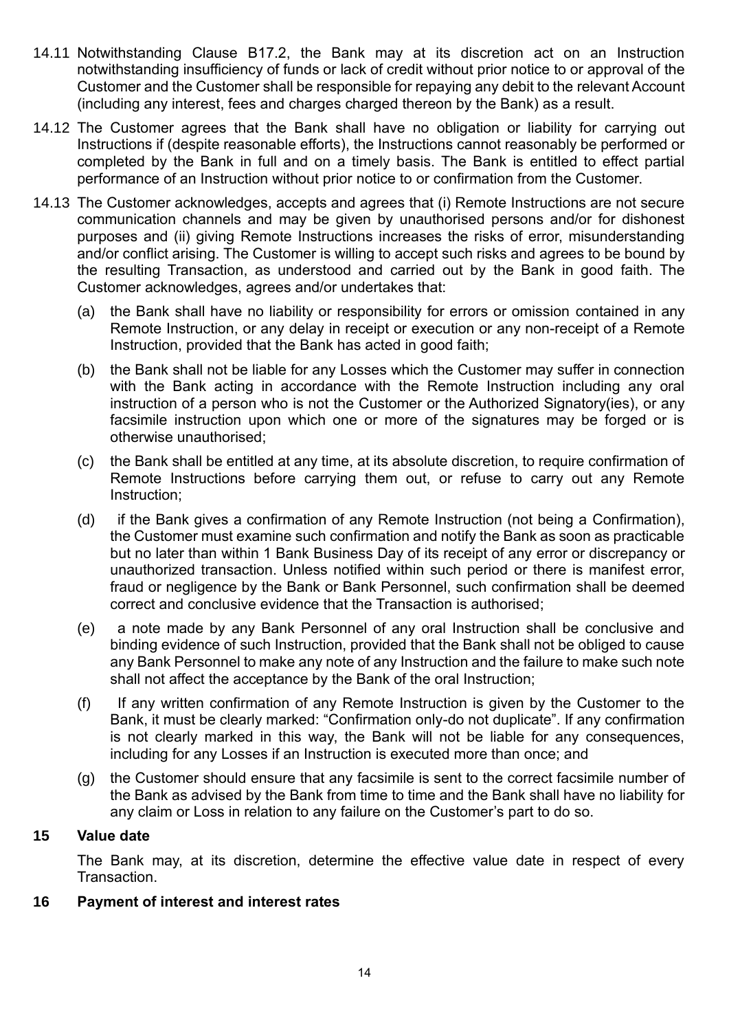14.11 Notwithstanding Clause B17.2, the Bank may at its discretion act on an Instruction notwithstanding insufficiency of funds or lack of credit without prior notice to or approval of the Customer and the Customer shall be responsible for repaying any debit to the relevant Account (including any interest, fees and charges charged thereon by the Bank) as a result.

14.12 The Customer agrees that the Bank shall have no obligation or liability for carrying out Instructions if (despite reasonable efforts), the Instructions cannot reasonably be performed or completed by the Bank in full and on a timely basis. The Bank is entitled to effect partial performance of an Instruction without prior notice to or confirmation from the Customer.

14.13 The Customer acknowledges, accepts and agrees that (i) Remote Instructions are not secure communication channels and may be given by unauthorised persons and/or for dishonest purposes and (ii) giving Remote Instructions increases the risks of error, misunderstanding and/or conflict arising. The Customer is willing to accept such risks and agrees to be bound by the resulting Transaction, as understood and carried out by the Bank in good faith. The Customer acknowledges, agrees and/or undertakes that:

(a) the Bank shall have no liability or responsibility for errors or omission contained in any Remote Instruction, or any delay in receipt or execution or any non-receipt of a Remote Instruction, provided that the Bank has acted in good faith;

(b) the Bank shall not be liable for any Losses which the Customer may suffer in connection with the Bank acting in accordance with the Remote Instruction including any oral instruction of a person who is not the Customer or the Authorized Signatory(ies), or any facsimile instruction upon which one or more of the signatures may be forged or is otherwise unauthorised;

(c) the Bank shall be entitled at any time, at its absolute discretion, to require confirmation of Remote Instructions before carrying them out, or refuse to carry out any Remote Instruction;

(d) if the Bank gives a confirmation of any Remote Instruction (not being a Confirmation), the Customer must examine such confirmation and notify the Bank as soon as practicable but no later than within 1 Bank Business Day of its receipt of any error or discrepancy or unauthorized transaction. Unless notified within such period or there is manifest error, fraud or negligence by the Bank or Bank Personnel, such confirmation shall be deemed correct and conclusive evidence that the Transaction is authorised;

(e) a note made by any Bank Personnel of any oral Instruction shall be conclusive and binding evidence of such Instruction, provided that the Bank shall not be obliged to cause any Bank Personnel to make any note of any Instruction and the failure to make such note shall not affect the acceptance by the Bank of the oral Instruction;

(f) If any written confirmation of any Remote Instruction is given by the Customer to the Bank, it must be clearly marked: "Confirmation only-do not duplicate". If any confirmation is not clearly marked in this way, the Bank will not be liable for any consequences, including for any Losses if an Instruction is executed more than once; and

(g) the Customer should ensure that any facsimile is sent to the correct facsimile number of the Bank as advised by the Bank from time to time and the Bank shall have no liability for any claim or Loss in relation to any failure on the Customer's part to do so.

**15 Value date**

The Bank may, at its discretion, determine the effective value date in respect of every Transaction.

**16 Payment of interest and interest rates**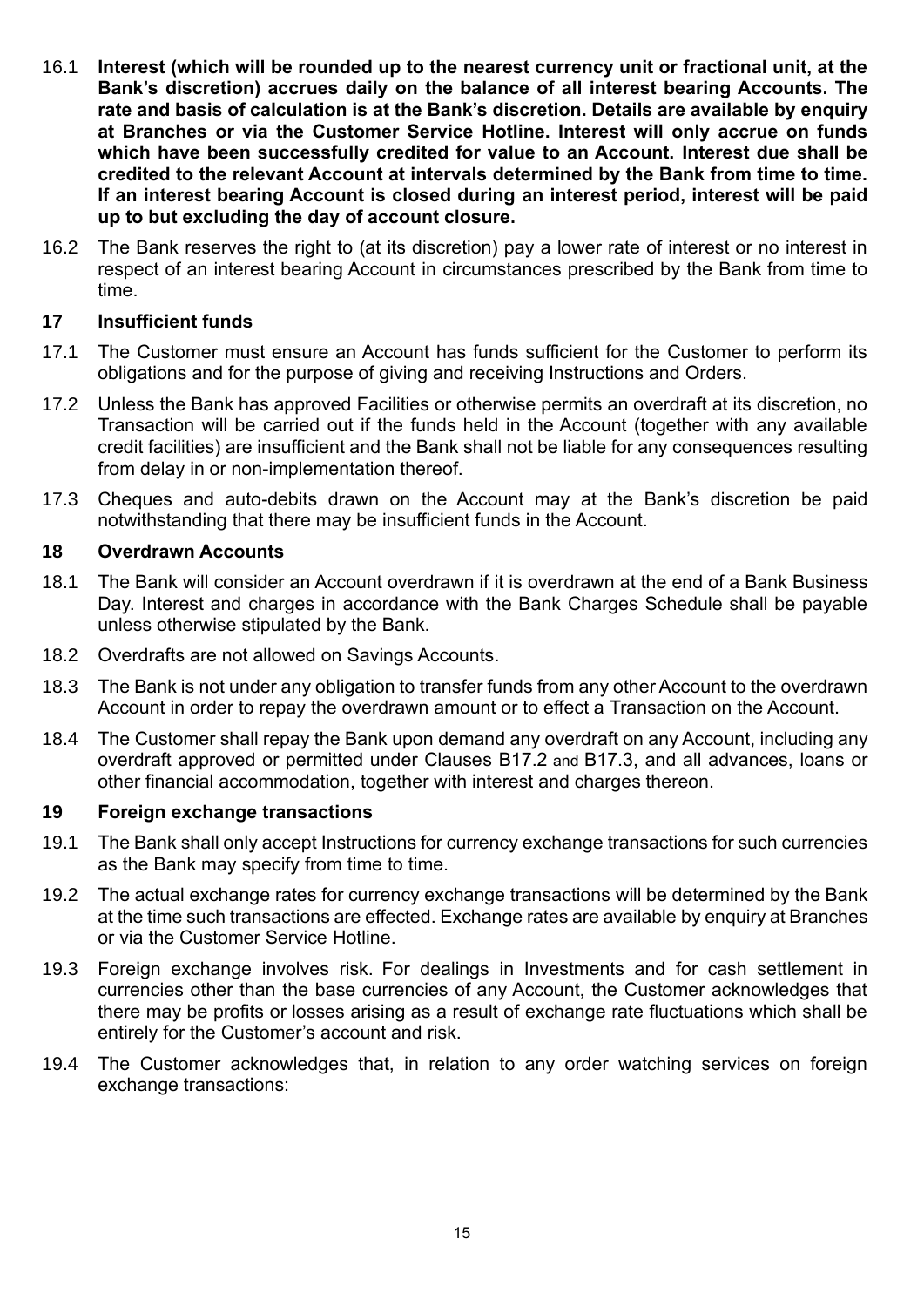16.1 **Interest (which will be rounded up to the nearest currency unit or fractional unit, at the Bank's discretion) accrues daily on the balance of all interest bearing Accounts. The rate and basis of calculation is at the Bank's discretion. Details are available by enquiry at Branches or via the Customer Service Hotline. Interest will only accrue on funds which have been successfully credited for value to an Account. Interest due shall be credited to the relevant Account at intervals determined by the Bank from time to time. If an interest bearing Account is closed during an interest period, interest will be paid up to but excluding the day of account closure.**

16.2 The Bank reserves the right to (at its discretion) pay a lower rate of interest or no interest in respect of an interest bearing Account in circumstances prescribed by the Bank from time to time.

## 17 Insufficient funds

17.1 The Customer must ensure an Account has funds sufficient for the Customer to perform its obligations and for the purpose of giving and receiving Instructions and Orders.

17.2 Unless the Bank has approved Facilities or otherwise permits an overdraft at its discretion, no Transaction will be carried out if the funds held in the Account (together with any available credit facilities) are insufficient and the Bank shall not be liable for any consequences resulting from delay in or non-implementation thereof.

17.3 Cheques and auto-debits drawn on the Account may at the Bank's discretion be paid notwithstanding that there may be insufficient funds in the Account.

## 18 Overdrawn Accounts

18.1 The Bank will consider an Account overdrawn if it is overdrawn at the end of a Bank Business Day. Interest and charges in accordance with the Bank Charges Schedule shall be payable unless otherwise stipulated by the Bank.

18.2 Overdrafts are not allowed on Savings Accounts.

18.3 The Bank is not under any obligation to transfer funds from any other Account to the overdrawn Account in order to repay the overdrawn amount or to effect a Transaction on the Account.

18.4 The Customer shall repay the Bank upon demand any overdraft on any Account, including any overdraft approved or permitted under Clauses B17.2 and B17.3, and all advances, loans or other financial accommodation, together with interest and charges thereon.

## 19 Foreign exchange transactions

19.1 The Bank shall only accept Instructions for currency exchange transactions for such currencies as the Bank may specify from time to time.

19.2 The actual exchange rates for currency exchange transactions will be determined by the Bank at the time such transactions are effected. Exchange rates are available by enquiry at Branches or via the Customer Service Hotline.

19.3 Foreign exchange involves risk. For dealings in Investments and for cash settlement in currencies other than the base currencies of any Account, the Customer acknowledges that there may be profits or losses arising as a result of exchange rate fluctuations which shall be entirely for the Customer's account and risk.

19.4 The Customer acknowledges that, in relation to any order watching services on foreign exchange transactions: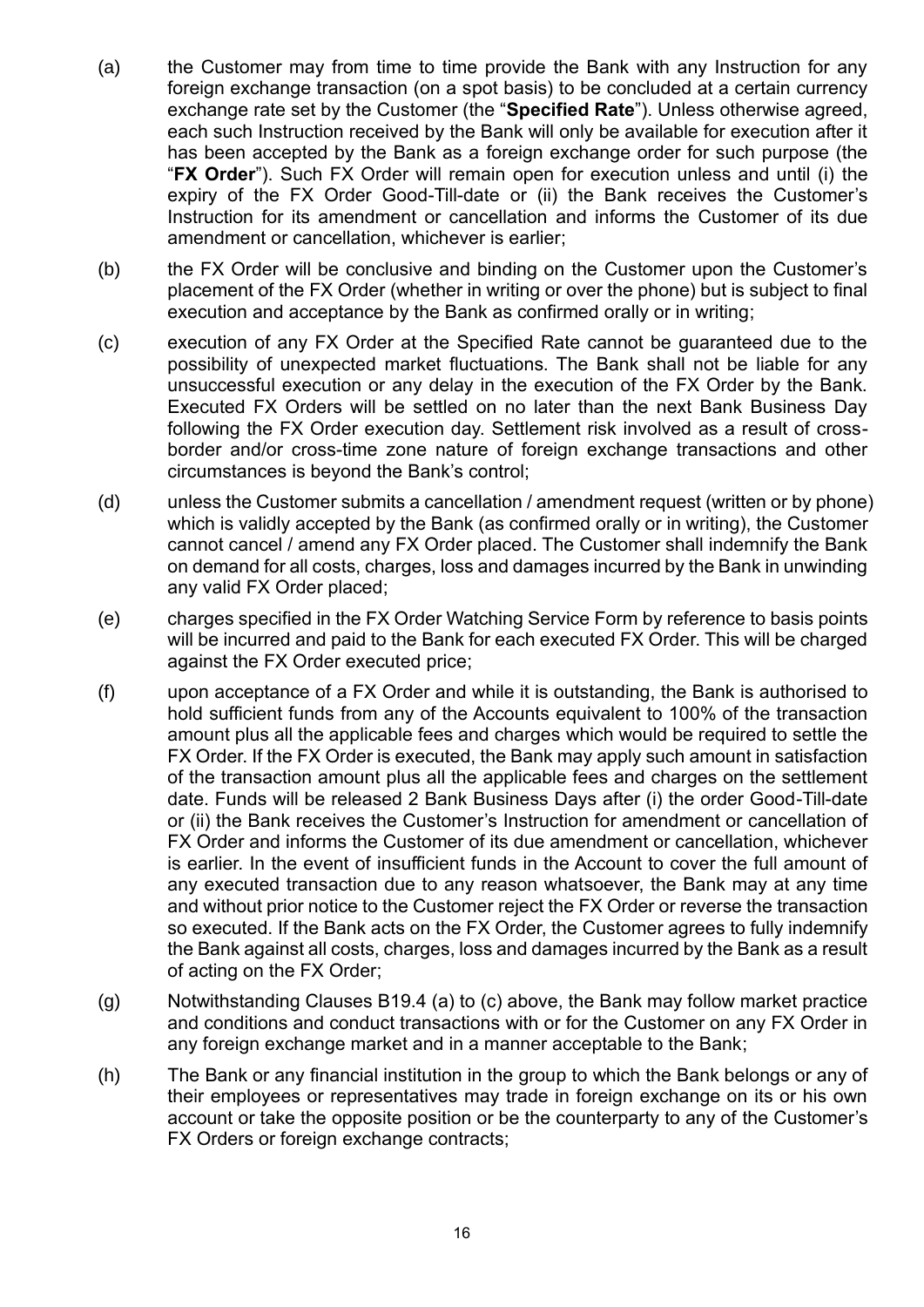(a) the Customer may from time to time provide the Bank with any Instruction for any foreign exchange transaction (on a spot basis) to be concluded at a certain currency exchange rate set by the Customer (the "**Specified Rate**"). Unless otherwise agreed, each such Instruction received by the Bank will only be available for execution after it has been accepted by the Bank as a foreign exchange order for such purpose (the "**FX Order**"). Such FX Order will remain open for execution unless and until (i) the expiry of the FX Order Good-Till-date or (ii) the Bank receives the Customer's Instruction for its amendment or cancellation and informs the Customer of its due amendment or cancellation, whichever is earlier;

(b) the FX Order will be conclusive and binding on the Customer upon the Customer's placement of the FX Order (whether in writing or over the phone) but is subject to final execution and acceptance by the Bank as confirmed orally or in writing;

(c) execution of any FX Order at the Specified Rate cannot be guaranteed due to the possibility of unexpected market fluctuations. The Bank shall not be liable for any unsuccessful execution or any delay in the execution of the FX Order by the Bank. Executed FX Orders will be settled on no later than the next Bank Business Day following the FX Order execution day. Settlement risk involved as a result of cross-border and/or cross-time zone nature of foreign exchange transactions and other circumstances is beyond the Bank's control;

(d) unless the Customer submits a cancellation / amendment request (written or by phone) which is validly accepted by the Bank (as confirmed orally or in writing), the Customer cannot cancel / amend any FX Order placed. The Customer shall indemnify the Bank on demand for all costs, charges, loss and damages incurred by the Bank in unwinding any valid FX Order placed;

(e) charges specified in the FX Order Watching Service Form by reference to basis points will be incurred and paid to the Bank for each executed FX Order. This will be charged against the FX Order executed price;

(f) upon acceptance of a FX Order and while it is outstanding, the Bank is authorised to hold sufficient funds from any of the Accounts equivalent to 100% of the transaction amount plus all the applicable fees and charges which would be required to settle the FX Order. If the FX Order is executed, the Bank may apply such amount in satisfaction of the transaction amount plus all the applicable fees and charges on the settlement date. Funds will be released 2 Bank Business Days after (i) the order Good-Till-date or (ii) the Bank receives the Customer's Instruction for amendment or cancellation of FX Order and informs the Customer of its due amendment or cancellation, whichever is earlier. In the event of insufficient funds in the Account to cover the full amount of any executed transaction due to any reason whatsoever, the Bank may at any time and without prior notice to the Customer reject the FX Order or reverse the transaction so executed. If the Bank acts on the FX Order, the Customer agrees to fully indemnify the Bank against all costs, charges, loss and damages incurred by the Bank as a result of acting on the FX Order;

(g) Notwithstanding Clauses B19.4 (a) to (c) above, the Bank may follow market practice and conditions and conduct transactions with or for the Customer on any FX Order in any foreign exchange market and in a manner acceptable to the Bank;

(h) The Bank or any financial institution in the group to which the Bank belongs or any of their employees or representatives may trade in foreign exchange on its or his own account or take the opposite position or be the counterparty to any of the Customer's FX Orders or foreign exchange contracts;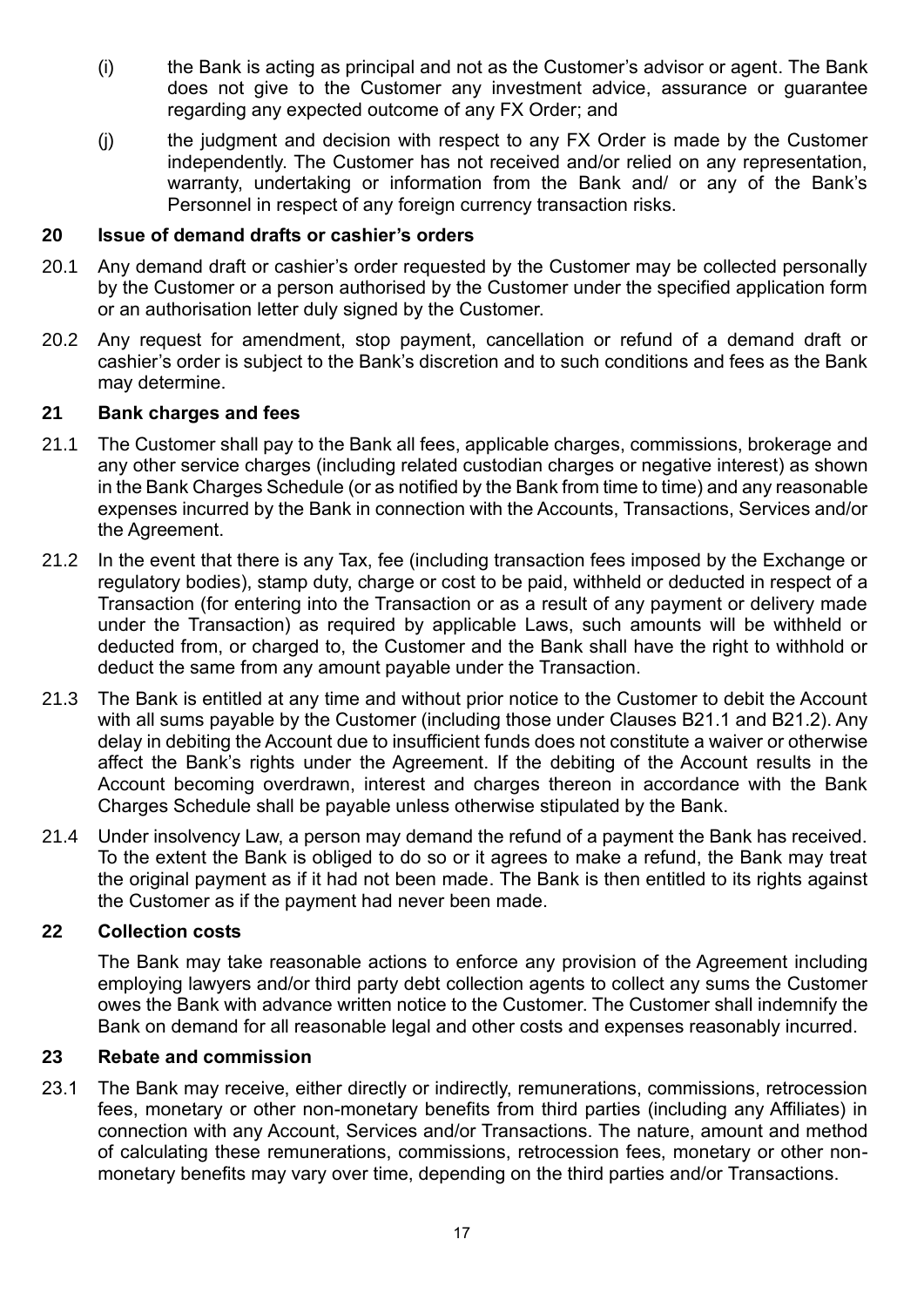(i) the Bank is acting as principal and not as the Customer's advisor or agent. The Bank does not give to the Customer any investment advice, assurance or guarantee regarding any expected outcome of any FX Order; and

(j) the judgment and decision with respect to any FX Order is made by the Customer independently. The Customer has not received and/or relied on any representation, warranty, undertaking or information from the Bank and/ or any of the Bank's Personnel in respect of any foreign currency transaction risks.

## 20 Issue of demand drafts or cashier's orders

20.1 Any demand draft or cashier's order requested by the Customer may be collected personally by the Customer or a person authorised by the Customer under the specified application form or an authorisation letter duly signed by the Customer.

20.2 Any request for amendment, stop payment, cancellation or refund of a demand draft or cashier's order is subject to the Bank's discretion and to such conditions and fees as the Bank may determine.

## 21 Bank charges and fees

21.1 The Customer shall pay to the Bank all fees, applicable charges, commissions, brokerage and any other service charges (including related custodian charges or negative interest) as shown in the Bank Charges Schedule (or as notified by the Bank from time to time) and any reasonable expenses incurred by the Bank in connection with the Accounts, Transactions, Services and/or the Agreement.

21.2 In the event that there is any Tax, fee (including transaction fees imposed by the Exchange or regulatory bodies), stamp duty, charge or cost to be paid, withheld or deducted in respect of a Transaction (for entering into the Transaction or as a result of any payment or delivery made under the Transaction) as required by applicable Laws, such amounts will be withheld or deducted from, or charged to, the Customer and the Bank shall have the right to withhold or deduct the same from any amount payable under the Transaction.

21.3 The Bank is entitled at any time and without prior notice to the Customer to debit the Account with all sums payable by the Customer (including those under Clauses B21.1 and B21.2). Any delay in debiting the Account due to insufficient funds does not constitute a waiver or otherwise affect the Bank's rights under the Agreement. If the debiting of the Account results in the Account becoming overdrawn, interest and charges thereon in accordance with the Bank Charges Schedule shall be payable unless otherwise stipulated by the Bank.

21.4 Under insolvency Law, a person may demand the refund of a payment the Bank has received. To the extent the Bank is obliged to do so or it agrees to make a refund, the Bank may treat the original payment as if it had not been made. The Bank is then entitled to its rights against the Customer as if the payment had never been made.

## 22 Collection costs

The Bank may take reasonable actions to enforce any provision of the Agreement including employing lawyers and/or third party debt collection agents to collect any sums the Customer owes the Bank with advance written notice to the Customer. The Customer shall indemnify the Bank on demand for all reasonable legal and other costs and expenses reasonably incurred.

## 23 Rebate and commission

23.1 The Bank may receive, either directly or indirectly, remunerations, commissions, retrocession fees, monetary or other non-monetary benefits from third parties (including any Affiliates) in connection with any Account, Services and/or Transactions. The nature, amount and method of calculating these remunerations, commissions, retrocession fees, monetary or other non-monetary benefits may vary over time, depending on the third parties and/or Transactions.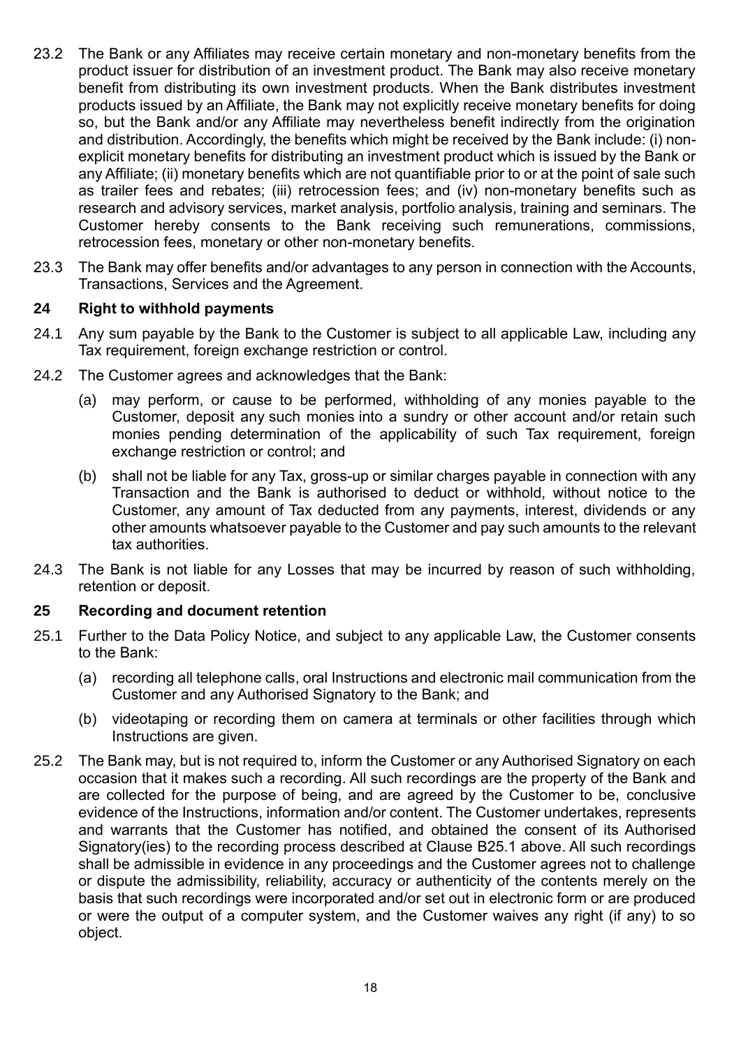23.2 The Bank or any Affiliates may receive certain monetary and non-monetary benefits from the product issuer for distribution of an investment product. The Bank may also receive monetary benefit from distributing its own investment products. When the Bank distributes investment products issued by an Affiliate, the Bank may not explicitly receive monetary benefits for doing so, but the Bank and/or any Affiliate may nevertheless benefit indirectly from the origination and distribution. Accordingly, the benefits which might be received by the Bank include: (i) non-explicit monetary benefits for distributing an investment product which is issued by the Bank or any Affiliate; (ii) monetary benefits which are not quantifiable prior to or at the point of sale such as trailer fees and rebates; (iii) retrocession fees; and (iv) non-monetary benefits such as research and advisory services, market analysis, portfolio analysis, training and seminars. The Customer hereby consents to the Bank receiving such remunerations, commissions, retrocession fees, monetary or other non-monetary benefits.

23.3 The Bank may offer benefits and/or advantages to any person in connection with the Accounts, Transactions, Services and the Agreement.

## 24 Right to withhold payments

24.1 Any sum payable by the Bank to the Customer is subject to all applicable Law, including any Tax requirement, foreign exchange restriction or control.

24.2 The Customer agrees and acknowledges that the Bank:

(a) may perform, or cause to be performed, withholding of any monies payable to the Customer, deposit any such monies into a sundry or other account and/or retain such monies pending determination of the applicability of such Tax requirement, foreign exchange restriction or control; and

(b) shall not be liable for any Tax, gross-up or similar charges payable in connection with any Transaction and the Bank is authorised to deduct or withhold, without notice to the Customer, any amount of Tax deducted from any payments, interest, dividends or any other amounts whatsoever payable to the Customer and pay such amounts to the relevant tax authorities.

24.3 The Bank is not liable for any Losses that may be incurred by reason of such withholding, retention or deposit.

## 25 Recording and document retention

25.1 Further to the Data Policy Notice, and subject to any applicable Law, the Customer consents to the Bank:

(a) recording all telephone calls, oral Instructions and electronic mail communication from the Customer and any Authorised Signatory to the Bank; and

(b) videotaping or recording them on camera at terminals or other facilities through which Instructions are given.

25.2 The Bank may, but is not required to, inform the Customer or any Authorised Signatory on each occasion that it makes such a recording. All such recordings are the property of the Bank and are collected for the purpose of being, and are agreed by the Customer to be, conclusive evidence of the Instructions, information and/or content. The Customer undertakes, represents and warrants that the Customer has notified, and obtained the consent of its Authorised Signatory(ies) to the recording process described at Clause B25.1 above. All such recordings shall be admissible in evidence in any proceedings and the Customer agrees not to challenge or dispute the admissibility, reliability, accuracy or authenticity of the contents merely on the basis that such recordings were incorporated and/or set out in electronic form or are produced or were the output of a computer system, and the Customer waives any right (if any) to so object.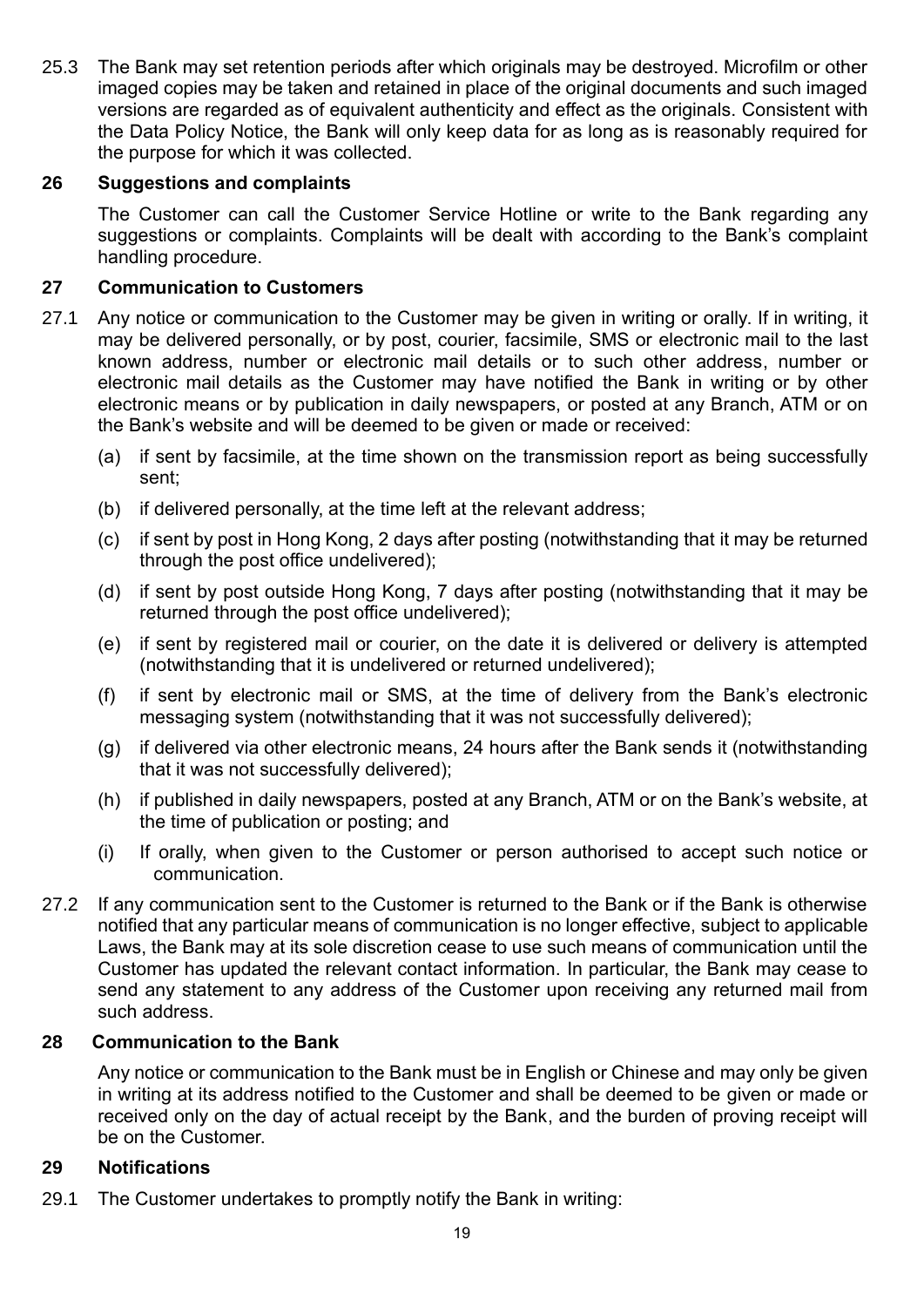25.3 The Bank may set retention periods after which originals may be destroyed. Microfilm or other imaged copies may be taken and retained in place of the original documents and such imaged versions are regarded as of equivalent authenticity and effect as the originals. Consistent with the Data Policy Notice, the Bank will only keep data for as long as is reasonably required for the purpose for which it was collected.

## 26 Suggestions and complaints

The Customer can call the Customer Service Hotline or write to the Bank regarding any suggestions or complaints. Complaints will be dealt with according to the Bank's complaint handling procedure.

## 27 Communication to Customers

27.1 Any notice or communication to the Customer may be given in writing or orally. If in writing, it may be delivered personally, or by post, courier, facsimile, SMS or electronic mail to the last known address, number or electronic mail details or to such other address, number or electronic mail details as the Customer may have notified the Bank in writing or by other electronic means or by publication in daily newspapers, or posted at any Branch, ATM or on the Bank's website and will be deemed to be given or made or received:

(a) if sent by facsimile, at the time shown on the transmission report as being successfully sent;

(b) if delivered personally, at the time left at the relevant address;

(c) if sent by post in Hong Kong, 2 days after posting (notwithstanding that it may be returned through the post office undelivered);

(d) if sent by post outside Hong Kong, 7 days after posting (notwithstanding that it may be returned through the post office undelivered);

(e) if sent by registered mail or courier, on the date it is delivered or delivery is attempted (notwithstanding that it is undelivered or returned undelivered);

(f) if sent by electronic mail or SMS, at the time of delivery from the Bank's electronic messaging system (notwithstanding that it was not successfully delivered);

(g) if delivered via other electronic means, 24 hours after the Bank sends it (notwithstanding that it was not successfully delivered);

(h) if published in daily newspapers, posted at any Branch, ATM or on the Bank's website, at the time of publication or posting; and

(i) If orally, when given to the Customer or person authorised to accept such notice or communication.

27.2 If any communication sent to the Customer is returned to the Bank or if the Bank is otherwise notified that any particular means of communication is no longer effective, subject to applicable Laws, the Bank may at its sole discretion cease to use such means of communication until the Customer has updated the relevant contact information. In particular, the Bank may cease to send any statement to any address of the Customer upon receiving any returned mail from such address.

## 28 Communication to the Bank

Any notice or communication to the Bank must be in English or Chinese and may only be given in writing at its address notified to the Customer and shall be deemed to be given or made or received only on the day of actual receipt by the Bank, and the burden of proving receipt will be on the Customer.

## 29 Notifications

29.1 The Customer undertakes to promptly notify the Bank in writing: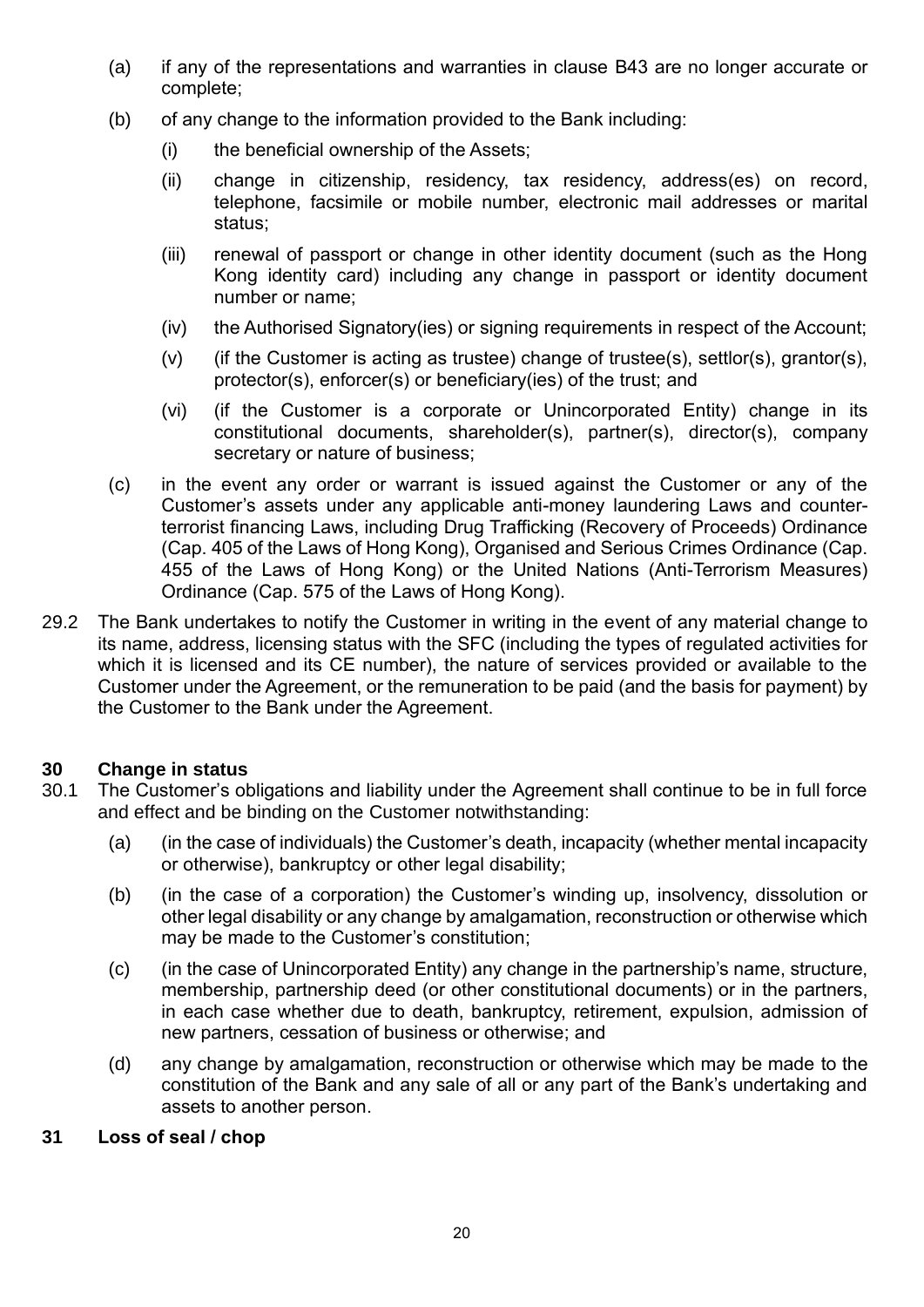(a) if any of the representations and warranties in clause B43 are no longer accurate or complete;

(b) of any change to the information provided to the Bank including:

  (i) the beneficial ownership of the Assets;

  (ii) change in citizenship, residency, tax residency, address(es) on record, telephone, facsimile or mobile number, electronic mail addresses or marital status;

  (iii) renewal of passport or change in other identity document (such as the Hong Kong identity card) including any change in passport or identity document number or name;

  (iv) the Authorised Signatory(ies) or signing requirements in respect of the Account;

  (v) (if the Customer is acting as trustee) change of trustee(s), settlor(s), grantor(s), protector(s), enforcer(s) or beneficiary(ies) of the trust; and

  (vi) (if the Customer is a corporate or Unincorporated Entity) change in its constitutional documents, shareholder(s), partner(s), director(s), company secretary or nature of business;

(c) in the event any order or warrant is issued against the Customer or any of the Customer's assets under any applicable anti-money laundering Laws and counter-terrorist financing Laws, including Drug Trafficking (Recovery of Proceeds) Ordinance (Cap. 405 of the Laws of Hong Kong), Organised and Serious Crimes Ordinance (Cap. 455 of the Laws of Hong Kong) or the United Nations (Anti-Terrorism Measures) Ordinance (Cap. 575 of the Laws of Hong Kong).

29.2 The Bank undertakes to notify the Customer in writing in the event of any material change to its name, address, licensing status with the SFC (including the types of regulated activities for which it is licensed and its CE number), the nature of services provided or available to the Customer under the Agreement, or the remuneration to be paid (and the basis for payment) by the Customer to the Bank under the Agreement.

## 30 Change in status

30.1 The Customer's obligations and liability under the Agreement shall continue to be in full force and effect and be binding on the Customer notwithstanding:

(a) (in the case of individuals) the Customer's death, incapacity (whether mental incapacity or otherwise), bankruptcy or other legal disability;

(b) (in the case of a corporation) the Customer's winding up, insolvency, dissolution or other legal disability or any change by amalgamation, reconstruction or otherwise which may be made to the Customer's constitution;

(c) (in the case of Unincorporated Entity) any change in the partnership's name, structure, membership, partnership deed (or other constitutional documents) or in the partners, in each case whether due to death, bankruptcy, retirement, expulsion, admission of new partners, cessation of business or otherwise; and

(d) any change by amalgamation, reconstruction or otherwise which may be made to the constitution of the Bank and any sale of all or any part of the Bank's undertaking and assets to another person.

## 31 Loss of seal / chop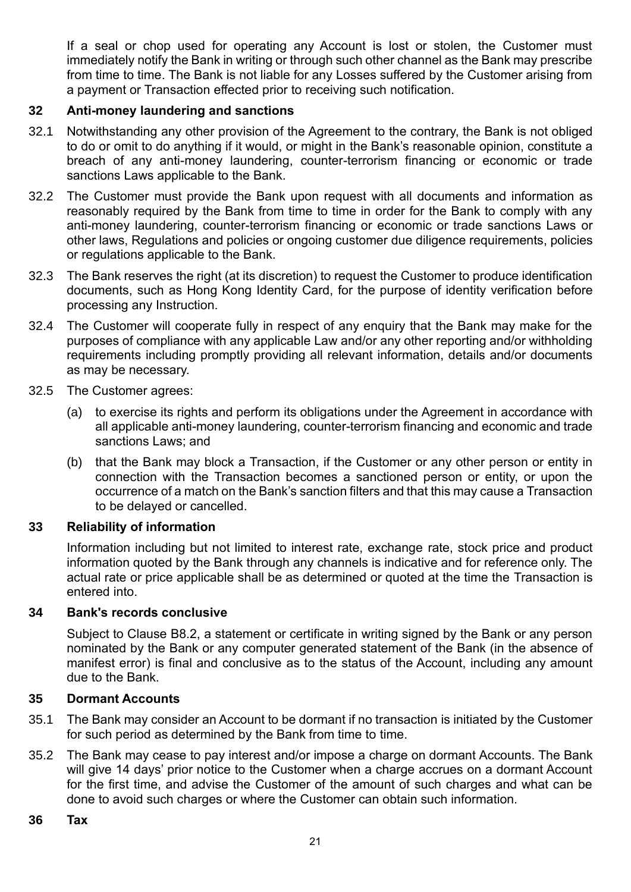If a seal or chop used for operating any Account is lost or stolen, the Customer must immediately notify the Bank in writing or through such other channel as the Bank may prescribe from time to time. The Bank is not liable for any Losses suffered by the Customer arising from a payment or Transaction effected prior to receiving such notification.

## 32 Anti-money laundering and sanctions

32.1 Notwithstanding any other provision of the Agreement to the contrary, the Bank is not obliged to do or omit to do anything if it would, or might in the Bank's reasonable opinion, constitute a breach of any anti-money laundering, counter-terrorism financing or economic or trade sanctions Laws applicable to the Bank.

32.2 The Customer must provide the Bank upon request with all documents and information as reasonably required by the Bank from time to time in order for the Bank to comply with any anti-money laundering, counter-terrorism financing or economic or trade sanctions Laws or other laws, Regulations and policies or ongoing customer due diligence requirements, policies or regulations applicable to the Bank.

32.3 The Bank reserves the right (at its discretion) to request the Customer to produce identification documents, such as Hong Kong Identity Card, for the purpose of identity verification before processing any Instruction.

32.4 The Customer will cooperate fully in respect of any enquiry that the Bank may make for the purposes of compliance with any applicable Law and/or any other reporting and/or withholding requirements including promptly providing all relevant information, details and/or documents as may be necessary.

32.5 The Customer agrees:

(a) to exercise its rights and perform its obligations under the Agreement in accordance with all applicable anti-money laundering, counter-terrorism financing and economic and trade sanctions Laws; and

(b) that the Bank may block a Transaction, if the Customer or any other person or entity in connection with the Transaction becomes a sanctioned person or entity, or upon the occurrence of a match on the Bank's sanction filters and that this may cause a Transaction to be delayed or cancelled.

## 33 Reliability of information

Information including but not limited to interest rate, exchange rate, stock price and product information quoted by the Bank through any channels is indicative and for reference only. The actual rate or price applicable shall be as determined or quoted at the time the Transaction is entered into.

## 34 Bank's records conclusive

Subject to Clause B8.2, a statement or certificate in writing signed by the Bank or any person nominated by the Bank or any computer generated statement of the Bank (in the absence of manifest error) is final and conclusive as to the status of the Account, including any amount due to the Bank.

## 35 Dormant Accounts

35.1 The Bank may consider an Account to be dormant if no transaction is initiated by the Customer for such period as determined by the Bank from time to time.

35.2 The Bank may cease to pay interest and/or impose a charge on dormant Accounts. The Bank will give 14 days' prior notice to the Customer when a charge accrues on a dormant Account for the first time, and advise the Customer of the amount of such charges and what can be done to avoid such charges or where the Customer can obtain such information.

## 36 Tax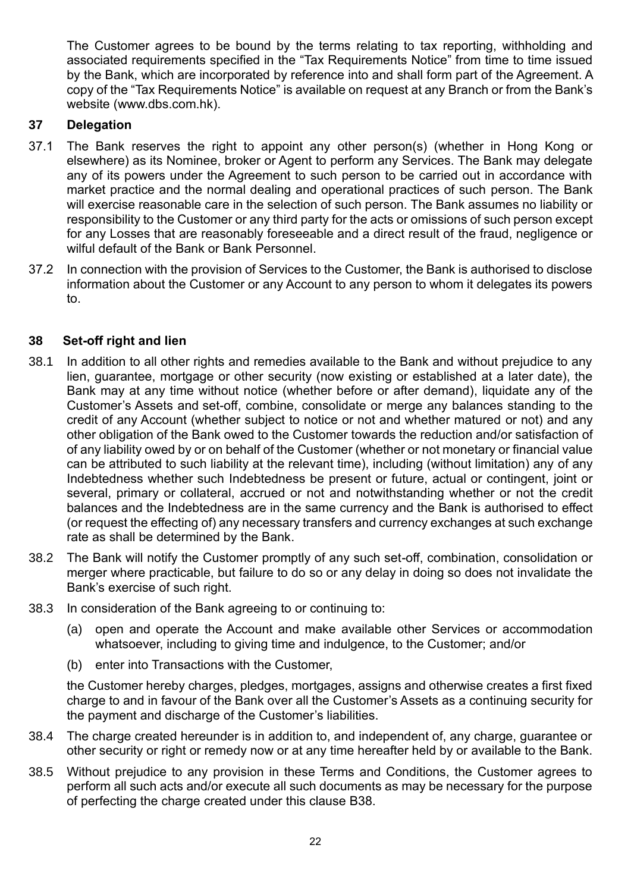The Customer agrees to be bound by the terms relating to tax reporting, withholding and associated requirements specified in the "Tax Requirements Notice" from time to time issued by the Bank, which are incorporated by reference into and shall form part of the Agreement. A copy of the "Tax Requirements Notice" is available on request at any Branch or from the Bank's website (www.dbs.com.hk).

## 37 Delegation

37.1 The Bank reserves the right to appoint any other person(s) (whether in Hong Kong or elsewhere) as its Nominee, broker or Agent to perform any Services. The Bank may delegate any of its powers under the Agreement to such person to be carried out in accordance with market practice and the normal dealing and operational practices of such person. The Bank will exercise reasonable care in the selection of such person. The Bank assumes no liability or responsibility to the Customer or any third party for the acts or omissions of such person except for any Losses that are reasonably foreseeable and a direct result of the fraud, negligence or wilful default of the Bank or Bank Personnel.

37.2 In connection with the provision of Services to the Customer, the Bank is authorised to disclose information about the Customer or any Account to any person to whom it delegates its powers to.

## 38 Set-off right and lien

38.1 In addition to all other rights and remedies available to the Bank and without prejudice to any lien, guarantee, mortgage or other security (now existing or established at a later date), the Bank may at any time without notice (whether before or after demand), liquidate any of the Customer's Assets and set-off, combine, consolidate or merge any balances standing to the credit of any Account (whether subject to notice or not and whether matured or not) and any other obligation of the Bank owed to the Customer towards the reduction and/or satisfaction of of any liability owed by or on behalf of the Customer (whether or not monetary or financial value can be attributed to such liability at the relevant time), including (without limitation) any of any Indebtedness whether such Indebtedness be present or future, actual or contingent, joint or several, primary or collateral, accrued or not and notwithstanding whether or not the credit balances and the Indebtedness are in the same currency and the Bank is authorised to effect (or request the effecting of) any necessary transfers and currency exchanges at such exchange rate as shall be determined by the Bank.

38.2 The Bank will notify the Customer promptly of any such set-off, combination, consolidation or merger where practicable, but failure to do so or any delay in doing so does not invalidate the Bank's exercise of such right.

38.3 In consideration of the Bank agreeing to or continuing to:

(a) open and operate the Account and make available other Services or accommodation whatsoever, including to giving time and indulgence, to the Customer; and/or

(b) enter into Transactions with the Customer,

the Customer hereby charges, pledges, mortgages, assigns and otherwise creates a first fixed charge to and in favour of the Bank over all the Customer's Assets as a continuing security for the payment and discharge of the Customer's liabilities.

38.4 The charge created hereunder is in addition to, and independent of, any charge, guarantee or other security or right or remedy now or at any time hereafter held by or available to the Bank.

38.5 Without prejudice to any provision in these Terms and Conditions, the Customer agrees to perform all such acts and/or execute all such documents as may be necessary for the purpose of perfecting the charge created under this clause B38.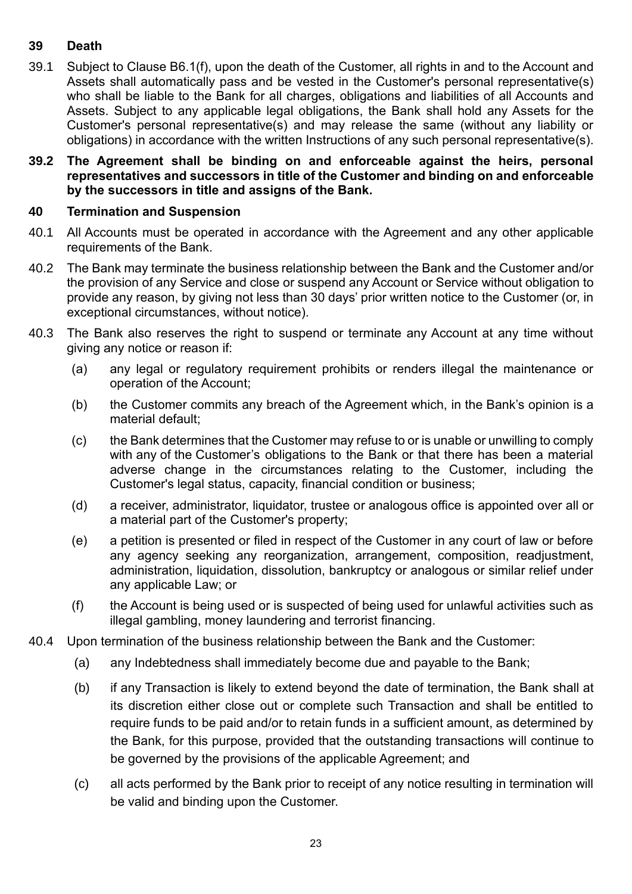## 39 Death

39.1 Subject to Clause B6.1(f), upon the death of the Customer, all rights in and to the Account and Assets shall automatically pass and be vested in the Customer's personal representative(s) who shall be liable to the Bank for all charges, obligations and liabilities of all Accounts and Assets. Subject to any applicable legal obligations, the Bank shall hold any Assets for the Customer's personal representative(s) and may release the same (without any liability or obligations) in accordance with the written Instructions of any such personal representative(s).

**39.2 The Agreement shall be binding on and enforceable against the heirs, personal representatives and successors in title of the Customer and binding on and enforceable by the successors in title and assigns of the Bank.**

## 40 Termination and Suspension

40.1 All Accounts must be operated in accordance with the Agreement and any other applicable requirements of the Bank.

40.2 The Bank may terminate the business relationship between the Bank and the Customer and/or the provision of any Service and close or suspend any Account or Service without obligation to provide any reason, by giving not less than 30 days' prior written notice to the Customer (or, in exceptional circumstances, without notice).

40.3 The Bank also reserves the right to suspend or terminate any Account at any time without giving any notice or reason if:

(a) any legal or regulatory requirement prohibits or renders illegal the maintenance or operation of the Account;

(b) the Customer commits any breach of the Agreement which, in the Bank's opinion is a material default;

(c) the Bank determines that the Customer may refuse to or is unable or unwilling to comply with any of the Customer's obligations to the Bank or that there has been a material adverse change in the circumstances relating to the Customer, including the Customer's legal status, capacity, financial condition or business;

(d) a receiver, administrator, liquidator, trustee or analogous office is appointed over all or a material part of the Customer's property;

(e) a petition is presented or filed in respect of the Customer in any court of law or before any agency seeking any reorganization, arrangement, composition, readjustment, administration, liquidation, dissolution, bankruptcy or analogous or similar relief under any applicable Law; or

(f) the Account is being used or is suspected of being used for unlawful activities such as illegal gambling, money laundering and terrorist financing.

40.4 Upon termination of the business relationship between the Bank and the Customer:

(a) any Indebtedness shall immediately become due and payable to the Bank;

(b) if any Transaction is likely to extend beyond the date of termination, the Bank shall at its discretion either close out or complete such Transaction and shall be entitled to require funds to be paid and/or to retain funds in a sufficient amount, as determined by the Bank, for this purpose, provided that the outstanding transactions will continue to be governed by the provisions of the applicable Agreement; and

(c) all acts performed by the Bank prior to receipt of any notice resulting in termination will be valid and binding upon the Customer.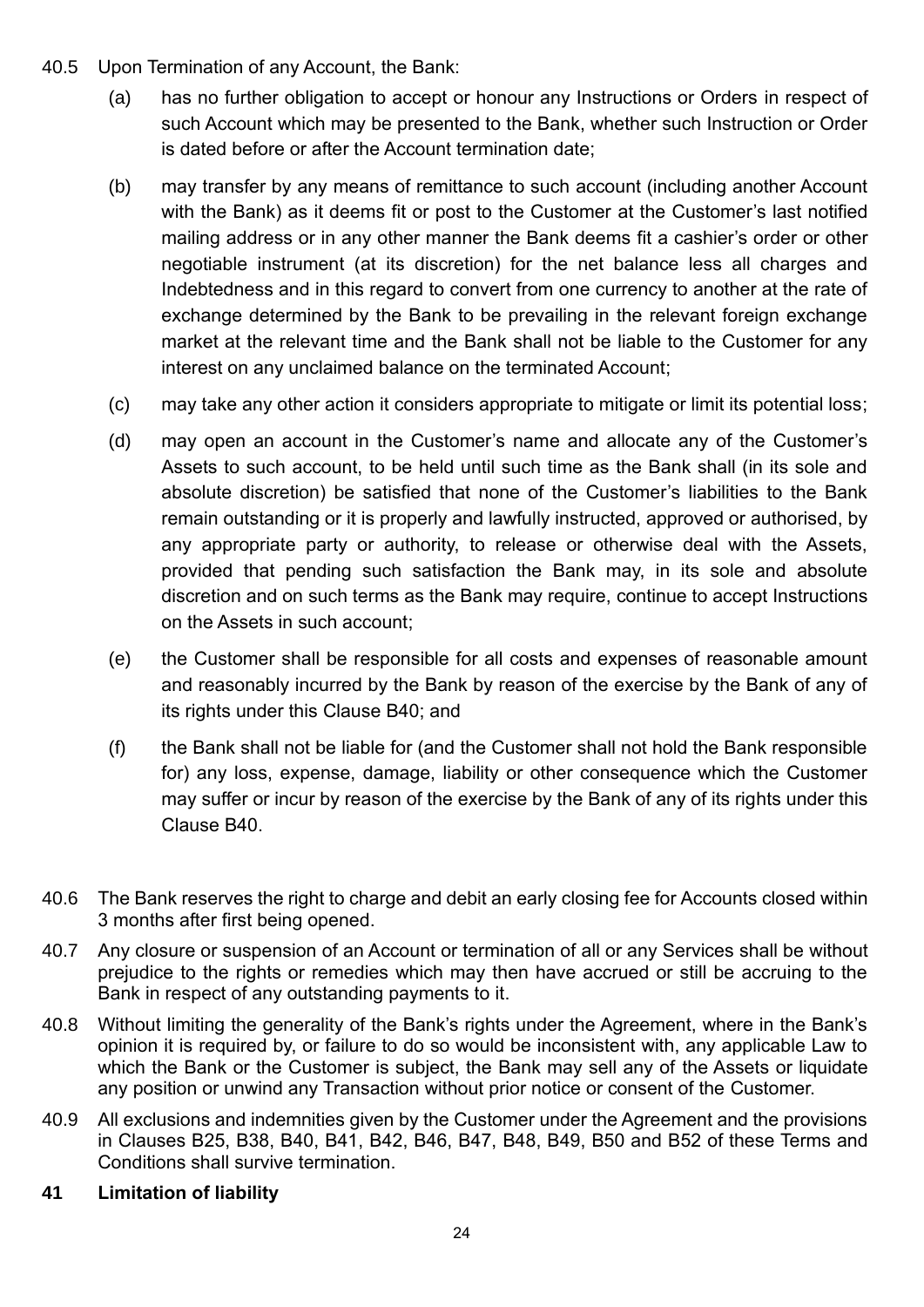40.5 Upon Termination of any Account, the Bank:

(a) has no further obligation to accept or honour any Instructions or Orders in respect of such Account which may be presented to the Bank, whether such Instruction or Order is dated before or after the Account termination date;

(b) may transfer by any means of remittance to such account (including another Account with the Bank) as it deems fit or post to the Customer at the Customer's last notified mailing address or in any other manner the Bank deems fit a cashier's order or other negotiable instrument (at its discretion) for the net balance less all charges and Indebtedness and in this regard to convert from one currency to another at the rate of exchange determined by the Bank to be prevailing in the relevant foreign exchange market at the relevant time and the Bank shall not be liable to the Customer for any interest on any unclaimed balance on the terminated Account;

(c) may take any other action it considers appropriate to mitigate or limit its potential loss;

(d) may open an account in the Customer's name and allocate any of the Customer's Assets to such account, to be held until such time as the Bank shall (in its sole and absolute discretion) be satisfied that none of the Customer's liabilities to the Bank remain outstanding or it is properly and lawfully instructed, approved or authorised, by any appropriate party or authority, to release or otherwise deal with the Assets, provided that pending such satisfaction the Bank may, in its sole and absolute discretion and on such terms as the Bank may require, continue to accept Instructions on the Assets in such account;

(e) the Customer shall be responsible for all costs and expenses of reasonable amount and reasonably incurred by the Bank by reason of the exercise by the Bank of any of its rights under this Clause B40; and

(f) the Bank shall not be liable for (and the Customer shall not hold the Bank responsible for) any loss, expense, damage, liability or other consequence which the Customer may suffer or incur by reason of the exercise by the Bank of any of its rights under this Clause B40.

40.6 The Bank reserves the right to charge and debit an early closing fee for Accounts closed within 3 months after first being opened.

40.7 Any closure or suspension of an Account or termination of all or any Services shall be without prejudice to the rights or remedies which may then have accrued or still be accruing to the Bank in respect of any outstanding payments to it.

40.8 Without limiting the generality of the Bank's rights under the Agreement, where in the Bank's opinion it is required by, or failure to do so would be inconsistent with, any applicable Law to which the Bank or the Customer is subject, the Bank may sell any of the Assets or liquidate any position or unwind any Transaction without prior notice or consent of the Customer.

40.9 All exclusions and indemnities given by the Customer under the Agreement and the provisions in Clauses B25, B38, B40, B41, B42, B46, B47, B48, B49, B50 and B52 of these Terms and Conditions shall survive termination.

## 41 Limitation of liability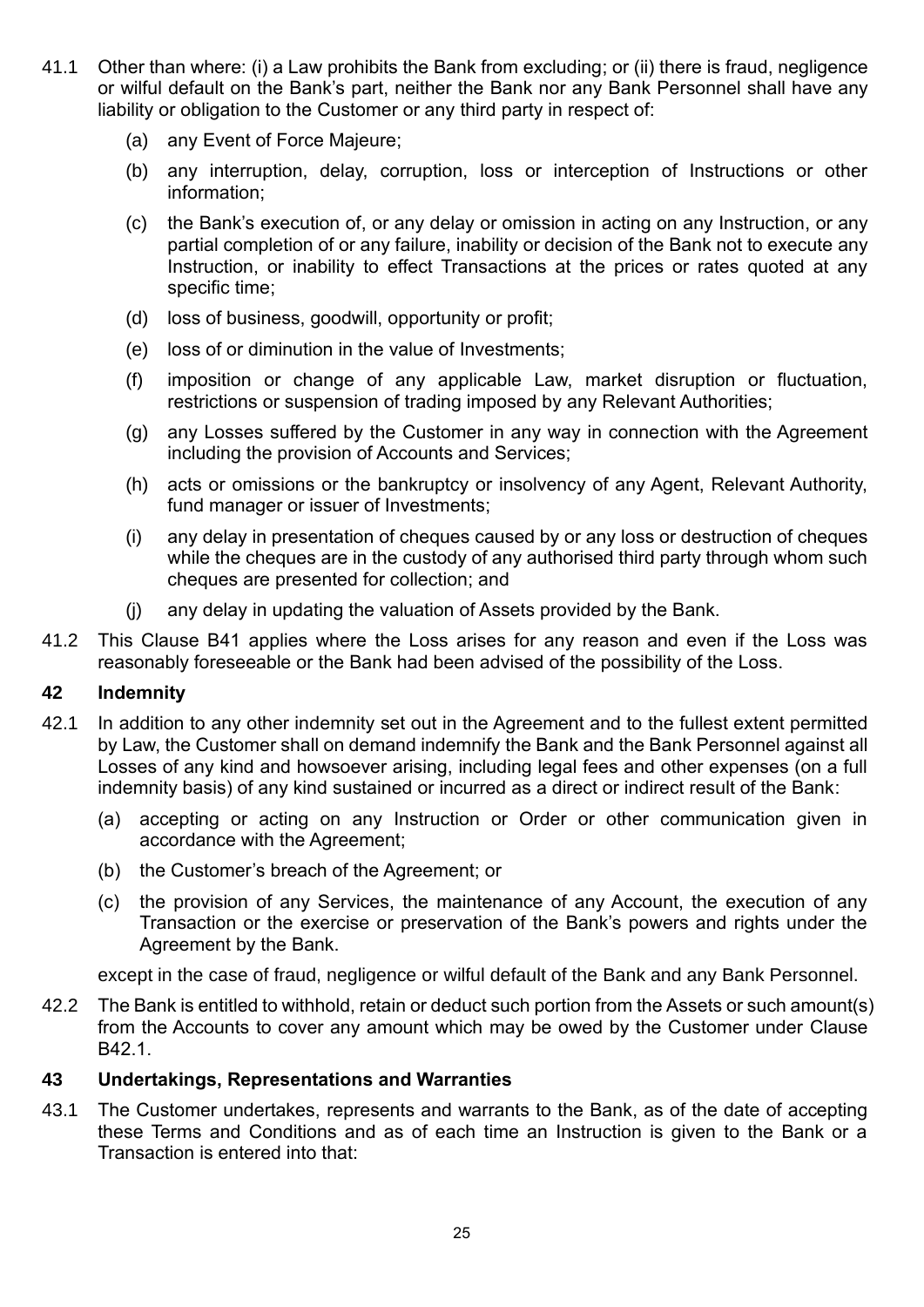41.1 Other than where: (i) a Law prohibits the Bank from excluding; or (ii) there is fraud, negligence or wilful default on the Bank's part, neither the Bank nor any Bank Personnel shall have any liability or obligation to the Customer or any third party in respect of:

(a) any Event of Force Majeure;

(b) any interruption, delay, corruption, loss or interception of Instructions or other information;

(c) the Bank's execution of, or any delay or omission in acting on any Instruction, or any partial completion of or any failure, inability or decision of the Bank not to execute any Instruction, or inability to effect Transactions at the prices or rates quoted at any specific time;

(d) loss of business, goodwill, opportunity or profit;

(e) loss of or diminution in the value of Investments;

(f) imposition or change of any applicable Law, market disruption or fluctuation, restrictions or suspension of trading imposed by any Relevant Authorities;

(g) any Losses suffered by the Customer in any way in connection with the Agreement including the provision of Accounts and Services;

(h) acts or omissions or the bankruptcy or insolvency of any Agent, Relevant Authority, fund manager or issuer of Investments;

(i) any delay in presentation of cheques caused by or any loss or destruction of cheques while the cheques are in the custody of any authorised third party through whom such cheques are presented for collection; and

(j) any delay in updating the valuation of Assets provided by the Bank.

41.2 This Clause B41 applies where the Loss arises for any reason and even if the Loss was reasonably foreseeable or the Bank had been advised of the possibility of the Loss.

## 42 Indemnity

42.1 In addition to any other indemnity set out in the Agreement and to the fullest extent permitted by Law, the Customer shall on demand indemnify the Bank and the Bank Personnel against all Losses of any kind and howsoever arising, including legal fees and other expenses (on a full indemnity basis) of any kind sustained or incurred as a direct or indirect result of the Bank:

(a) accepting or acting on any Instruction or Order or other communication given in accordance with the Agreement;

(b) the Customer's breach of the Agreement; or

(c) the provision of any Services, the maintenance of any Account, the execution of any Transaction or the exercise or preservation of the Bank's powers and rights under the Agreement by the Bank.

except in the case of fraud, negligence or wilful default of the Bank and any Bank Personnel.

42.2 The Bank is entitled to withhold, retain or deduct such portion from the Assets or such amount(s) from the Accounts to cover any amount which may be owed by the Customer under Clause B42.1.

## 43 Undertakings, Representations and Warranties

43.1 The Customer undertakes, represents and warrants to the Bank, as of the date of accepting these Terms and Conditions and as of each time an Instruction is given to the Bank or a Transaction is entered into that: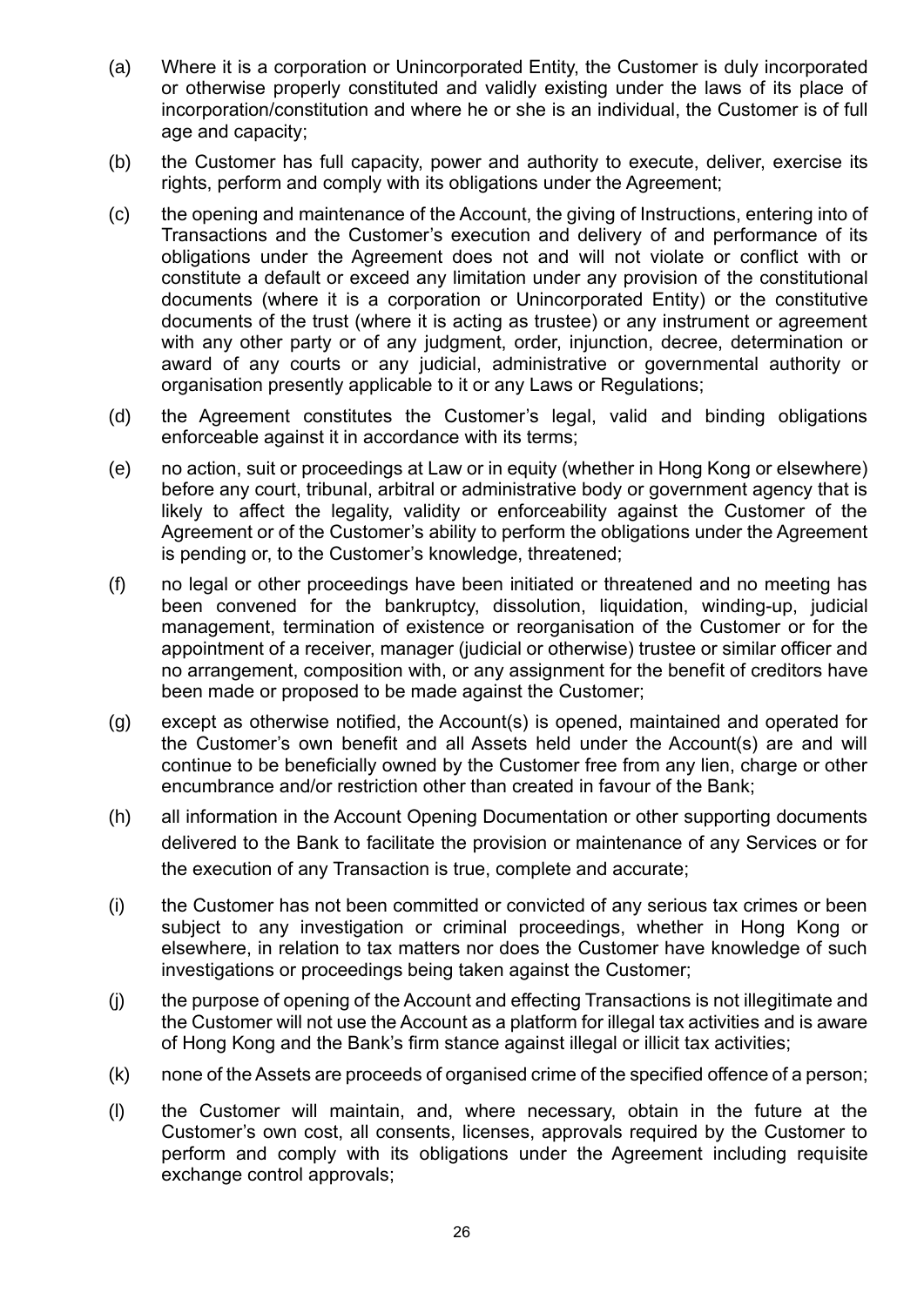(a) Where it is a corporation or Unincorporated Entity, the Customer is duly incorporated or otherwise properly constituted and validly existing under the laws of its place of incorporation/constitution and where he or she is an individual, the Customer is of full age and capacity;

(b) the Customer has full capacity, power and authority to execute, deliver, exercise its rights, perform and comply with its obligations under the Agreement;

(c) the opening and maintenance of the Account, the giving of Instructions, entering into of Transactions and the Customer's execution and delivery of and performance of its obligations under the Agreement does not and will not violate or conflict with or constitute a default or exceed any limitation under any provision of the constitutional documents (where it is a corporation or Unincorporated Entity) or the constitutive documents of the trust (where it is acting as trustee) or any instrument or agreement with any other party or of any judgment, order, injunction, decree, determination or award of any courts or any judicial, administrative or governmental authority or organisation presently applicable to it or any Laws or Regulations;

(d) the Agreement constitutes the Customer's legal, valid and binding obligations enforceable against it in accordance with its terms;

(e) no action, suit or proceedings at Law or in equity (whether in Hong Kong or elsewhere) before any court, tribunal, arbitral or administrative body or government agency that is likely to affect the legality, validity or enforceability against the Customer of the Agreement or of the Customer's ability to perform the obligations under the Agreement is pending or, to the Customer's knowledge, threatened;

(f) no legal or other proceedings have been initiated or threatened and no meeting has been convened for the bankruptcy, dissolution, liquidation, winding-up, judicial management, termination of existence or reorganisation of the Customer or for the appointment of a receiver, manager (judicial or otherwise) trustee or similar officer and no arrangement, composition with, or any assignment for the benefit of creditors have been made or proposed to be made against the Customer;

(g) except as otherwise notified, the Account(s) is opened, maintained and operated for the Customer's own benefit and all Assets held under the Account(s) are and will continue to be beneficially owned by the Customer free from any lien, charge or other encumbrance and/or restriction other than created in favour of the Bank;

(h) all information in the Account Opening Documentation or other supporting documents delivered to the Bank to facilitate the provision or maintenance of any Services or for the execution of any Transaction is true, complete and accurate;

(i) the Customer has not been committed or convicted of any serious tax crimes or been subject to any investigation or criminal proceedings, whether in Hong Kong or elsewhere, in relation to tax matters nor does the Customer have knowledge of such investigations or proceedings being taken against the Customer;

(j) the purpose of opening of the Account and effecting Transactions is not illegitimate and the Customer will not use the Account as a platform for illegal tax activities and is aware of Hong Kong and the Bank's firm stance against illegal or illicit tax activities;

(k) none of the Assets are proceeds of organised crime of the specified offence of a person;

(l) the Customer will maintain, and, where necessary, obtain in the future at the Customer's own cost, all consents, licenses, approvals required by the Customer to perform and comply with its obligations under the Agreement including requisite exchange control approvals;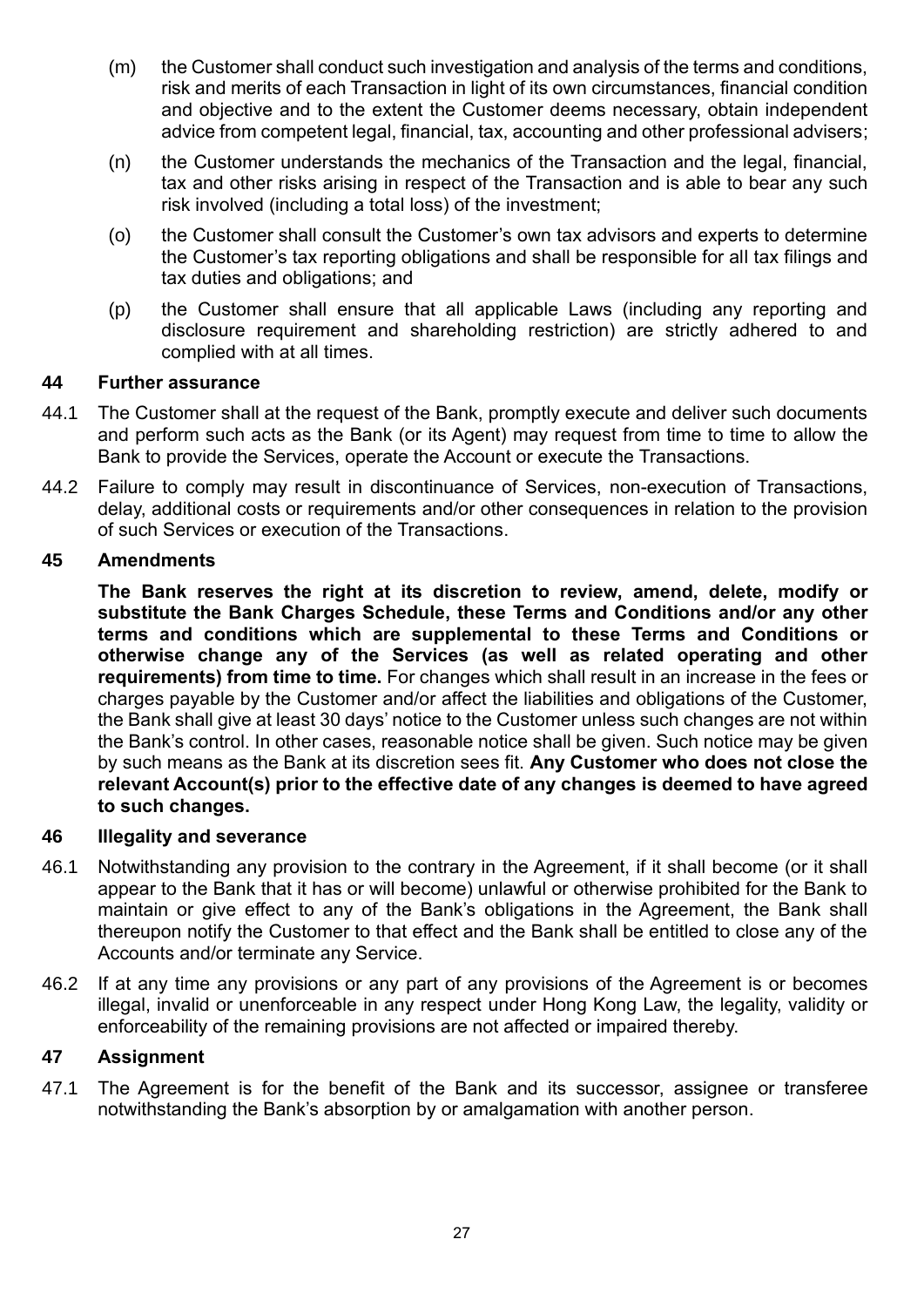(m) the Customer shall conduct such investigation and analysis of the terms and conditions, risk and merits of each Transaction in light of its own circumstances, financial condition and objective and to the extent the Customer deems necessary, obtain independent advice from competent legal, financial, tax, accounting and other professional advisers;

(n) the Customer understands the mechanics of the Transaction and the legal, financial, tax and other risks arising in respect of the Transaction and is able to bear any such risk involved (including a total loss) of the investment;

(o) the Customer shall consult the Customer's own tax advisors and experts to determine the Customer's tax reporting obligations and shall be responsible for all tax filings and tax duties and obligations; and

(p) the Customer shall ensure that all applicable Laws (including any reporting and disclosure requirement and shareholding restriction) are strictly adhered to and complied with at all times.

### 44 Further assurance

44.1 The Customer shall at the request of the Bank, promptly execute and deliver such documents and perform such acts as the Bank (or its Agent) may request from time to time to allow the Bank to provide the Services, operate the Account or execute the Transactions.

44.2 Failure to comply may result in discontinuance of Services, non-execution of Transactions, delay, additional costs or requirements and/or other consequences in relation to the provision of such Services or execution of the Transactions.

### 45 Amendments

**The Bank reserves the right at its discretion to review, amend, delete, modify or substitute the Bank Charges Schedule, these Terms and Conditions and/or any other terms and conditions which are supplemental to these Terms and Conditions or otherwise change any of the Services (as well as related operating and other requirements) from time to time.** For changes which shall result in an increase in the fees or charges payable by the Customer and/or affect the liabilities and obligations of the Customer, the Bank shall give at least 30 days' notice to the Customer unless such changes are not within the Bank's control. In other cases, reasonable notice shall be given. Such notice may be given by such means as the Bank at its discretion sees fit. **Any Customer who does not close the relevant Account(s) prior to the effective date of any changes is deemed to have agreed to such changes.**

### 46 Illegality and severance

46.1 Notwithstanding any provision to the contrary in the Agreement, if it shall become (or it shall appear to the Bank that it has or will become) unlawful or otherwise prohibited for the Bank to maintain or give effect to any of the Bank's obligations in the Agreement, the Bank shall thereupon notify the Customer to that effect and the Bank shall be entitled to close any of the Accounts and/or terminate any Service.

46.2 If at any time any provisions or any part of any provisions of the Agreement is or becomes illegal, invalid or unenforceable in any respect under Hong Kong Law, the legality, validity or enforceability of the remaining provisions are not affected or impaired thereby.

### 47 Assignment

47.1 The Agreement is for the benefit of the Bank and its successor, assignee or transferee notwithstanding the Bank's absorption by or amalgamation with another person.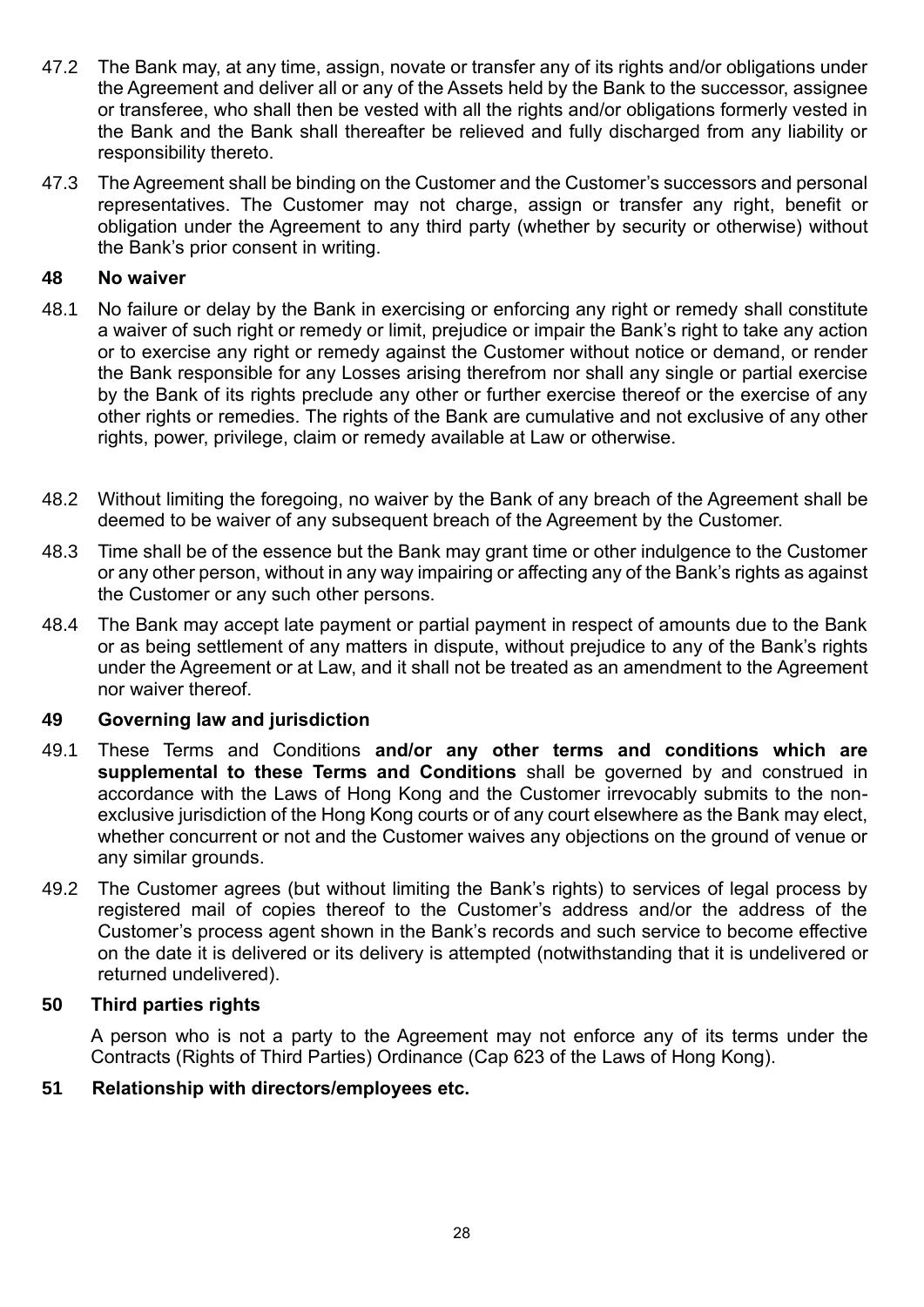47.2 The Bank may, at any time, assign, novate or transfer any of its rights and/or obligations under the Agreement and deliver all or any of the Assets held by the Bank to the successor, assignee or transferee, who shall then be vested with all the rights and/or obligations formerly vested in the Bank and the Bank shall thereafter be relieved and fully discharged from any liability or responsibility thereto.

47.3 The Agreement shall be binding on the Customer and the Customer's successors and personal representatives. The Customer may not charge, assign or transfer any right, benefit or obligation under the Agreement to any third party (whether by security or otherwise) without the Bank's prior consent in writing.

## 48 No waiver

48.1 No failure or delay by the Bank in exercising or enforcing any right or remedy shall constitute a waiver of such right or remedy or limit, prejudice or impair the Bank's right to take any action or to exercise any right or remedy against the Customer without notice or demand, or render the Bank responsible for any Losses arising therefrom nor shall any single or partial exercise by the Bank of its rights preclude any other or further exercise thereof or the exercise of any other rights or remedies. The rights of the Bank are cumulative and not exclusive of any other rights, power, privilege, claim or remedy available at Law or otherwise.

48.2 Without limiting the foregoing, no waiver by the Bank of any breach of the Agreement shall be deemed to be waiver of any subsequent breach of the Agreement by the Customer.

48.3 Time shall be of the essence but the Bank may grant time or other indulgence to the Customer or any other person, without in any way impairing or affecting any of the Bank's rights as against the Customer or any such other persons.

48.4 The Bank may accept late payment or partial payment in respect of amounts due to the Bank or as being settlement of any matters in dispute, without prejudice to any of the Bank's rights under the Agreement or at Law, and it shall not be treated as an amendment to the Agreement nor waiver thereof.

## 49 Governing law and jurisdiction

49.1 These Terms and Conditions **and/or any other terms and conditions which are supplemental to these Terms and Conditions** shall be governed by and construed in accordance with the Laws of Hong Kong and the Customer irrevocably submits to the non-exclusive jurisdiction of the Hong Kong courts or of any court elsewhere as the Bank may elect, whether concurrent or not and the Customer waives any objections on the ground of venue or any similar grounds.

49.2 The Customer agrees (but without limiting the Bank's rights) to services of legal process by registered mail of copies thereof to the Customer's address and/or the address of the Customer's process agent shown in the Bank's records and such service to become effective on the date it is delivered or its delivery is attempted (notwithstanding that it is undelivered or returned undelivered).

## 50 Third parties rights

A person who is not a party to the Agreement may not enforce any of its terms under the Contracts (Rights of Third Parties) Ordinance (Cap 623 of the Laws of Hong Kong).

## 51 Relationship with directors/employees etc.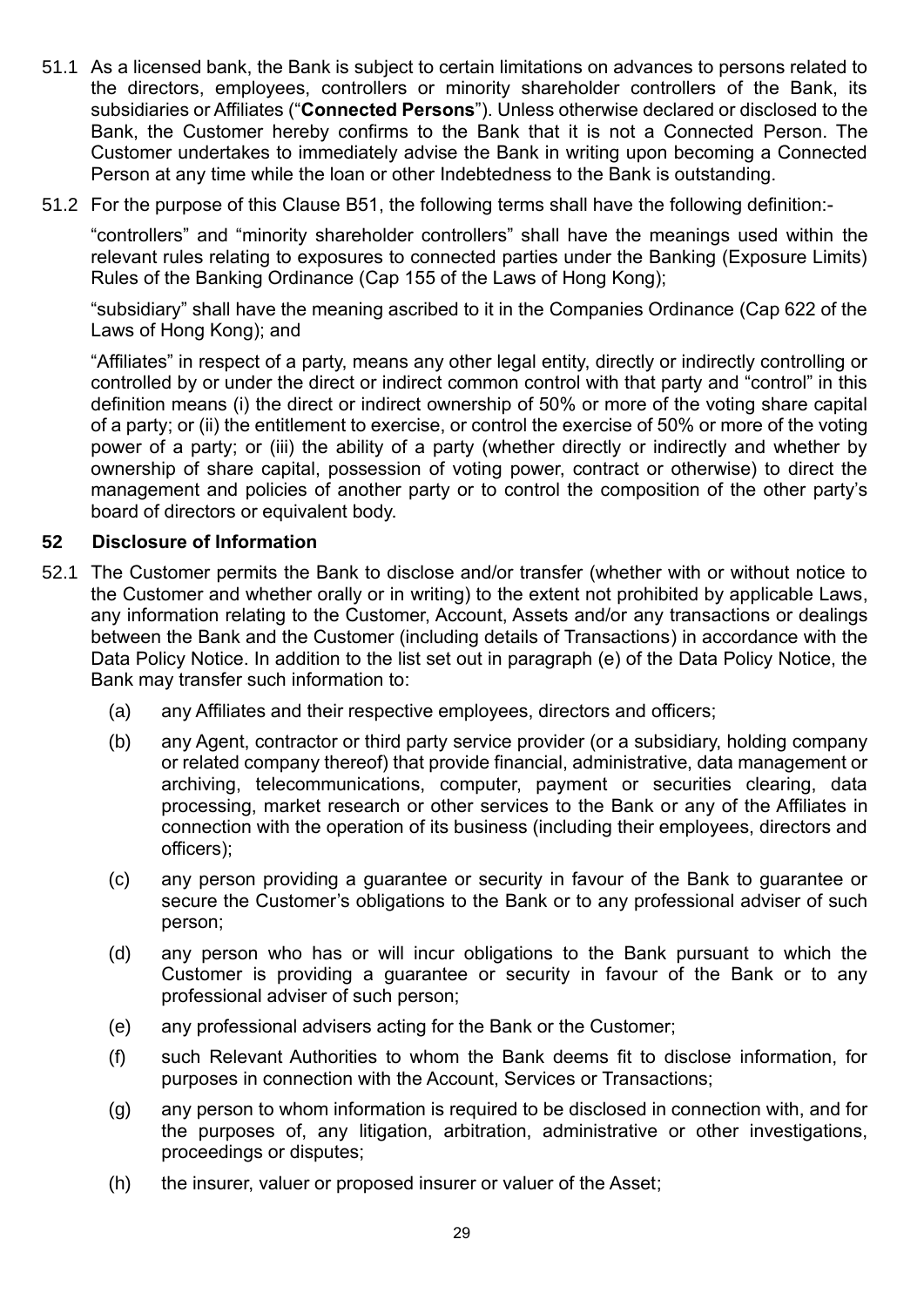51.1 As a licensed bank, the Bank is subject to certain limitations on advances to persons related to the directors, employees, controllers or minority shareholder controllers of the Bank, its subsidiaries or Affiliates ("**Connected Persons**"). Unless otherwise declared or disclosed to the Bank, the Customer hereby confirms to the Bank that it is not a Connected Person. The Customer undertakes to immediately advise the Bank in writing upon becoming a Connected Person at any time while the loan or other Indebtedness to the Bank is outstanding.

51.2 For the purpose of this Clause B51, the following terms shall have the following definition:-

"controllers" and "minority shareholder controllers" shall have the meanings used within the relevant rules relating to exposures to connected parties under the Banking (Exposure Limits) Rules of the Banking Ordinance (Cap 155 of the Laws of Hong Kong);

"subsidiary" shall have the meaning ascribed to it in the Companies Ordinance (Cap 622 of the Laws of Hong Kong); and

"Affiliates" in respect of a party, means any other legal entity, directly or indirectly controlling or controlled by or under the direct or indirect common control with that party and "control" in this definition means (i) the direct or indirect ownership of 50% or more of the voting share capital of a party; or (ii) the entitlement to exercise, or control the exercise of 50% or more of the voting power of a party; or (iii) the ability of a party (whether directly or indirectly and whether by ownership of share capital, possession of voting power, contract or otherwise) to direct the management and policies of another party or to control the composition of the other party's board of directors or equivalent body.

## 52 Disclosure of Information

52.1 The Customer permits the Bank to disclose and/or transfer (whether with or without notice to the Customer and whether orally or in writing) to the extent not prohibited by applicable Laws, any information relating to the Customer, Account, Assets and/or any transactions or dealings between the Bank and the Customer (including details of Transactions) in accordance with the Data Policy Notice. In addition to the list set out in paragraph (e) of the Data Policy Notice, the Bank may transfer such information to:

(a) any Affiliates and their respective employees, directors and officers;

(b) any Agent, contractor or third party service provider (or a subsidiary, holding company or related company thereof) that provide financial, administrative, data management or archiving, telecommunications, computer, payment or securities clearing, data processing, market research or other services to the Bank or any of the Affiliates in connection with the operation of its business (including their employees, directors and officers);

(c) any person providing a guarantee or security in favour of the Bank to guarantee or secure the Customer's obligations to the Bank or to any professional adviser of such person;

(d) any person who has or will incur obligations to the Bank pursuant to which the Customer is providing a guarantee or security in favour of the Bank or to any professional adviser of such person;

(e) any professional advisers acting for the Bank or the Customer;

(f) such Relevant Authorities to whom the Bank deems fit to disclose information, for purposes in connection with the Account, Services or Transactions;

(g) any person to whom information is required to be disclosed in connection with, and for the purposes of, any litigation, arbitration, administrative or other investigations, proceedings or disputes;

(h) the insurer, valuer or proposed insurer or valuer of the Asset;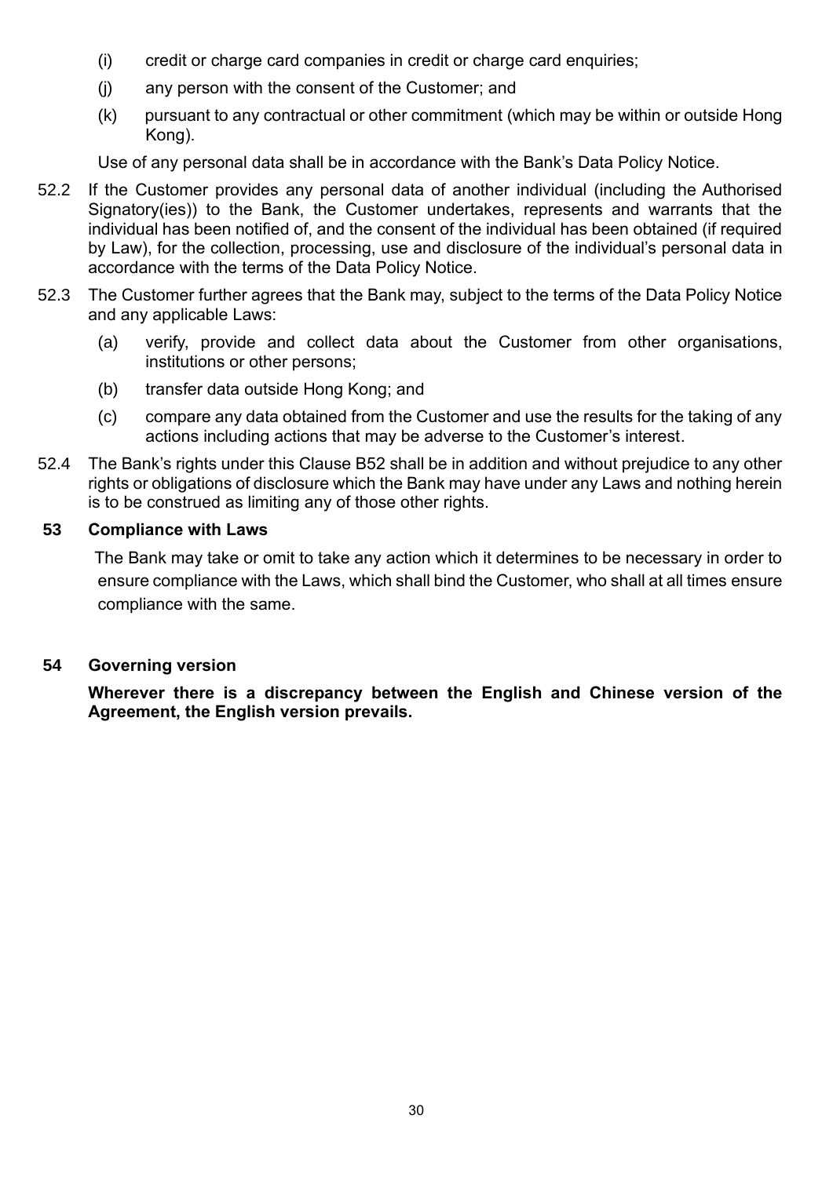(i) credit or charge card companies in credit or charge card enquiries;

(j) any person with the consent of the Customer; and

(k) pursuant to any contractual or other commitment (which may be within or outside Hong Kong).

Use of any personal data shall be in accordance with the Bank's Data Policy Notice.

52.2 If the Customer provides any personal data of another individual (including the Authorised Signatory(ies)) to the Bank, the Customer undertakes, represents and warrants that the individual has been notified of, and the consent of the individual has been obtained (if required by Law), for the collection, processing, use and disclosure of the individual's personal data in accordance with the terms of the Data Policy Notice.

52.3 The Customer further agrees that the Bank may, subject to the terms of the Data Policy Notice and any applicable Laws:

(a) verify, provide and collect data about the Customer from other organisations, institutions or other persons;

(b) transfer data outside Hong Kong; and

(c) compare any data obtained from the Customer and use the results for the taking of any actions including actions that may be adverse to the Customer's interest.

52.4 The Bank's rights under this Clause B52 shall be in addition and without prejudice to any other rights or obligations of disclosure which the Bank may have under any Laws and nothing herein is to be construed as limiting any of those other rights.

**53 Compliance with Laws**

The Bank may take or omit to take any action which it determines to be necessary in order to ensure compliance with the Laws, which shall bind the Customer, who shall at all times ensure compliance with the same.

**54 Governing version**

**Wherever there is a discrepancy between the English and Chinese version of the Agreement, the English version prevails.**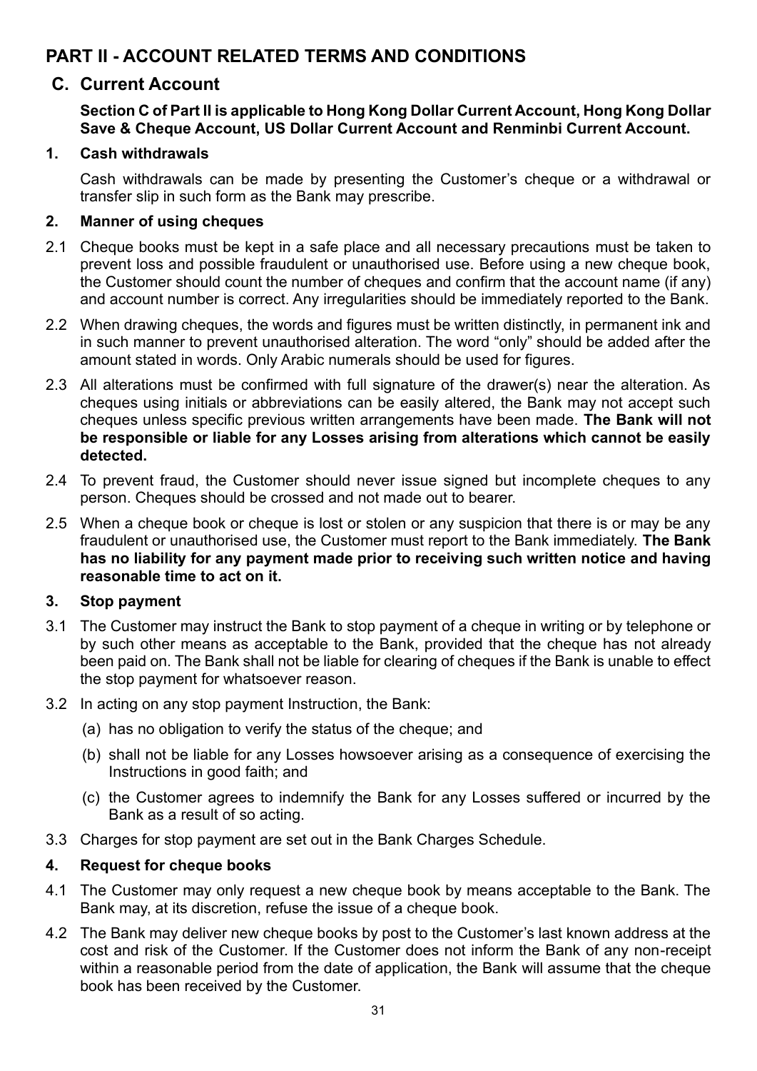# PART II - ACCOUNT RELATED TERMS AND CONDITIONS

## C. Current Account

**Section C of Part II is applicable to Hong Kong Dollar Current Account, Hong Kong Dollar Save & Cheque Account, US Dollar Current Account and Renminbi Current Account.**

### 1. Cash withdrawals

Cash withdrawals can be made by presenting the Customer's cheque or a withdrawal or transfer slip in such form as the Bank may prescribe.

### 2. Manner of using cheques

2.1 Cheque books must be kept in a safe place and all necessary precautions must be taken to prevent loss and possible fraudulent or unauthorised use. Before using a new cheque book, the Customer should count the number of cheques and confirm that the account name (if any) and account number is correct. Any irregularities should be immediately reported to the Bank.

2.2 When drawing cheques, the words and figures must be written distinctly, in permanent ink and in such manner to prevent unauthorised alteration. The word "only" should be added after the amount stated in words. Only Arabic numerals should be used for figures.

2.3 All alterations must be confirmed with full signature of the drawer(s) near the alteration. As cheques using initials or abbreviations can be easily altered, the Bank may not accept such cheques unless specific previous written arrangements have been made. **The Bank will not be responsible or liable for any Losses arising from alterations which cannot be easily detected.**

2.4 To prevent fraud, the Customer should never issue signed but incomplete cheques to any person. Cheques should be crossed and not made out to bearer.

2.5 When a cheque book or cheque is lost or stolen or any suspicion that there is or may be any fraudulent or unauthorised use, the Customer must report to the Bank immediately. **The Bank has no liability for any payment made prior to receiving such written notice and having reasonable time to act on it.**

### 3. Stop payment

3.1 The Customer may instruct the Bank to stop payment of a cheque in writing or by telephone or by such other means as acceptable to the Bank, provided that the cheque has not already been paid on. The Bank shall not be liable for clearing of cheques if the Bank is unable to effect the stop payment for whatsoever reason.

3.2 In acting on any stop payment Instruction, the Bank:

(a) has no obligation to verify the status of the cheque; and

(b) shall not be liable for any Losses howsoever arising as a consequence of exercising the Instructions in good faith; and

(c) the Customer agrees to indemnify the Bank for any Losses suffered or incurred by the Bank as a result of so acting.

3.3 Charges for stop payment are set out in the Bank Charges Schedule.

### 4. Request for cheque books

4.1 The Customer may only request a new cheque book by means acceptable to the Bank. The Bank may, at its discretion, refuse the issue of a cheque book.

4.2 The Bank may deliver new cheque books by post to the Customer's last known address at the cost and risk of the Customer. If the Customer does not inform the Bank of any non-receipt within a reasonable period from the date of application, the Bank will assume that the cheque book has been received by the Customer.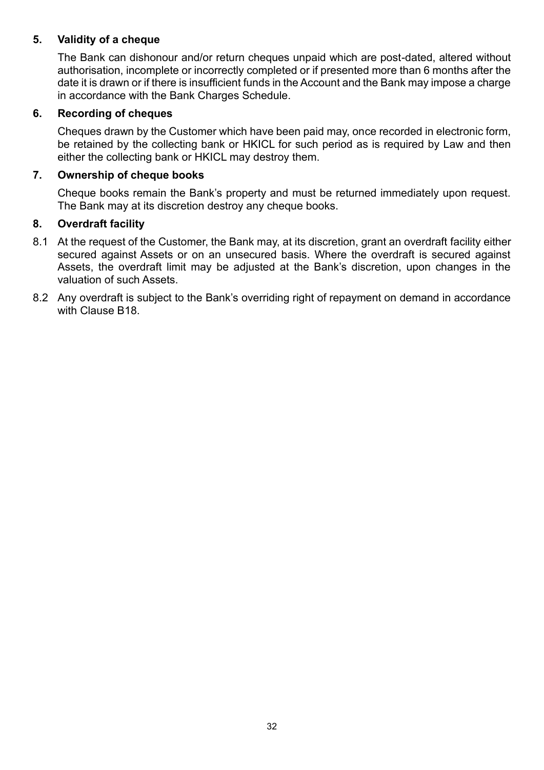### 5. Validity of a cheque

The Bank can dishonour and/or return cheques unpaid which are post-dated, altered without authorisation, incomplete or incorrectly completed or if presented more than 6 months after the date it is drawn or if there is insufficient funds in the Account and the Bank may impose a charge in accordance with the Bank Charges Schedule.

### 6. Recording of cheques

Cheques drawn by the Customer which have been paid may, once recorded in electronic form, be retained by the collecting bank or HKICL for such period as is required by Law and then either the collecting bank or HKICL may destroy them.

### 7. Ownership of cheque books

Cheque books remain the Bank's property and must be returned immediately upon request. The Bank may at its discretion destroy any cheque books.

### 8. Overdraft facility

8.1 At the request of the Customer, the Bank may, at its discretion, grant an overdraft facility either secured against Assets or on an unsecured basis. Where the overdraft is secured against Assets, the overdraft limit may be adjusted at the Bank's discretion, upon changes in the valuation of such Assets.

8.2 Any overdraft is subject to the Bank's overriding right of repayment on demand in accordance with Clause B18.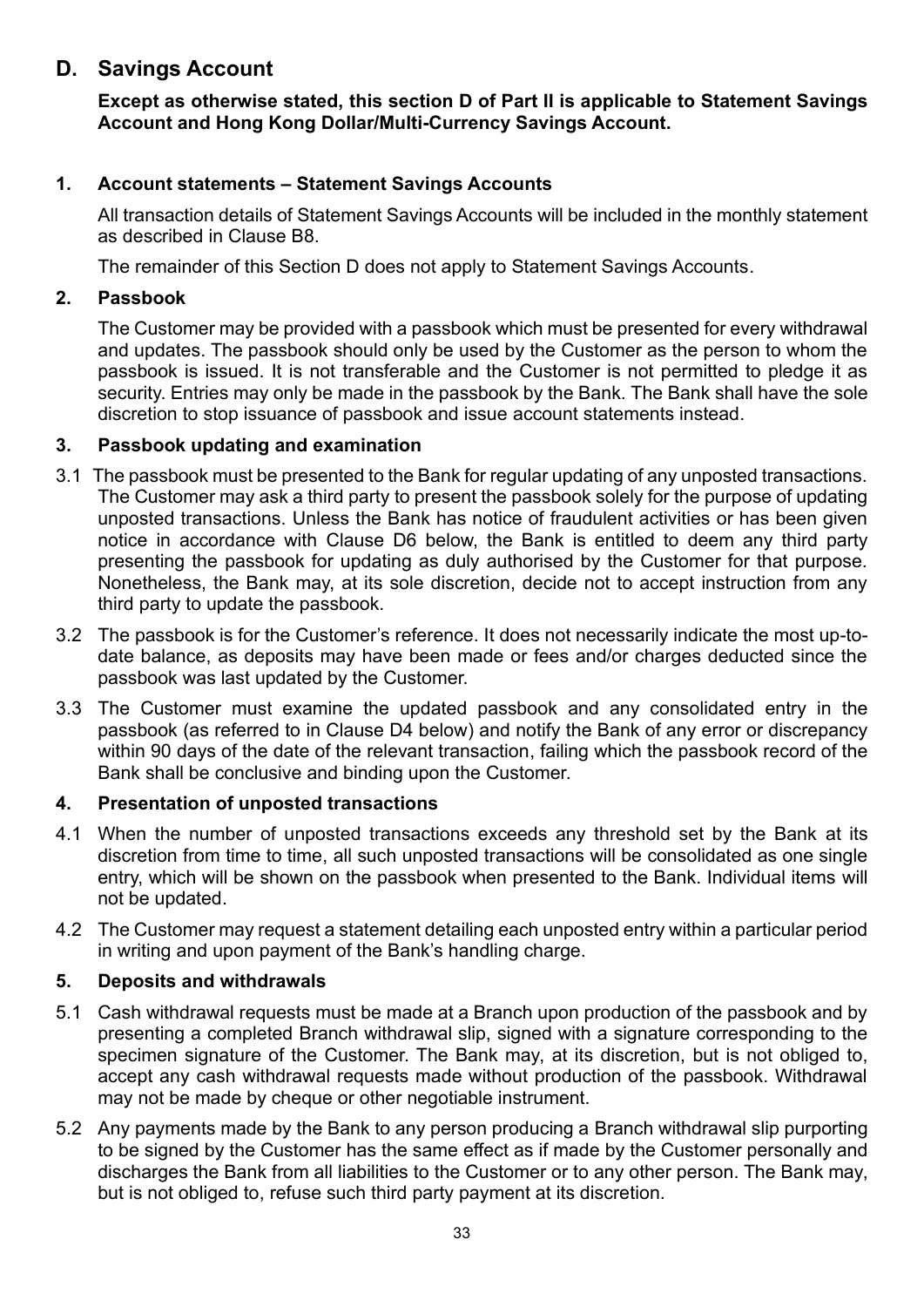## D. Savings Account

**Except as otherwise stated, this section D of Part II is applicable to Statement Savings Account and Hong Kong Dollar/Multi-Currency Savings Account.**

### 1. Account statements – Statement Savings Accounts

All transaction details of Statement Savings Accounts will be included in the monthly statement as described in Clause B8.

The remainder of this Section D does not apply to Statement Savings Accounts.

### 2. Passbook

The Customer may be provided with a passbook which must be presented for every withdrawal and updates. The passbook should only be used by the Customer as the person to whom the passbook is issued. It is not transferable and the Customer is not permitted to pledge it as security. Entries may only be made in the passbook by the Bank. The Bank shall have the sole discretion to stop issuance of passbook and issue account statements instead.

### 3. Passbook updating and examination

3.1 The passbook must be presented to the Bank for regular updating of any unposted transactions. The Customer may ask a third party to present the passbook solely for the purpose of updating unposted transactions. Unless the Bank has notice of fraudulent activities or has been given notice in accordance with Clause D6 below, the Bank is entitled to deem any third party presenting the passbook for updating as duly authorised by the Customer for that purpose. Nonetheless, the Bank may, at its sole discretion, decide not to accept instruction from any third party to update the passbook.

3.2 The passbook is for the Customer's reference. It does not necessarily indicate the most up-to-date balance, as deposits may have been made or fees and/or charges deducted since the passbook was last updated by the Customer.

3.3 The Customer must examine the updated passbook and any consolidated entry in the passbook (as referred to in Clause D4 below) and notify the Bank of any error or discrepancy within 90 days of the date of the relevant transaction, failing which the passbook record of the Bank shall be conclusive and binding upon the Customer.

### 4. Presentation of unposted transactions

4.1 When the number of unposted transactions exceeds any threshold set by the Bank at its discretion from time to time, all such unposted transactions will be consolidated as one single entry, which will be shown on the passbook when presented to the Bank. Individual items will not be updated.

4.2 The Customer may request a statement detailing each unposted entry within a particular period in writing and upon payment of the Bank's handling charge.

### 5. Deposits and withdrawals

5.1 Cash withdrawal requests must be made at a Branch upon production of the passbook and by presenting a completed Branch withdrawal slip, signed with a signature corresponding to the specimen signature of the Customer. The Bank may, at its discretion, but is not obliged to, accept any cash withdrawal requests made without production of the passbook. Withdrawal may not be made by cheque or other negotiable instrument.

5.2 Any payments made by the Bank to any person producing a Branch withdrawal slip purporting to be signed by the Customer has the same effect as if made by the Customer personally and discharges the Bank from all liabilities to the Customer or to any other person. The Bank may, but is not obliged to, refuse such third party payment at its discretion.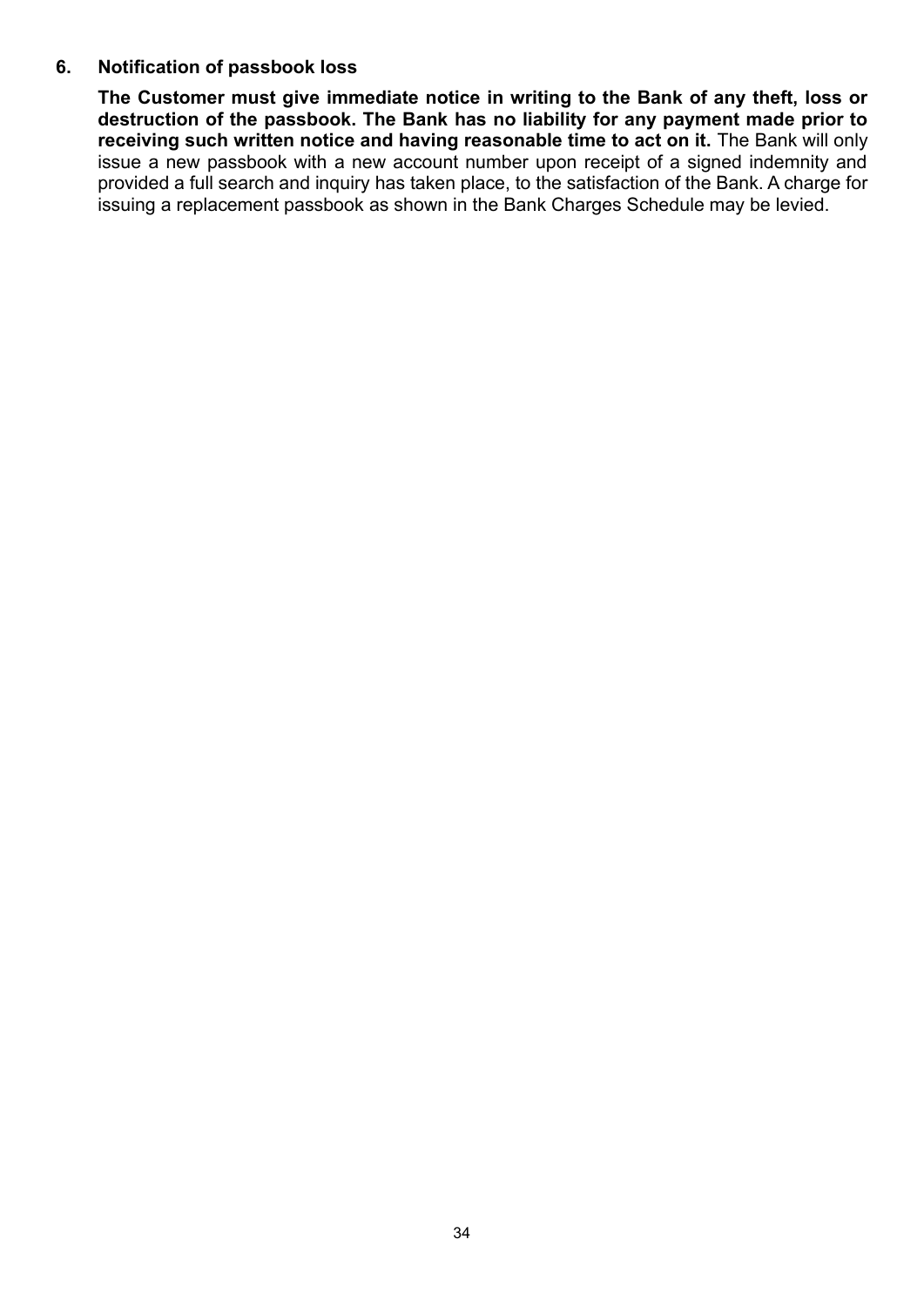### 6. Notification of passbook loss

**The Customer must give immediate notice in writing to the Bank of any theft, loss or destruction of the passbook. The Bank has no liability for any payment made prior to receiving such written notice and having reasonable time to act on it.** The Bank will only issue a new passbook with a new account number upon receipt of a signed indemnity and provided a full search and inquiry has taken place, to the satisfaction of the Bank. A charge for issuing a replacement passbook as shown in the Bank Charges Schedule may be levied.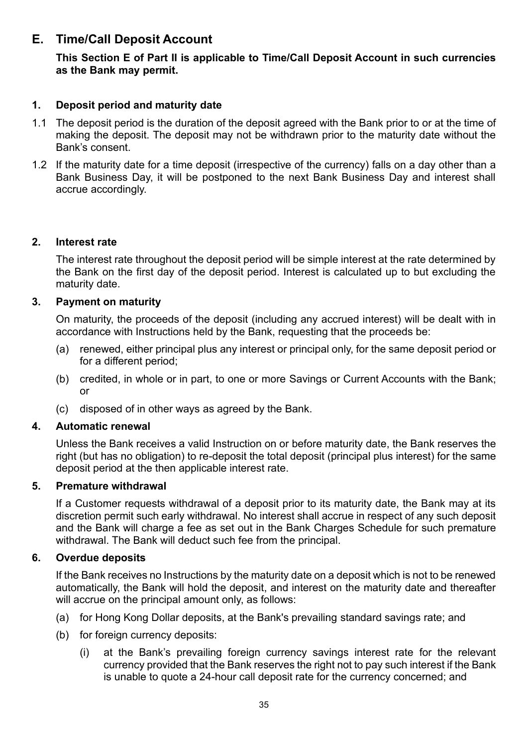## E. Time/Call Deposit Account

**This Section E of Part II is applicable to Time/Call Deposit Account in such currencies as the Bank may permit.**

### 1. Deposit period and maturity date

1.1 The deposit period is the duration of the deposit agreed with the Bank prior to or at the time of making the deposit. The deposit may not be withdrawn prior to the maturity date without the Bank's consent.

1.2 If the maturity date for a time deposit (irrespective of the currency) falls on a day other than a Bank Business Day, it will be postponed to the next Bank Business Day and interest shall accrue accordingly.

### 2. Interest rate

The interest rate throughout the deposit period will be simple interest at the rate determined by the Bank on the first day of the deposit period. Interest is calculated up to but excluding the maturity date.

### 3. Payment on maturity

On maturity, the proceeds of the deposit (including any accrued interest) will be dealt with in accordance with Instructions held by the Bank, requesting that the proceeds be:

(a) renewed, either principal plus any interest or principal only, for the same deposit period or for a different period;

(b) credited, in whole or in part, to one or more Savings or Current Accounts with the Bank; or

(c) disposed of in other ways as agreed by the Bank.

### 4. Automatic renewal

Unless the Bank receives a valid Instruction on or before maturity date, the Bank reserves the right (but has no obligation) to re-deposit the total deposit (principal plus interest) for the same deposit period at the then applicable interest rate.

### 5. Premature withdrawal

If a Customer requests withdrawal of a deposit prior to its maturity date, the Bank may at its discretion permit such early withdrawal. No interest shall accrue in respect of any such deposit and the Bank will charge a fee as set out in the Bank Charges Schedule for such premature withdrawal. The Bank will deduct such fee from the principal.

### 6. Overdue deposits

If the Bank receives no Instructions by the maturity date on a deposit which is not to be renewed automatically, the Bank will hold the deposit, and interest on the maturity date and thereafter will accrue on the principal amount only, as follows:

(a) for Hong Kong Dollar deposits, at the Bank's prevailing standard savings rate; and

(b) for foreign currency deposits:

   (i) at the Bank's prevailing foreign currency savings interest rate for the relevant currency provided that the Bank reserves the right not to pay such interest if the Bank is unable to quote a 24-hour call deposit rate for the currency concerned; and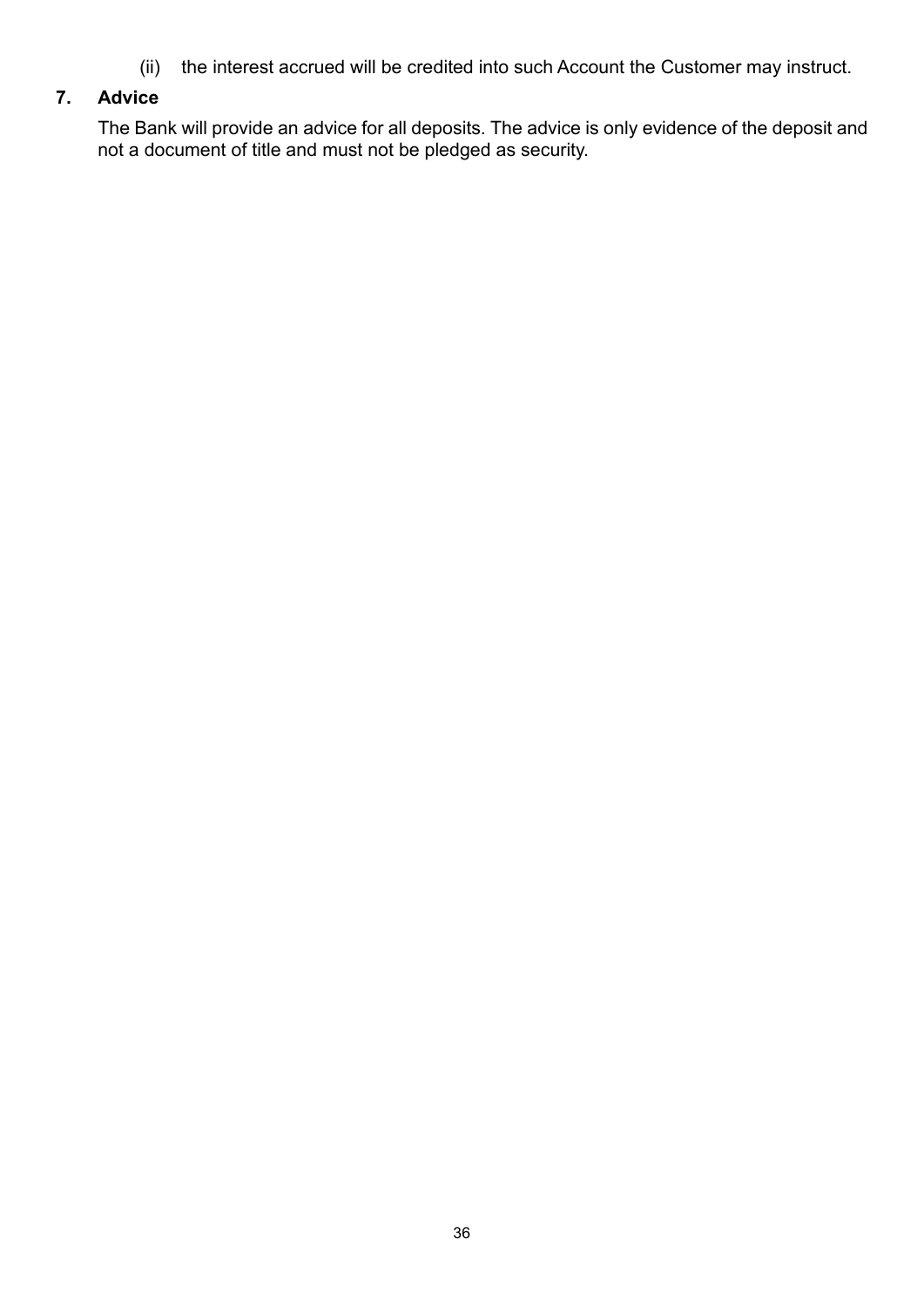(ii) the interest accrued will be credited into such Account the Customer may instruct.

**7. Advice**

The Bank will provide an advice for all deposits. The advice is only evidence of the deposit and not a document of title and must not be pledged as security.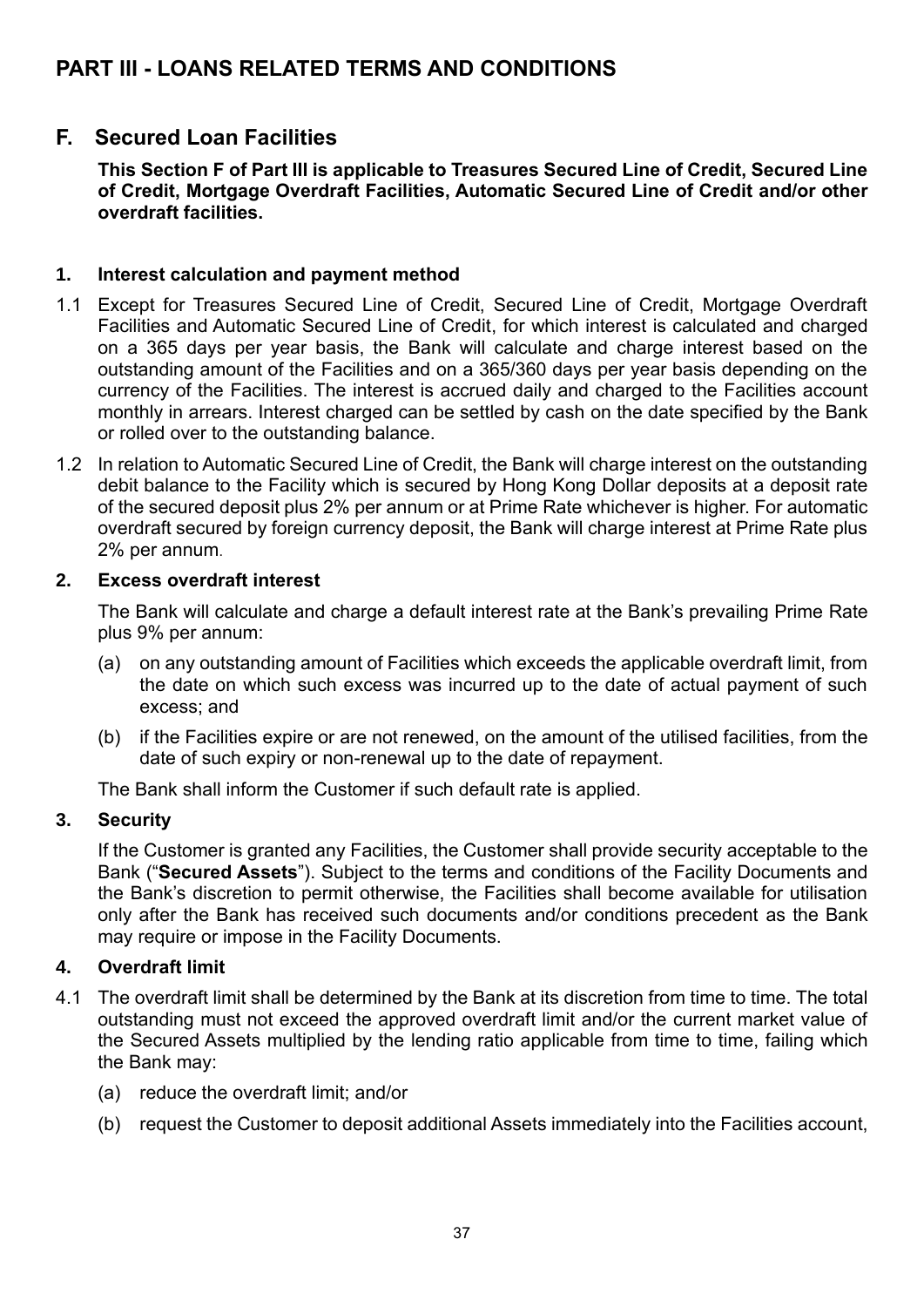# PART III - LOANS RELATED TERMS AND CONDITIONS

## F. Secured Loan Facilities

**This Section F of Part III is applicable to Treasures Secured Line of Credit, Secured Line of Credit, Mortgage Overdraft Facilities, Automatic Secured Line of Credit and/or other overdraft facilities.**

### 1. Interest calculation and payment method

1.1 Except for Treasures Secured Line of Credit, Secured Line of Credit, Mortgage Overdraft Facilities and Automatic Secured Line of Credit, for which interest is calculated and charged on a 365 days per year basis, the Bank will calculate and charge interest based on the outstanding amount of the Facilities and on a 365/360 days per year basis depending on the currency of the Facilities. The interest is accrued daily and charged to the Facilities account monthly in arrears. Interest charged can be settled by cash on the date specified by the Bank or rolled over to the outstanding balance.

1.2 In relation to Automatic Secured Line of Credit, the Bank will charge interest on the outstanding debit balance to the Facility which is secured by Hong Kong Dollar deposits at a deposit rate of the secured deposit plus 2% per annum or at Prime Rate whichever is higher. For automatic overdraft secured by foreign currency deposit, the Bank will charge interest at Prime Rate plus 2% per annum.

### 2. Excess overdraft interest

The Bank will calculate and charge a default interest rate at the Bank's prevailing Prime Rate plus 9% per annum:

(a) on any outstanding amount of Facilities which exceeds the applicable overdraft limit, from the date on which such excess was incurred up to the date of actual payment of such excess; and

(b) if the Facilities expire or are not renewed, on the amount of the utilised facilities, from the date of such expiry or non-renewal up to the date of repayment.

The Bank shall inform the Customer if such default rate is applied.

### 3. Security

If the Customer is granted any Facilities, the Customer shall provide security acceptable to the Bank ("**Secured Assets**"). Subject to the terms and conditions of the Facility Documents and the Bank's discretion to permit otherwise, the Facilities shall become available for utilisation only after the Bank has received such documents and/or conditions precedent as the Bank may require or impose in the Facility Documents.

### 4. Overdraft limit

4.1 The overdraft limit shall be determined by the Bank at its discretion from time to time. The total outstanding must not exceed the approved overdraft limit and/or the current market value of the Secured Assets multiplied by the lending ratio applicable from time to time, failing which the Bank may:

(a) reduce the overdraft limit; and/or

(b) request the Customer to deposit additional Assets immediately into the Facilities account,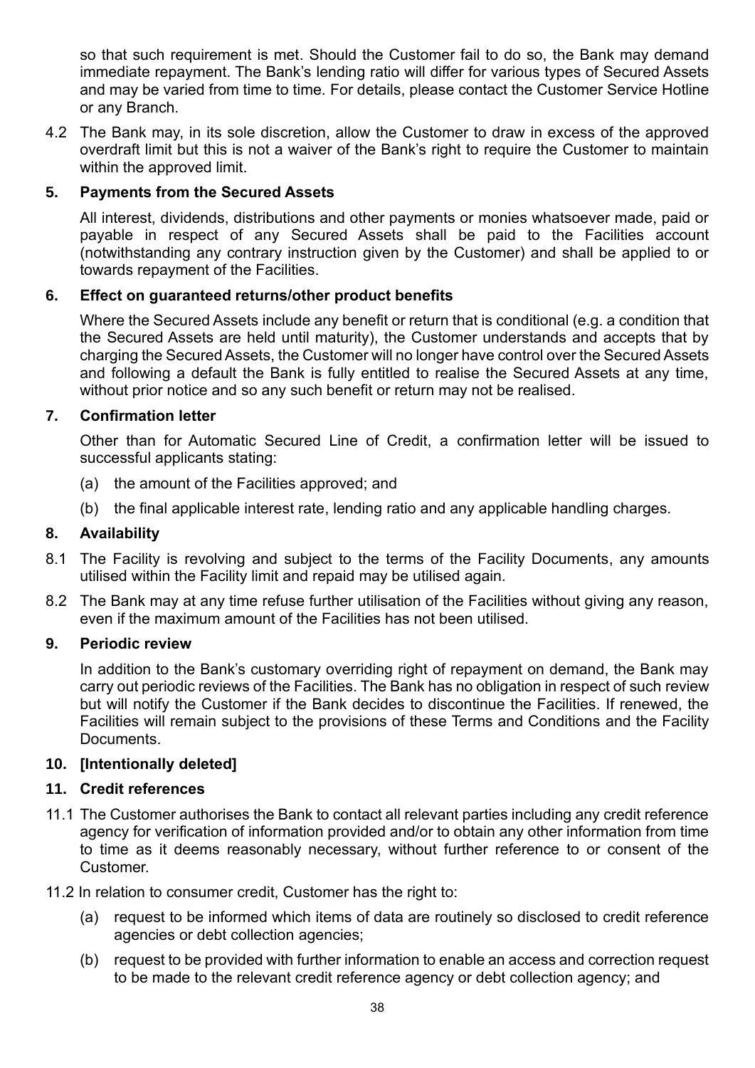so that such requirement is met. Should the Customer fail to do so, the Bank may demand immediate repayment. The Bank's lending ratio will differ for various types of Secured Assets and may be varied from time to time. For details, please contact the Customer Service Hotline or any Branch.

4.2 The Bank may, in its sole discretion, allow the Customer to draw in excess of the approved overdraft limit but this is not a waiver of the Bank's right to require the Customer to maintain within the approved limit.

**5. Payments from the Secured Assets**

All interest, dividends, distributions and other payments or monies whatsoever made, paid or payable in respect of any Secured Assets shall be paid to the Facilities account (notwithstanding any contrary instruction given by the Customer) and shall be applied to or towards repayment of the Facilities.

**6. Effect on guaranteed returns/other product benefits**

Where the Secured Assets include any benefit or return that is conditional (e.g. a condition that the Secured Assets are held until maturity), the Customer understands and accepts that by charging the Secured Assets, the Customer will no longer have control over the Secured Assets and following a default the Bank is fully entitled to realise the Secured Assets at any time, without prior notice and so any such benefit or return may not be realised.

**7. Confirmation letter**

Other than for Automatic Secured Line of Credit, a confirmation letter will be issued to successful applicants stating:

(a) the amount of the Facilities approved; and

(b) the final applicable interest rate, lending ratio and any applicable handling charges.

**8. Availability**

8.1 The Facility is revolving and subject to the terms of the Facility Documents, any amounts utilised within the Facility limit and repaid may be utilised again.

8.2 The Bank may at any time refuse further utilisation of the Facilities without giving any reason, even if the maximum amount of the Facilities has not been utilised.

**9. Periodic review**

In addition to the Bank's customary overriding right of repayment on demand, the Bank may carry out periodic reviews of the Facilities. The Bank has no obligation in respect of such review but will notify the Customer if the Bank decides to discontinue the Facilities. If renewed, the Facilities will remain subject to the provisions of these Terms and Conditions and the Facility Documents.

**10. [Intentionally deleted]**

**11. Credit references**

11.1 The Customer authorises the Bank to contact all relevant parties including any credit reference agency for verification of information provided and/or to obtain any other information from time to time as it deems reasonably necessary, without further reference to or consent of the Customer.

11.2 In relation to consumer credit, Customer has the right to:

(a) request to be informed which items of data are routinely so disclosed to credit reference agencies or debt collection agencies;

(b) request to be provided with further information to enable an access and correction request to be made to the relevant credit reference agency or debt collection agency; and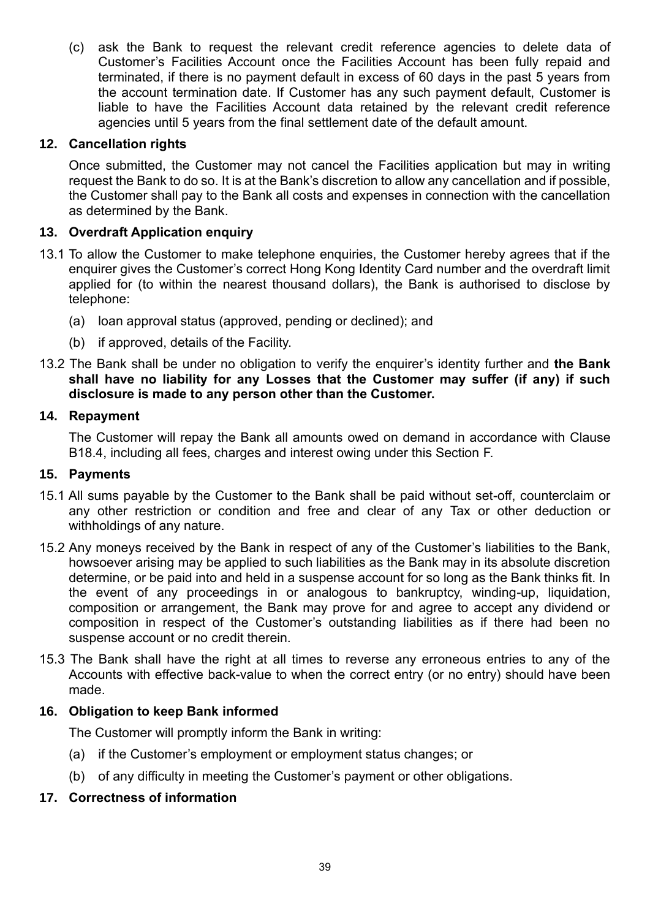(c) ask the Bank to request the relevant credit reference agencies to delete data of Customer's Facilities Account once the Facilities Account has been fully repaid and terminated, if there is no payment default in excess of 60 days in the past 5 years from the account termination date. If Customer has any such payment default, Customer is liable to have the Facilities Account data retained by the relevant credit reference agencies until 5 years from the final settlement date of the default amount.

### 12. Cancellation rights

Once submitted, the Customer may not cancel the Facilities application but may in writing request the Bank to do so. It is at the Bank's discretion to allow any cancellation and if possible, the Customer shall pay to the Bank all costs and expenses in connection with the cancellation as determined by the Bank.

### 13. Overdraft Application enquiry

13.1 To allow the Customer to make telephone enquiries, the Customer hereby agrees that if the enquirer gives the Customer's correct Hong Kong Identity Card number and the overdraft limit applied for (to within the nearest thousand dollars), the Bank is authorised to disclose by telephone:

(a) loan approval status (approved, pending or declined); and

(b) if approved, details of the Facility.

13.2 The Bank shall be under no obligation to verify the enquirer's identity further and **the Bank shall have no liability for any Losses that the Customer may suffer (if any) if such disclosure is made to any person other than the Customer.**

### 14. Repayment

The Customer will repay the Bank all amounts owed on demand in accordance with Clause B18.4, including all fees, charges and interest owing under this Section F.

### 15. Payments

15.1 All sums payable by the Customer to the Bank shall be paid without set-off, counterclaim or any other restriction or condition and free and clear of any Tax or other deduction or withholdings of any nature.

15.2 Any moneys received by the Bank in respect of any of the Customer's liabilities to the Bank, howsoever arising may be applied to such liabilities as the Bank may in its absolute discretion determine, or be paid into and held in a suspense account for so long as the Bank thinks fit. In the event of any proceedings in or analogous to bankruptcy, winding-up, liquidation, composition or arrangement, the Bank may prove for and agree to accept any dividend or composition in respect of the Customer's outstanding liabilities as if there had been no suspense account or no credit therein.

15.3 The Bank shall have the right at all times to reverse any erroneous entries to any of the Accounts with effective back-value to when the correct entry (or no entry) should have been made.

### 16. Obligation to keep Bank informed

The Customer will promptly inform the Bank in writing:

(a) if the Customer's employment or employment status changes; or

(b) of any difficulty in meeting the Customer's payment or other obligations.

### 17. Correctness of information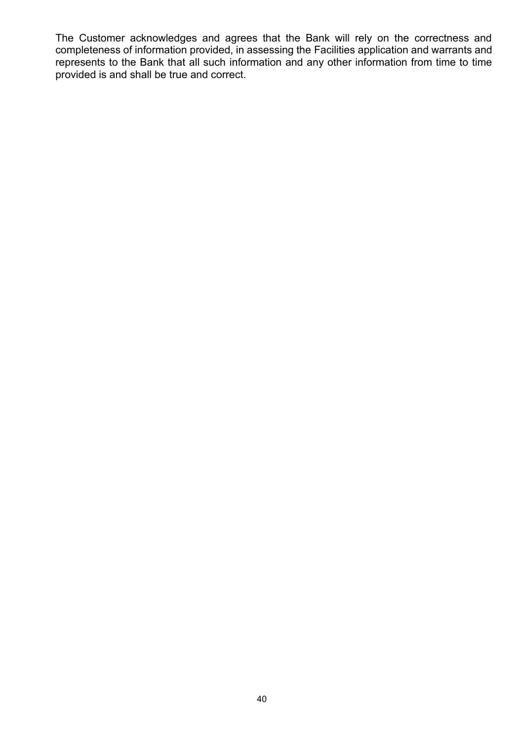The Customer acknowledges and agrees that the Bank will rely on the correctness and completeness of information provided, in assessing the Facilities application and warrants and represents to the Bank that all such information and any other information from time to time provided is and shall be true and correct.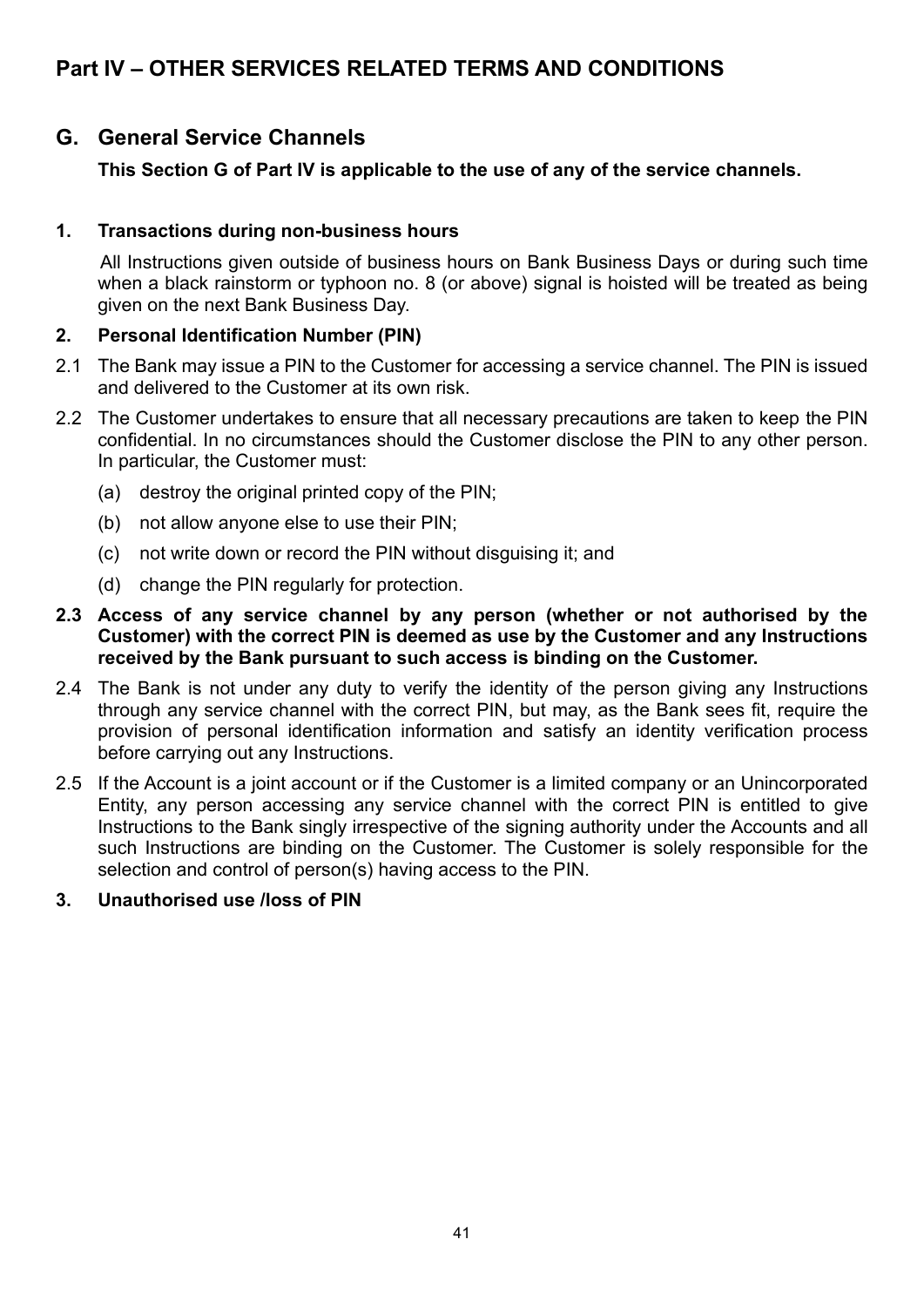# Part IV – OTHER SERVICES RELATED TERMS AND CONDITIONS

## G. General Service Channels

**This Section G of Part IV is applicable to the use of any of the service channels.**

### 1. Transactions during non-business hours

All Instructions given outside of business hours on Bank Business Days or during such time when a black rainstorm or typhoon no. 8 (or above) signal is hoisted will be treated as being given on the next Bank Business Day.

### 2. Personal Identification Number (PIN)

2.1 The Bank may issue a PIN to the Customer for accessing a service channel. The PIN is issued and delivered to the Customer at its own risk.

2.2 The Customer undertakes to ensure that all necessary precautions are taken to keep the PIN confidential. In no circumstances should the Customer disclose the PIN to any other person. In particular, the Customer must:

(a) destroy the original printed copy of the PIN;

(b) not allow anyone else to use their PIN;

(c) not write down or record the PIN without disguising it; and

(d) change the PIN regularly for protection.

**2.3 Access of any service channel by any person (whether or not authorised by the Customer) with the correct PIN is deemed as use by the Customer and any Instructions received by the Bank pursuant to such access is binding on the Customer.**

2.4 The Bank is not under any duty to verify the identity of the person giving any Instructions through any service channel with the correct PIN, but may, as the Bank sees fit, require the provision of personal identification information and satisfy an identity verification process before carrying out any Instructions.

2.5 If the Account is a joint account or if the Customer is a limited company or an Unincorporated Entity, any person accessing any service channel with the correct PIN is entitled to give Instructions to the Bank singly irrespective of the signing authority under the Accounts and all such Instructions are binding on the Customer. The Customer is solely responsible for the selection and control of person(s) having access to the PIN.

### 3. Unauthorised use /loss of PIN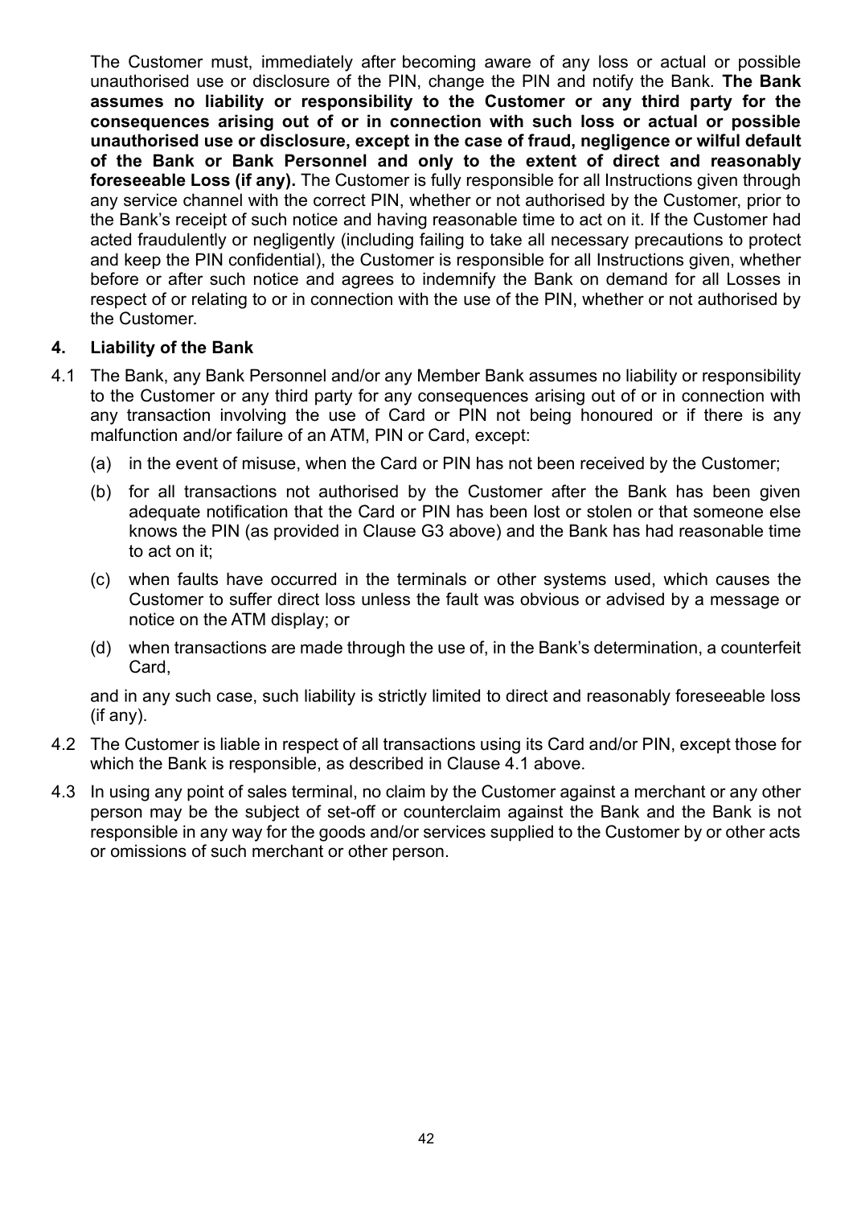The Customer must, immediately after becoming aware of any loss or actual or possible unauthorised use or disclosure of the PIN, change the PIN and notify the Bank. **The Bank assumes no liability or responsibility to the Customer or any third party for the consequences arising out of or in connection with such loss or actual or possible unauthorised use or disclosure, except in the case of fraud, negligence or wilful default of the Bank or Bank Personnel and only to the extent of direct and reasonably foreseeable Loss (if any).** The Customer is fully responsible for all Instructions given through any service channel with the correct PIN, whether or not authorised by the Customer, prior to the Bank's receipt of such notice and having reasonable time to act on it. If the Customer had acted fraudulently or negligently (including failing to take all necessary precautions to protect and keep the PIN confidential), the Customer is responsible for all Instructions given, whether before or after such notice and agrees to indemnify the Bank on demand for all Losses in respect of or relating to or in connection with the use of the PIN, whether or not authorised by the Customer.

### 4. Liability of the Bank

4.1 The Bank, any Bank Personnel and/or any Member Bank assumes no liability or responsibility to the Customer or any third party for any consequences arising out of or in connection with any transaction involving the use of Card or PIN not being honoured or if there is any malfunction and/or failure of an ATM, PIN or Card, except:

(a) in the event of misuse, when the Card or PIN has not been received by the Customer;

(b) for all transactions not authorised by the Customer after the Bank has been given adequate notification that the Card or PIN has been lost or stolen or that someone else knows the PIN (as provided in Clause G3 above) and the Bank has had reasonable time to act on it;

(c) when faults have occurred in the terminals or other systems used, which causes the Customer to suffer direct loss unless the fault was obvious or advised by a message or notice on the ATM display; or

(d) when transactions are made through the use of, in the Bank's determination, a counterfeit Card,

and in any such case, such liability is strictly limited to direct and reasonably foreseeable loss (if any).

4.2 The Customer is liable in respect of all transactions using its Card and/or PIN, except those for which the Bank is responsible, as described in Clause 4.1 above.

4.3 In using any point of sales terminal, no claim by the Customer against a merchant or any other person may be the subject of set-off or counterclaim against the Bank and the Bank is not responsible in any way for the goods and/or services supplied to the Customer by or other acts or omissions of such merchant or other person.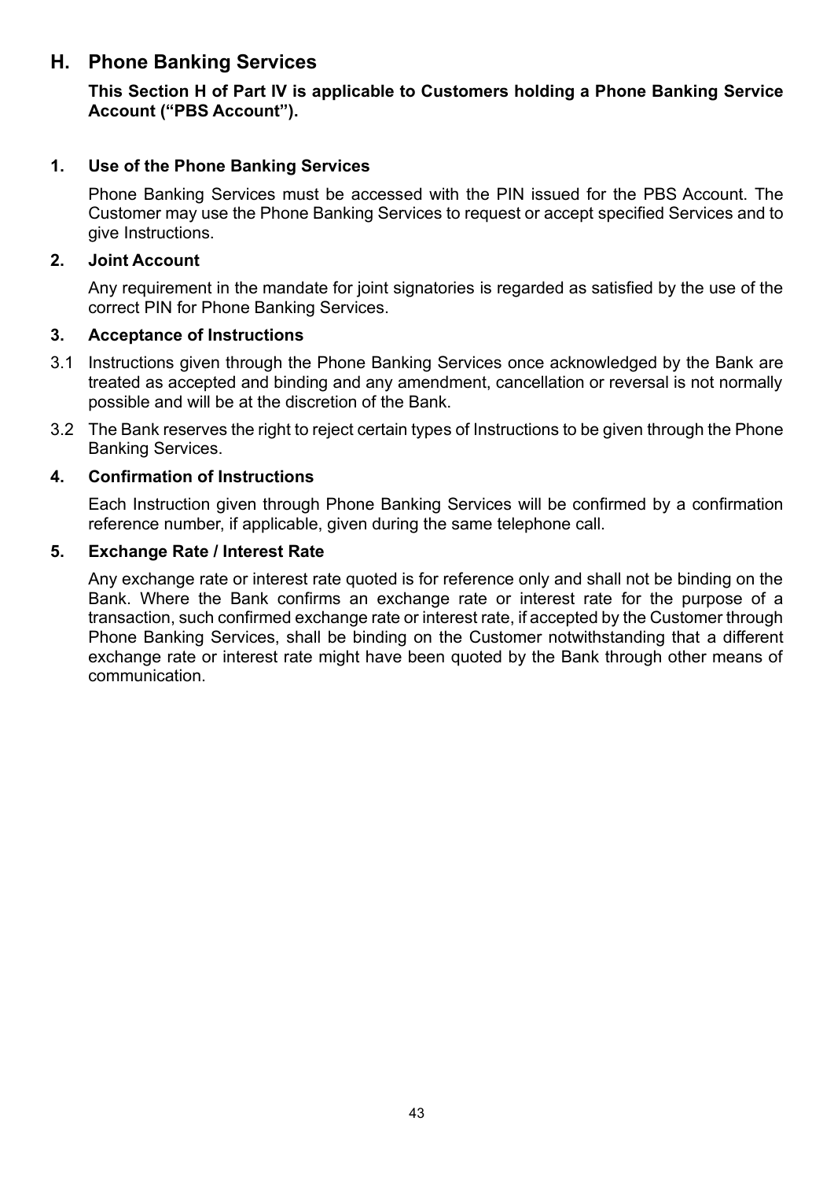## H. Phone Banking Services

**This Section H of Part IV is applicable to Customers holding a Phone Banking Service Account ("PBS Account").**

### 1. Use of the Phone Banking Services

Phone Banking Services must be accessed with the PIN issued for the PBS Account. The Customer may use the Phone Banking Services to request or accept specified Services and to give Instructions.

### 2. Joint Account

Any requirement in the mandate for joint signatories is regarded as satisfied by the use of the correct PIN for Phone Banking Services.

### 3. Acceptance of Instructions

3.1 Instructions given through the Phone Banking Services once acknowledged by the Bank are treated as accepted and binding and any amendment, cancellation or reversal is not normally possible and will be at the discretion of the Bank.

3.2 The Bank reserves the right to reject certain types of Instructions to be given through the Phone Banking Services.

### 4. Confirmation of Instructions

Each Instruction given through Phone Banking Services will be confirmed by a confirmation reference number, if applicable, given during the same telephone call.

### 5. Exchange Rate / Interest Rate

Any exchange rate or interest rate quoted is for reference only and shall not be binding on the Bank. Where the Bank confirms an exchange rate or interest rate for the purpose of a transaction, such confirmed exchange rate or interest rate, if accepted by the Customer through Phone Banking Services, shall be binding on the Customer notwithstanding that a different exchange rate or interest rate might have been quoted by the Bank through other means of communication.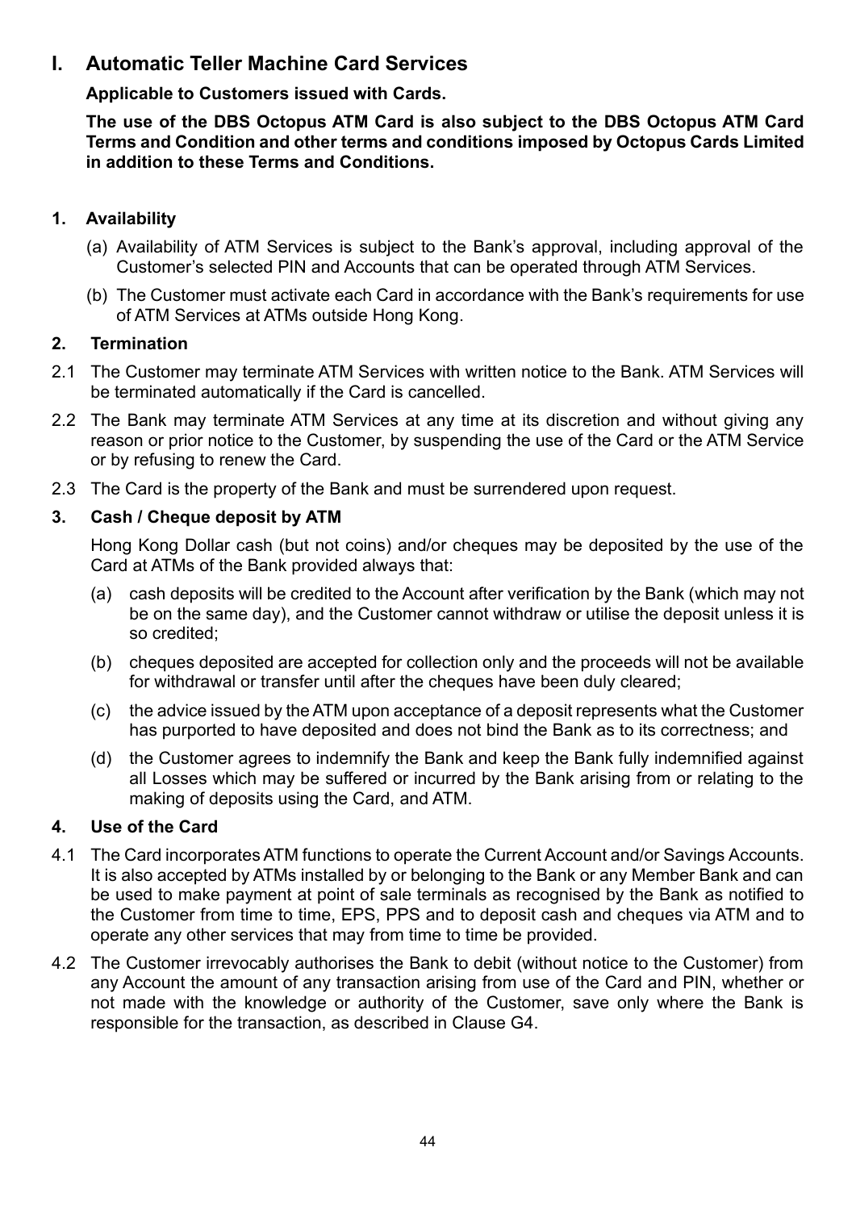## I. Automatic Teller Machine Card Services

**Applicable to Customers issued with Cards.**

**The use of the DBS Octopus ATM Card is also subject to the DBS Octopus ATM Card Terms and Condition and other terms and conditions imposed by Octopus Cards Limited in addition to these Terms and Conditions.**

### 1. Availability

(a) Availability of ATM Services is subject to the Bank's approval, including approval of the Customer's selected PIN and Accounts that can be operated through ATM Services.

(b) The Customer must activate each Card in accordance with the Bank's requirements for use of ATM Services at ATMs outside Hong Kong.

### 2. Termination

2.1 The Customer may terminate ATM Services with written notice to the Bank. ATM Services will be terminated automatically if the Card is cancelled.

2.2 The Bank may terminate ATM Services at any time at its discretion and without giving any reason or prior notice to the Customer, by suspending the use of the Card or the ATM Service or by refusing to renew the Card.

2.3 The Card is the property of the Bank and must be surrendered upon request.

### 3. Cash / Cheque deposit by ATM

Hong Kong Dollar cash (but not coins) and/or cheques may be deposited by the use of the Card at ATMs of the Bank provided always that:

(a) cash deposits will be credited to the Account after verification by the Bank (which may not be on the same day), and the Customer cannot withdraw or utilise the deposit unless it is so credited;

(b) cheques deposited are accepted for collection only and the proceeds will not be available for withdrawal or transfer until after the cheques have been duly cleared;

(c) the advice issued by the ATM upon acceptance of a deposit represents what the Customer has purported to have deposited and does not bind the Bank as to its correctness; and

(d) the Customer agrees to indemnify the Bank and keep the Bank fully indemnified against all Losses which may be suffered or incurred by the Bank arising from or relating to the making of deposits using the Card, and ATM.

### 4. Use of the Card

4.1 The Card incorporates ATM functions to operate the Current Account and/or Savings Accounts. It is also accepted by ATMs installed by or belonging to the Bank or any Member Bank and can be used to make payment at point of sale terminals as recognised by the Bank as notified to the Customer from time to time, EPS, PPS and to deposit cash and cheques via ATM and to operate any other services that may from time to time be provided.

4.2 The Customer irrevocably authorises the Bank to debit (without notice to the Customer) from any Account the amount of any transaction arising from use of the Card and PIN, whether or not made with the knowledge or authority of the Customer, save only where the Bank is responsible for the transaction, as described in Clause G4.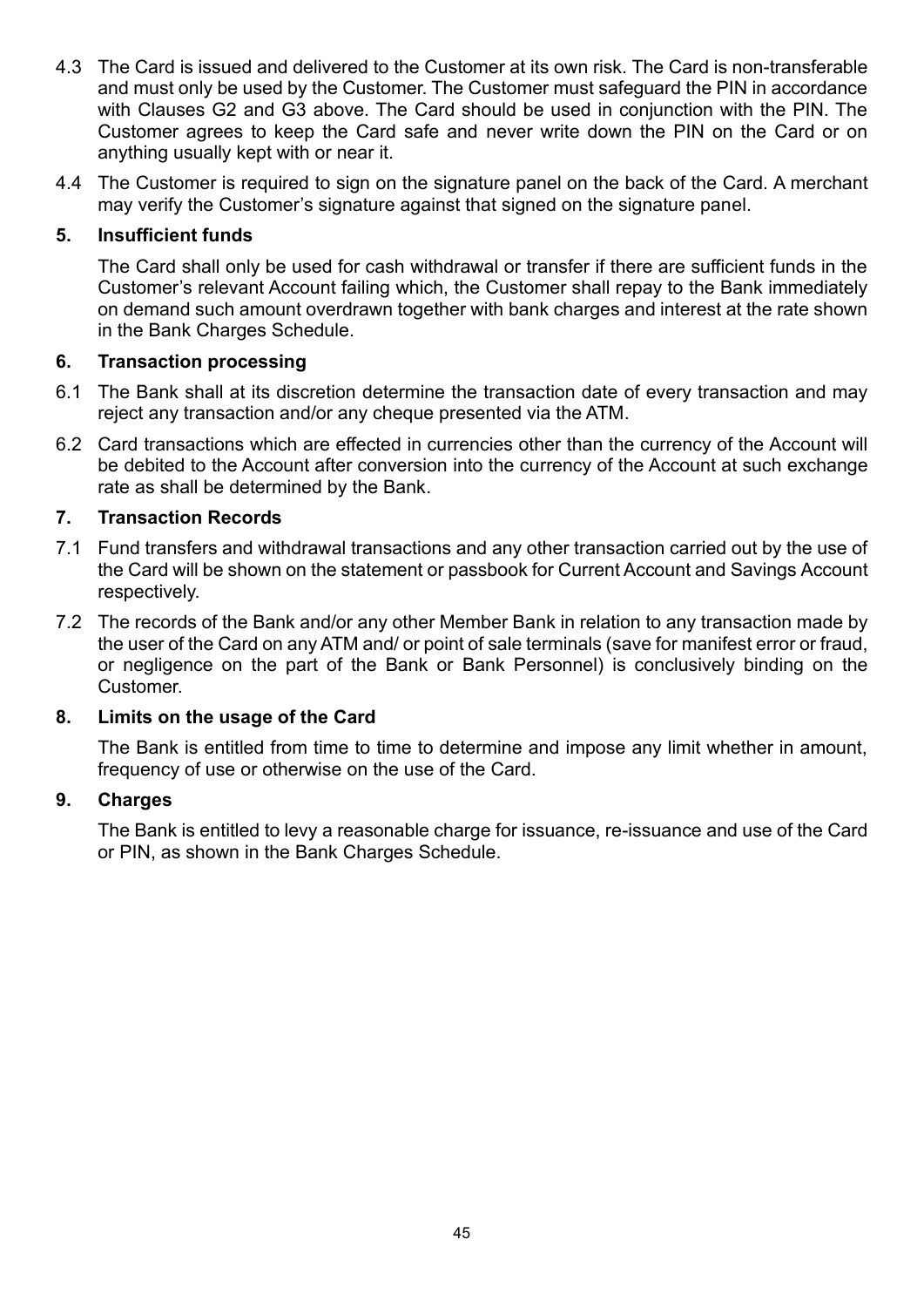4.3 The Card is issued and delivered to the Customer at its own risk. The Card is non-transferable and must only be used by the Customer. The Customer must safeguard the PIN in accordance with Clauses G2 and G3 above. The Card should be used in conjunction with the PIN. The Customer agrees to keep the Card safe and never write down the PIN on the Card or on anything usually kept with or near it.

4.4 The Customer is required to sign on the signature panel on the back of the Card. A merchant may verify the Customer's signature against that signed on the signature panel.

**5. Insufficient funds**

The Card shall only be used for cash withdrawal or transfer if there are sufficient funds in the Customer's relevant Account failing which, the Customer shall repay to the Bank immediately on demand such amount overdrawn together with bank charges and interest at the rate shown in the Bank Charges Schedule.

**6. Transaction processing**

6.1 The Bank shall at its discretion determine the transaction date of every transaction and may reject any transaction and/or any cheque presented via the ATM.

6.2 Card transactions which are effected in currencies other than the currency of the Account will be debited to the Account after conversion into the currency of the Account at such exchange rate as shall be determined by the Bank.

**7. Transaction Records**

7.1 Fund transfers and withdrawal transactions and any other transaction carried out by the use of the Card will be shown on the statement or passbook for Current Account and Savings Account respectively.

7.2 The records of the Bank and/or any other Member Bank in relation to any transaction made by the user of the Card on any ATM and/ or point of sale terminals (save for manifest error or fraud, or negligence on the part of the Bank or Bank Personnel) is conclusively binding on the Customer.

**8. Limits on the usage of the Card**

The Bank is entitled from time to time to determine and impose any limit whether in amount, frequency of use or otherwise on the use of the Card.

**9. Charges**

The Bank is entitled to levy a reasonable charge for issuance, re-issuance and use of the Card or PIN, as shown in the Bank Charges Schedule.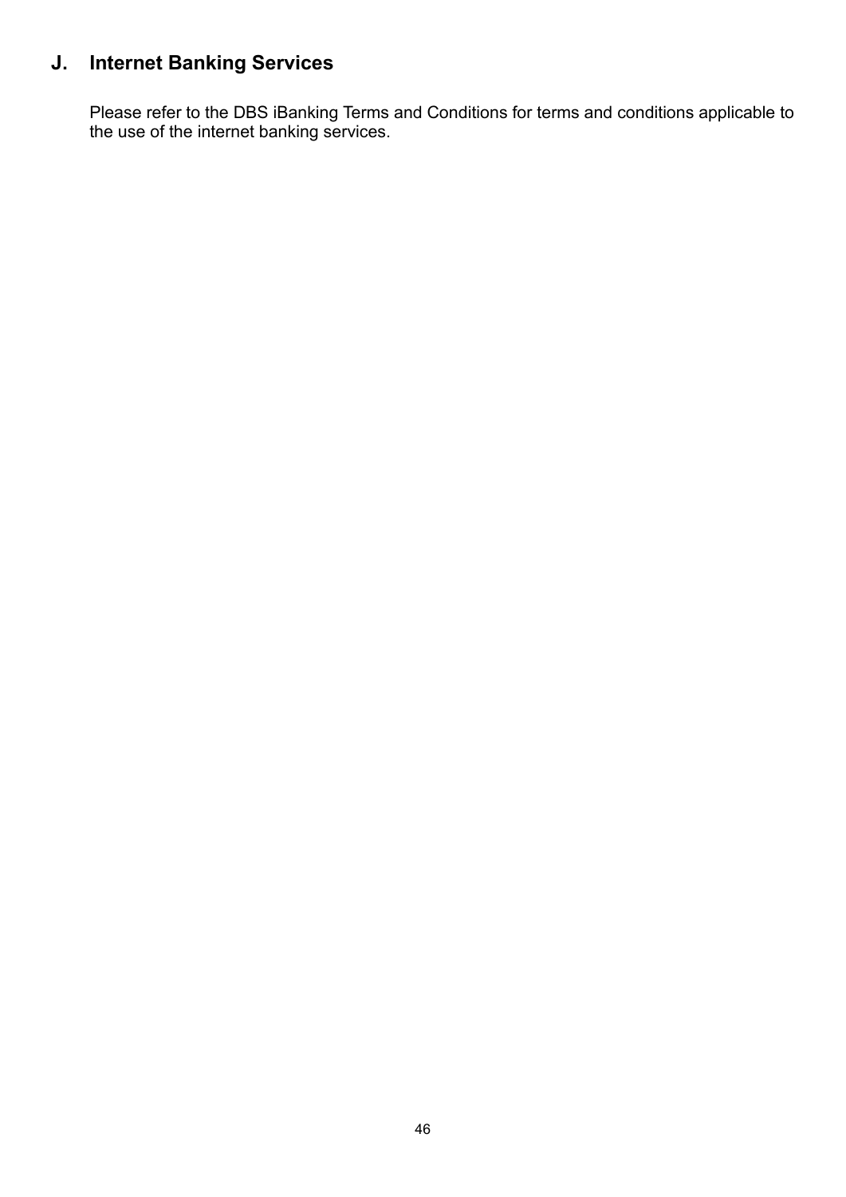## J. Internet Banking Services

Please refer to the DBS iBanking Terms and Conditions for terms and conditions applicable to the use of the internet banking services.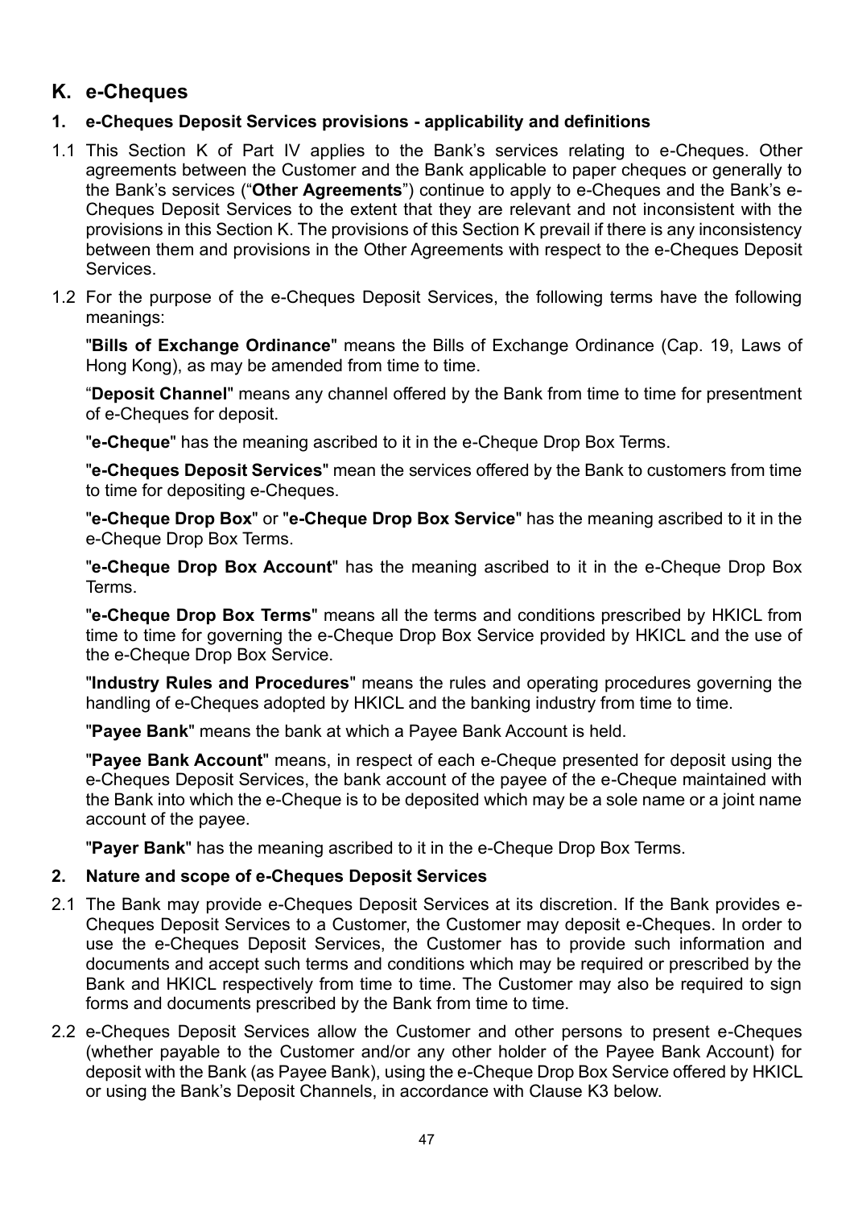## K. e-Cheques

### 1. e-Cheques Deposit Services provisions - applicability and definitions

1.1 This Section K of Part IV applies to the Bank's services relating to e-Cheques. Other agreements between the Customer and the Bank applicable to paper cheques or generally to the Bank's services ("**Other Agreements**") continue to apply to e-Cheques and the Bank's e-Cheques Deposit Services to the extent that they are relevant and not inconsistent with the provisions in this Section K. The provisions of this Section K prevail if there is any inconsistency between them and provisions in the Other Agreements with respect to the e-Cheques Deposit Services.

1.2 For the purpose of the e-Cheques Deposit Services, the following terms have the following meanings:

"**Bills of Exchange Ordinance**" means the Bills of Exchange Ordinance (Cap. 19, Laws of Hong Kong), as may be amended from time to time.

"**Deposit Channel**" means any channel offered by the Bank from time to time for presentment of e-Cheques for deposit.

"**e-Cheque**" has the meaning ascribed to it in the e-Cheque Drop Box Terms.

"**e-Cheques Deposit Services**" mean the services offered by the Bank to customers from time to time for depositing e-Cheques.

"**e-Cheque Drop Box**" or "**e-Cheque Drop Box Service**" has the meaning ascribed to it in the e-Cheque Drop Box Terms.

"**e-Cheque Drop Box Account**" has the meaning ascribed to it in the e-Cheque Drop Box Terms.

"**e-Cheque Drop Box Terms**" means all the terms and conditions prescribed by HKICL from time to time for governing the e-Cheque Drop Box Service provided by HKICL and the use of the e-Cheque Drop Box Service.

"**Industry Rules and Procedures**" means the rules and operating procedures governing the handling of e-Cheques adopted by HKICL and the banking industry from time to time.

"**Payee Bank**" means the bank at which a Payee Bank Account is held.

"**Payee Bank Account**" means, in respect of each e-Cheque presented for deposit using the e-Cheques Deposit Services, the bank account of the payee of the e-Cheque maintained with the Bank into which the e-Cheque is to be deposited which may be a sole name or a joint name account of the payee.

"**Payer Bank**" has the meaning ascribed to it in the e-Cheque Drop Box Terms.

### 2. Nature and scope of e-Cheques Deposit Services

2.1 The Bank may provide e-Cheques Deposit Services at its discretion. If the Bank provides e-Cheques Deposit Services to a Customer, the Customer may deposit e-Cheques. In order to use the e-Cheques Deposit Services, the Customer has to provide such information and documents and accept such terms and conditions which may be required or prescribed by the Bank and HKICL respectively from time to time. The Customer may also be required to sign forms and documents prescribed by the Bank from time to time.

2.2 e-Cheques Deposit Services allow the Customer and other persons to present e-Cheques (whether payable to the Customer and/or any other holder of the Payee Bank Account) for deposit with the Bank (as Payee Bank), using the e-Cheque Drop Box Service offered by HKICL or using the Bank's Deposit Channels, in accordance with Clause K3 below.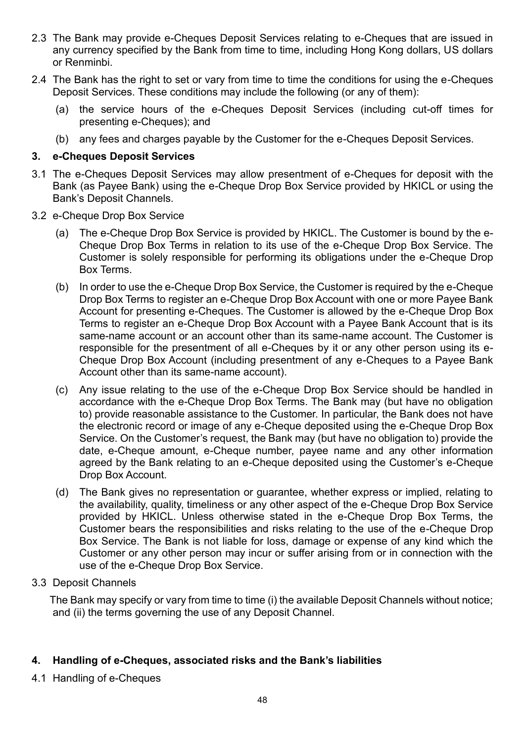2.3 The Bank may provide e-Cheques Deposit Services relating to e-Cheques that are issued in any currency specified by the Bank from time to time, including Hong Kong dollars, US dollars or Renminbi.

2.4 The Bank has the right to set or vary from time to time the conditions for using the e-Cheques Deposit Services. These conditions may include the following (or any of them):

(a) the service hours of the e-Cheques Deposit Services (including cut-off times for presenting e-Cheques); and

(b) any fees and charges payable by the Customer for the e-Cheques Deposit Services.

**3. e-Cheques Deposit Services**

3.1 The e-Cheques Deposit Services may allow presentment of e-Cheques for deposit with the Bank (as Payee Bank) using the e-Cheque Drop Box Service provided by HKICL or using the Bank's Deposit Channels.

3.2 e-Cheque Drop Box Service

(a) The e-Cheque Drop Box Service is provided by HKICL. The Customer is bound by the e-Cheque Drop Box Terms in relation to its use of the e-Cheque Drop Box Service. The Customer is solely responsible for performing its obligations under the e-Cheque Drop Box Terms.

(b) In order to use the e-Cheque Drop Box Service, the Customer is required by the e-Cheque Drop Box Terms to register an e-Cheque Drop Box Account with one or more Payee Bank Account for presenting e-Cheques. The Customer is allowed by the e-Cheque Drop Box Terms to register an e-Cheque Drop Box Account with a Payee Bank Account that is its same-name account or an account other than its same-name account. The Customer is responsible for the presentment of all e-Cheques by it or any other person using its e-Cheque Drop Box Account (including presentment of any e-Cheques to a Payee Bank Account other than its same-name account).

(c) Any issue relating to the use of the e-Cheque Drop Box Service should be handled in accordance with the e-Cheque Drop Box Terms. The Bank may (but have no obligation to) provide reasonable assistance to the Customer. In particular, the Bank does not have the electronic record or image of any e-Cheque deposited using the e-Cheque Drop Box Service. On the Customer's request, the Bank may (but have no obligation to) provide the date, e-Cheque amount, e-Cheque number, payee name and any other information agreed by the Bank relating to an e-Cheque deposited using the Customer's e-Cheque Drop Box Account.

(d) The Bank gives no representation or guarantee, whether express or implied, relating to the availability, quality, timeliness or any other aspect of the e-Cheque Drop Box Service provided by HKICL. Unless otherwise stated in the e-Cheque Drop Box Terms, the Customer bears the responsibilities and risks relating to the use of the e-Cheque Drop Box Service. The Bank is not liable for loss, damage or expense of any kind which the Customer or any other person may incur or suffer arising from or in connection with the use of the e-Cheque Drop Box Service.

3.3 Deposit Channels

The Bank may specify or vary from time to time (i) the available Deposit Channels without notice; and (ii) the terms governing the use of any Deposit Channel.

**4. Handling of e-Cheques, associated risks and the Bank's liabilities**

4.1 Handling of e-Cheques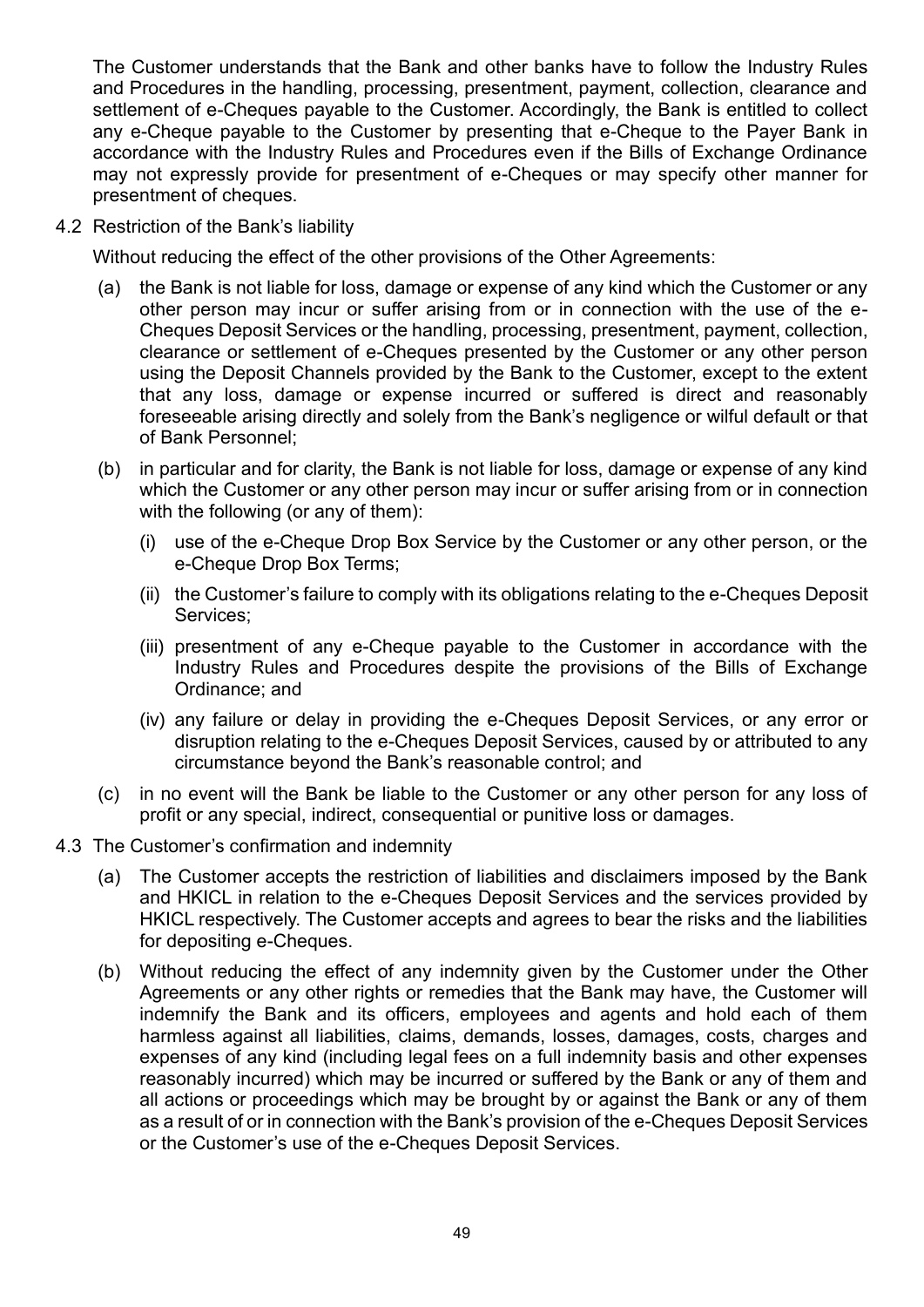The Customer understands that the Bank and other banks have to follow the Industry Rules and Procedures in the handling, processing, presentment, payment, collection, clearance and settlement of e-Cheques payable to the Customer. Accordingly, the Bank is entitled to collect any e-Cheque payable to the Customer by presenting that e-Cheque to the Payer Bank in accordance with the Industry Rules and Procedures even if the Bills of Exchange Ordinance may not expressly provide for presentment of e-Cheques or may specify other manner for presentment of cheques.

4.2 Restriction of the Bank's liability

Without reducing the effect of the other provisions of the Other Agreements:

(a) the Bank is not liable for loss, damage or expense of any kind which the Customer or any other person may incur or suffer arising from or in connection with the use of the e-Cheques Deposit Services or the handling, processing, presentment, payment, collection, clearance or settlement of e-Cheques presented by the Customer or any other person using the Deposit Channels provided by the Bank to the Customer, except to the extent that any loss, damage or expense incurred or suffered is direct and reasonably foreseeable arising directly and solely from the Bank's negligence or wilful default or that of Bank Personnel;

(b) in particular and for clarity, the Bank is not liable for loss, damage or expense of any kind which the Customer or any other person may incur or suffer arising from or in connection with the following (or any of them):

   (i) use of the e-Cheque Drop Box Service by the Customer or any other person, or the e-Cheque Drop Box Terms;

   (ii) the Customer's failure to comply with its obligations relating to the e-Cheques Deposit Services;

   (iii) presentment of any e-Cheque payable to the Customer in accordance with the Industry Rules and Procedures despite the provisions of the Bills of Exchange Ordinance; and

   (iv) any failure or delay in providing the e-Cheques Deposit Services, or any error or disruption relating to the e-Cheques Deposit Services, caused by or attributed to any circumstance beyond the Bank's reasonable control; and

(c) in no event will the Bank be liable to the Customer or any other person for any loss of profit or any special, indirect, consequential or punitive loss or damages.

4.3 The Customer's confirmation and indemnity

(a) The Customer accepts the restriction of liabilities and disclaimers imposed by the Bank and HKICL in relation to the e-Cheques Deposit Services and the services provided by HKICL respectively. The Customer accepts and agrees to bear the risks and the liabilities for depositing e-Cheques.

(b) Without reducing the effect of any indemnity given by the Customer under the Other Agreements or any other rights or remedies that the Bank may have, the Customer will indemnify the Bank and its officers, employees and agents and hold each of them harmless against all liabilities, claims, demands, losses, damages, costs, charges and expenses of any kind (including legal fees on a full indemnity basis and other expenses reasonably incurred) which may be incurred or suffered by the Bank or any of them and all actions or proceedings which may be brought by or against the Bank or any of them as a result of or in connection with the Bank's provision of the e-Cheques Deposit Services or the Customer's use of the e-Cheques Deposit Services.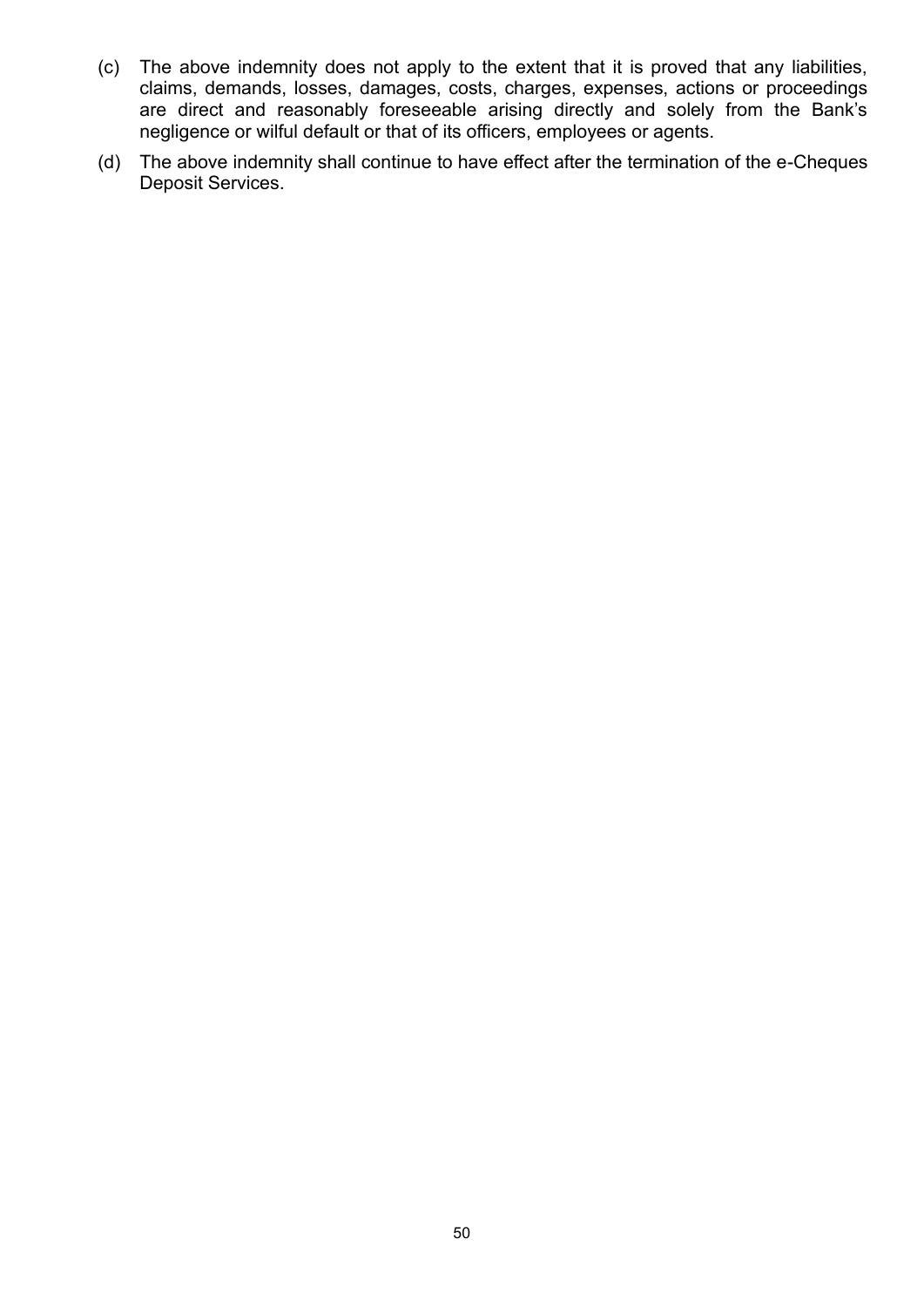(c) The above indemnity does not apply to the extent that it is proved that any liabilities, claims, demands, losses, damages, costs, charges, expenses, actions or proceedings are direct and reasonably foreseeable arising directly and solely from the Bank's negligence or wilful default or that of its officers, employees or agents.

(d) The above indemnity shall continue to have effect after the termination of the e-Cheques Deposit Services.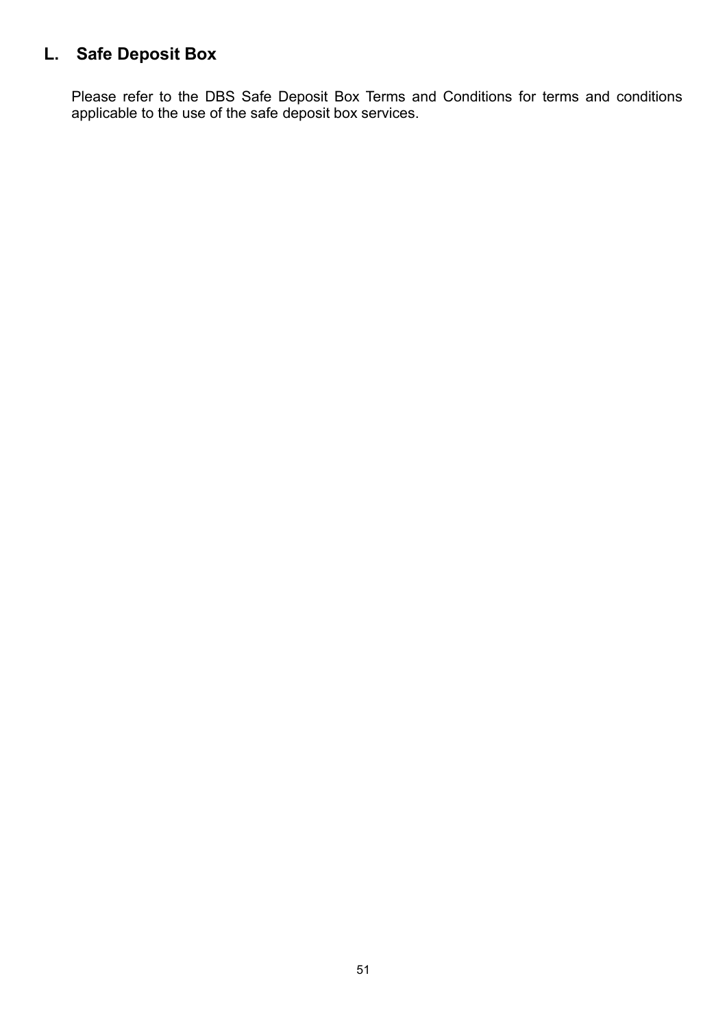## L. Safe Deposit Box

Please refer to the DBS Safe Deposit Box Terms and Conditions for terms and conditions applicable to the use of the safe deposit box services.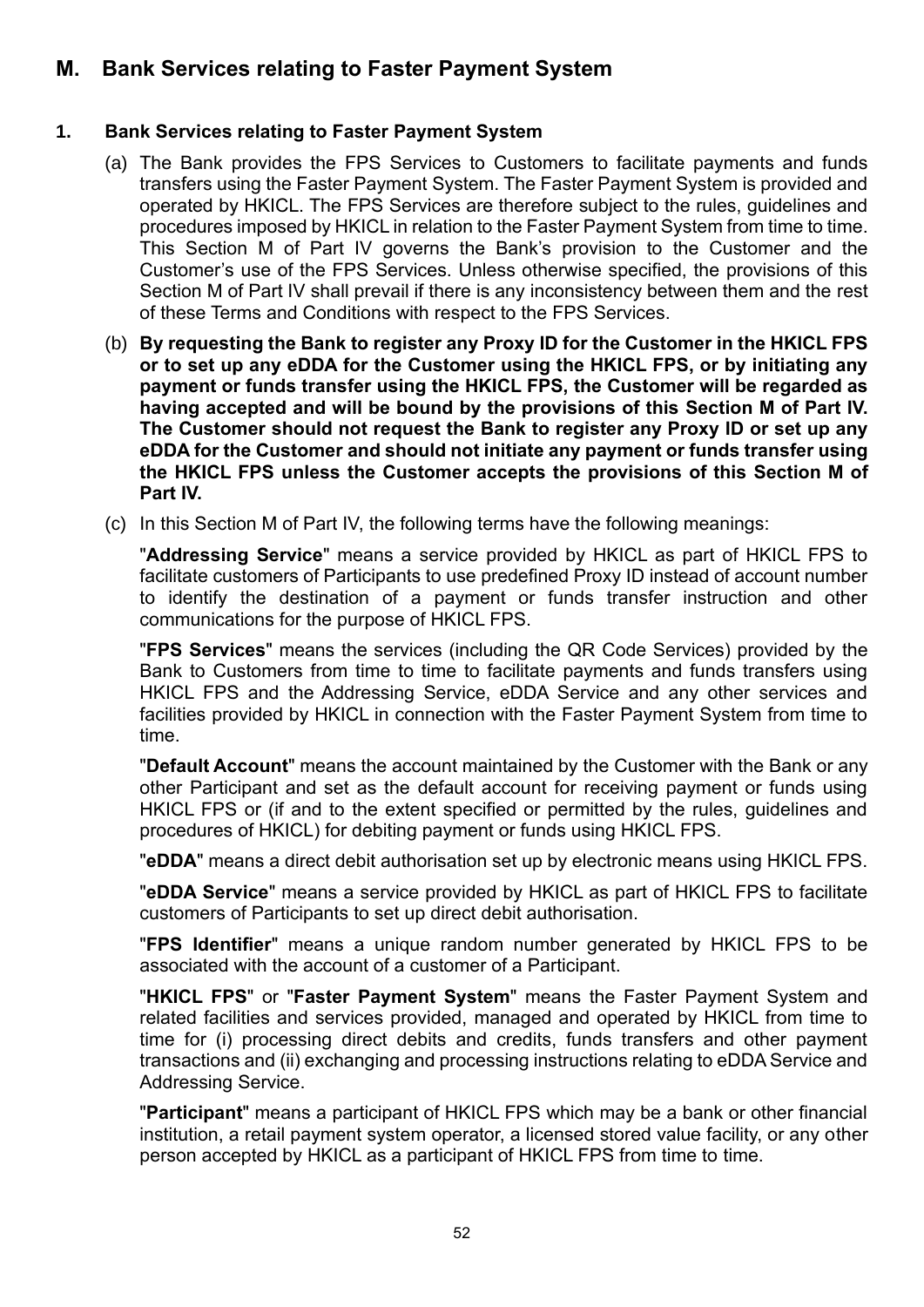## M. Bank Services relating to Faster Payment System

### 1. Bank Services relating to Faster Payment System

(a) The Bank provides the FPS Services to Customers to facilitate payments and funds transfers using the Faster Payment System. The Faster Payment System is provided and operated by HKICL. The FPS Services are therefore subject to the rules, guidelines and procedures imposed by HKICL in relation to the Faster Payment System from time to time. This Section M of Part IV governs the Bank's provision to the Customer and the Customer's use of the FPS Services. Unless otherwise specified, the provisions of this Section M of Part IV shall prevail if there is any inconsistency between them and the rest of these Terms and Conditions with respect to the FPS Services.

(b) **By requesting the Bank to register any Proxy ID for the Customer in the HKICL FPS or to set up any eDDA for the Customer using the HKICL FPS, or by initiating any payment or funds transfer using the HKICL FPS, the Customer will be regarded as having accepted and will be bound by the provisions of this Section M of Part IV. The Customer should not request the Bank to register any Proxy ID or set up any eDDA for the Customer and should not initiate any payment or funds transfer using the HKICL FPS unless the Customer accepts the provisions of this Section M of Part IV.**

(c) In this Section M of Part IV, the following terms have the following meanings:

"**Addressing Service**" means a service provided by HKICL as part of HKICL FPS to facilitate customers of Participants to use predefined Proxy ID instead of account number to identify the destination of a payment or funds transfer instruction and other communications for the purpose of HKICL FPS.

"**FPS Services**" means the services (including the QR Code Services) provided by the Bank to Customers from time to time to facilitate payments and funds transfers using HKICL FPS and the Addressing Service, eDDA Service and any other services and facilities provided by HKICL in connection with the Faster Payment System from time to time.

"**Default Account**" means the account maintained by the Customer with the Bank or any other Participant and set as the default account for receiving payment or funds using HKICL FPS or (if and to the extent specified or permitted by the rules, guidelines and procedures of HKICL) for debiting payment or funds using HKICL FPS.

"**eDDA**" means a direct debit authorisation set up by electronic means using HKICL FPS.

"**eDDA Service**" means a service provided by HKICL as part of HKICL FPS to facilitate customers of Participants to set up direct debit authorisation.

"**FPS Identifier**" means a unique random number generated by HKICL FPS to be associated with the account of a customer of a Participant.

"**HKICL FPS**" or "**Faster Payment System**" means the Faster Payment System and related facilities and services provided, managed and operated by HKICL from time to time for (i) processing direct debits and credits, funds transfers and other payment transactions and (ii) exchanging and processing instructions relating to eDDA Service and Addressing Service.

"**Participant**" means a participant of HKICL FPS which may be a bank or other financial institution, a retail payment system operator, a licensed stored value facility, or any other person accepted by HKICL as a participant of HKICL FPS from time to time.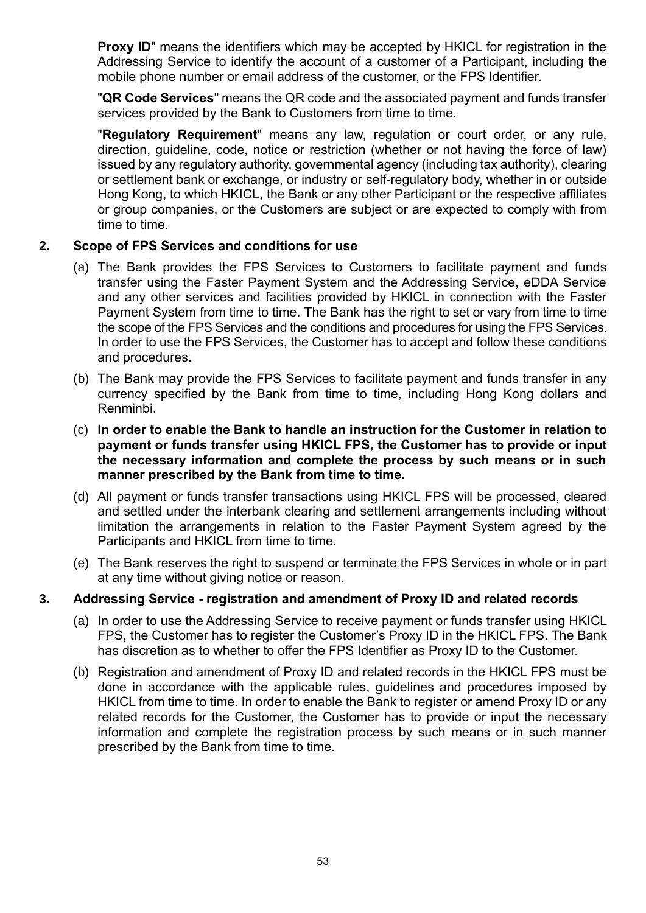**Proxy ID**" means the identifiers which may be accepted by HKICL for registration in the Addressing Service to identify the account of a customer of a Participant, including the mobile phone number or email address of the customer, or the FPS Identifier.

"**QR Code Services**" means the QR code and the associated payment and funds transfer services provided by the Bank to Customers from time to time.

"**Regulatory Requirement**" means any law, regulation or court order, or any rule, direction, guideline, code, notice or restriction (whether or not having the force of law) issued by any regulatory authority, governmental agency (including tax authority), clearing or settlement bank or exchange, or industry or self-regulatory body, whether in or outside Hong Kong, to which HKICL, the Bank or any other Participant or the respective affiliates or group companies, or the Customers are subject or are expected to comply with from time to time.

**2. Scope of FPS Services and conditions for use**

(a) The Bank provides the FPS Services to Customers to facilitate payment and funds transfer using the Faster Payment System and the Addressing Service, eDDA Service and any other services and facilities provided by HKICL in connection with the Faster Payment System from time to time. The Bank has the right to set or vary from time to time the scope of the FPS Services and the conditions and procedures for using the FPS Services. In order to use the FPS Services, the Customer has to accept and follow these conditions and procedures.

(b) The Bank may provide the FPS Services to facilitate payment and funds transfer in any currency specified by the Bank from time to time, including Hong Kong dollars and Renminbi.

(c) **In order to enable the Bank to handle an instruction for the Customer in relation to payment or funds transfer using HKICL FPS, the Customer has to provide or input the necessary information and complete the process by such means or in such manner prescribed by the Bank from time to time.**

(d) All payment or funds transfer transactions using HKICL FPS will be processed, cleared and settled under the interbank clearing and settlement arrangements including without limitation the arrangements in relation to the Faster Payment System agreed by the Participants and HKICL from time to time.

(e) The Bank reserves the right to suspend or terminate the FPS Services in whole or in part at any time without giving notice or reason.

**3. Addressing Service - registration and amendment of Proxy ID and related records**

(a) In order to use the Addressing Service to receive payment or funds transfer using HKICL FPS, the Customer has to register the Customer's Proxy ID in the HKICL FPS. The Bank has discretion as to whether to offer the FPS Identifier as Proxy ID to the Customer.

(b) Registration and amendment of Proxy ID and related records in the HKICL FPS must be done in accordance with the applicable rules, guidelines and procedures imposed by HKICL from time to time. In order to enable the Bank to register or amend Proxy ID or any related records for the Customer, the Customer has to provide or input the necessary information and complete the registration process by such means or in such manner prescribed by the Bank from time to time.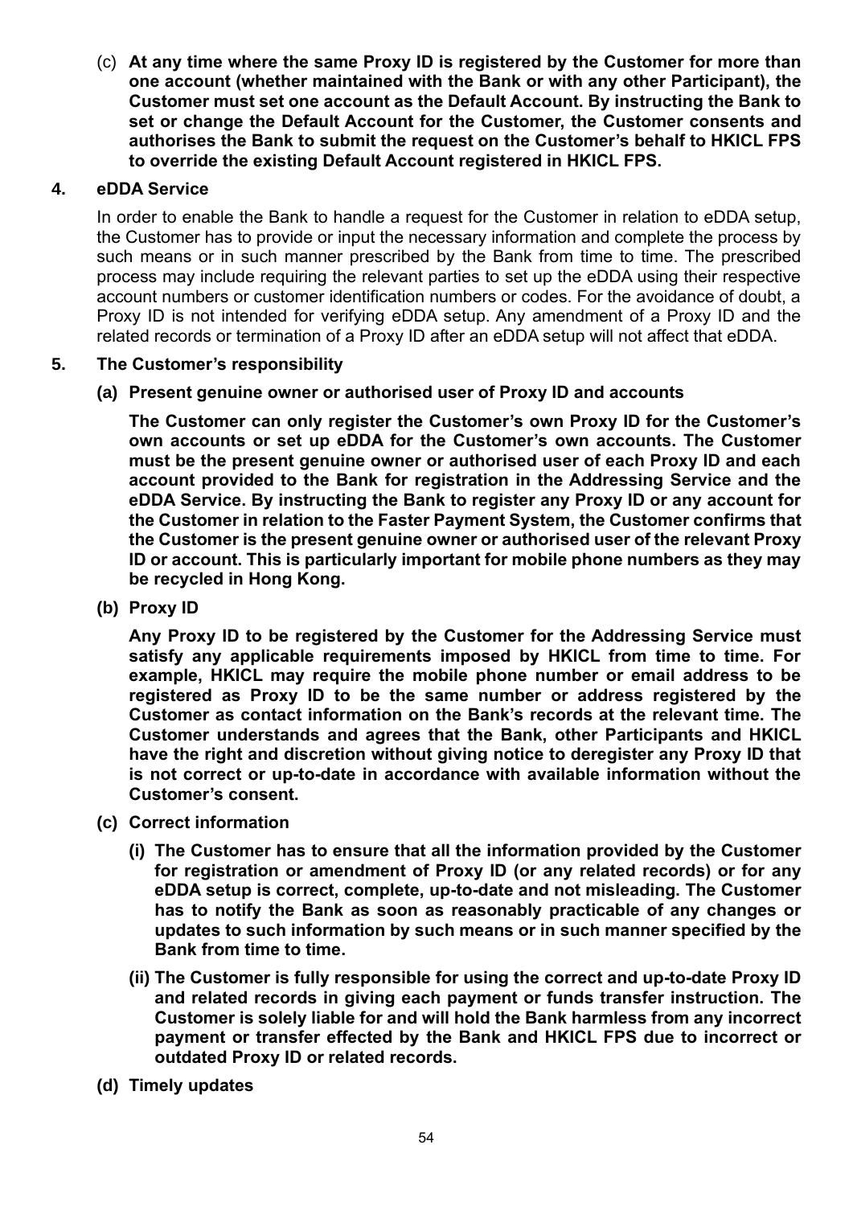(c) **At any time where the same Proxy ID is registered by the Customer for more than one account (whether maintained with the Bank or with any other Participant), the Customer must set one account as the Default Account. By instructing the Bank to set or change the Default Account for the Customer, the Customer consents and authorises the Bank to submit the request on the Customer's behalf to HKICL FPS to override the existing Default Account registered in HKICL FPS.**

**4. eDDA Service**

In order to enable the Bank to handle a request for the Customer in relation to eDDA setup, the Customer has to provide or input the necessary information and complete the process by such means or in such manner prescribed by the Bank from time to time. The prescribed process may include requiring the relevant parties to set up the eDDA using their respective account numbers or customer identification numbers or codes. For the avoidance of doubt, a Proxy ID is not intended for verifying eDDA setup. Any amendment of a Proxy ID and the related records or termination of a Proxy ID after an eDDA setup will not affect that eDDA.

**5. The Customer's responsibility**

**(a) Present genuine owner or authorised user of Proxy ID and accounts**

**The Customer can only register the Customer's own Proxy ID for the Customer's own accounts or set up eDDA for the Customer's own accounts. The Customer must be the present genuine owner or authorised user of each Proxy ID and each account provided to the Bank for registration in the Addressing Service and the eDDA Service. By instructing the Bank to register any Proxy ID or any account for the Customer in relation to the Faster Payment System, the Customer confirms that the Customer is the present genuine owner or authorised user of the relevant Proxy ID or account. This is particularly important for mobile phone numbers as they may be recycled in Hong Kong.**

**(b) Proxy ID**

**Any Proxy ID to be registered by the Customer for the Addressing Service must satisfy any applicable requirements imposed by HKICL from time to time. For example, HKICL may require the mobile phone number or email address to be registered as Proxy ID to be the same number or address registered by the Customer as contact information on the Bank's records at the relevant time. The Customer understands and agrees that the Bank, other Participants and HKICL have the right and discretion without giving notice to deregister any Proxy ID that is not correct or up-to-date in accordance with available information without the Customer's consent.**

**(c) Correct information**

**(i) The Customer has to ensure that all the information provided by the Customer for registration or amendment of Proxy ID (or any related records) or for any eDDA setup is correct, complete, up-to-date and not misleading. The Customer has to notify the Bank as soon as reasonably practicable of any changes or updates to such information by such means or in such manner specified by the Bank from time to time.**

**(ii) The Customer is fully responsible for using the correct and up-to-date Proxy ID and related records in giving each payment or funds transfer instruction. The Customer is solely liable for and will hold the Bank harmless from any incorrect payment or transfer effected by the Bank and HKICL FPS due to incorrect or outdated Proxy ID or related records.**

**(d) Timely updates**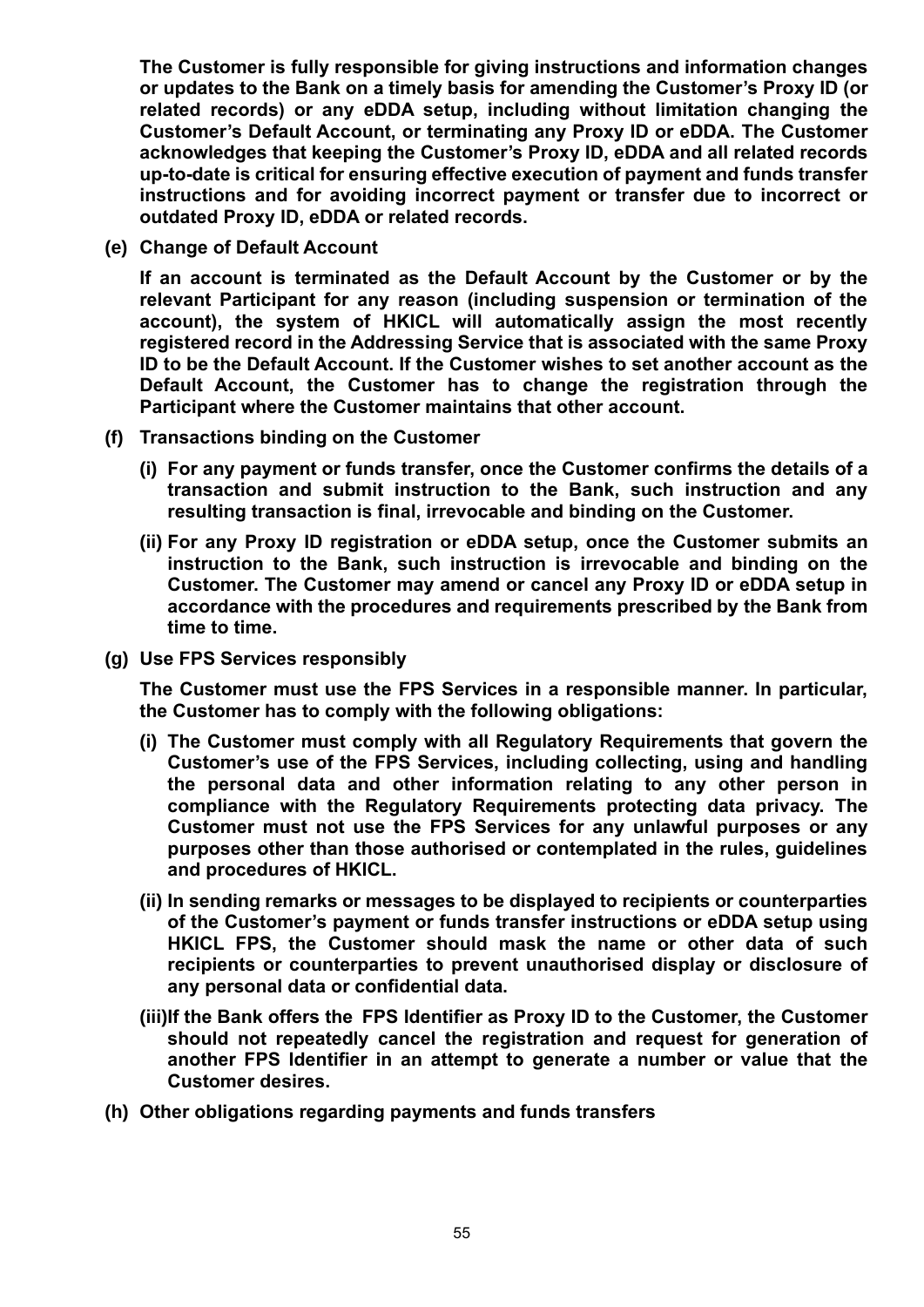**The Customer is fully responsible for giving instructions and information changes or updates to the Bank on a timely basis for amending the Customer's Proxy ID (or related records) or any eDDA setup, including without limitation changing the Customer's Default Account, or terminating any Proxy ID or eDDA. The Customer acknowledges that keeping the Customer's Proxy ID, eDDA and all related records up-to-date is critical for ensuring effective execution of payment and funds transfer instructions and for avoiding incorrect payment or transfer due to incorrect or outdated Proxy ID, eDDA or related records.**

**(e) Change of Default Account**

**If an account is terminated as the Default Account by the Customer or by the relevant Participant for any reason (including suspension or termination of the account), the system of HKICL will automatically assign the most recently registered record in the Addressing Service that is associated with the same Proxy ID to be the Default Account. If the Customer wishes to set another account as the Default Account, the Customer has to change the registration through the Participant where the Customer maintains that other account.**

**(f) Transactions binding on the Customer**

**(i) For any payment or funds transfer, once the Customer confirms the details of a transaction and submit instruction to the Bank, such instruction and any resulting transaction is final, irrevocable and binding on the Customer.**

**(ii) For any Proxy ID registration or eDDA setup, once the Customer submits an instruction to the Bank, such instruction is irrevocable and binding on the Customer. The Customer may amend or cancel any Proxy ID or eDDA setup in accordance with the procedures and requirements prescribed by the Bank from time to time.**

**(g) Use FPS Services responsibly**

**The Customer must use the FPS Services in a responsible manner. In particular, the Customer has to comply with the following obligations:**

**(i) The Customer must comply with all Regulatory Requirements that govern the Customer's use of the FPS Services, including collecting, using and handling the personal data and other information relating to any other person in compliance with the Regulatory Requirements protecting data privacy. The Customer must not use the FPS Services for any unlawful purposes or any purposes other than those authorised or contemplated in the rules, guidelines and procedures of HKICL.**

**(ii) In sending remarks or messages to be displayed to recipients or counterparties of the Customer's payment or funds transfer instructions or eDDA setup using HKICL FPS, the Customer should mask the name or other data of such recipients or counterparties to prevent unauthorised display or disclosure of any personal data or confidential data.**

**(iii) If the Bank offers the FPS Identifier as Proxy ID to the Customer, the Customer should not repeatedly cancel the registration and request for generation of another FPS Identifier in an attempt to generate a number or value that the Customer desires.**

**(h) Other obligations regarding payments and funds transfers**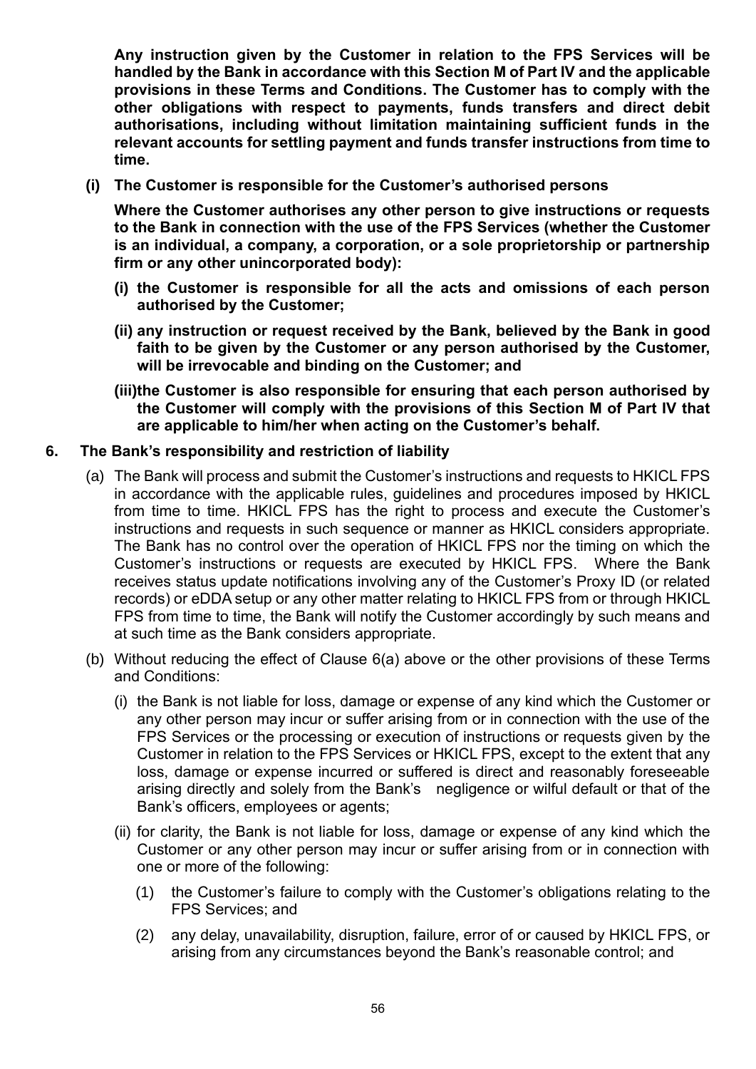**Any instruction given by the Customer in relation to the FPS Services will be handled by the Bank in accordance with this Section M of Part IV and the applicable provisions in these Terms and Conditions. The Customer has to comply with the other obligations with respect to payments, funds transfers and direct debit authorisations, including without limitation maintaining sufficient funds in the relevant accounts for settling payment and funds transfer instructions from time to time.**

**(i) The Customer is responsible for the Customer's authorised persons**

**Where the Customer authorises any other person to give instructions or requests to the Bank in connection with the use of the FPS Services (whether the Customer is an individual, a company, a corporation, or a sole proprietorship or partnership firm or any other unincorporated body):**

**(i) the Customer is responsible for all the acts and omissions of each person authorised by the Customer;**

**(ii) any instruction or request received by the Bank, believed by the Bank in good faith to be given by the Customer or any person authorised by the Customer, will be irrevocable and binding on the Customer; and**

**(iii)the Customer is also responsible for ensuring that each person authorised by the Customer will comply with the provisions of this Section M of Part IV that are applicable to him/her when acting on the Customer's behalf.**

**6. The Bank's responsibility and restriction of liability**

(a) The Bank will process and submit the Customer's instructions and requests to HKICL FPS in accordance with the applicable rules, guidelines and procedures imposed by HKICL from time to time. HKICL FPS has the right to process and execute the Customer's instructions and requests in such sequence or manner as HKICL considers appropriate. The Bank has no control over the operation of HKICL FPS nor the timing on which the Customer's instructions or requests are executed by HKICL FPS. Where the Bank receives status update notifications involving any of the Customer's Proxy ID (or related records) or eDDA setup or any other matter relating to HKICL FPS from or through HKICL FPS from time to time, the Bank will notify the Customer accordingly by such means and at such time as the Bank considers appropriate.

(b) Without reducing the effect of Clause 6(a) above or the other provisions of these Terms and Conditions:

(i) the Bank is not liable for loss, damage or expense of any kind which the Customer or any other person may incur or suffer arising from or in connection with the use of the FPS Services or the processing or execution of instructions or requests given by the Customer in relation to the FPS Services or HKICL FPS, except to the extent that any loss, damage or expense incurred or suffered is direct and reasonably foreseeable arising directly and solely from the Bank's negligence or wilful default or that of the Bank's officers, employees or agents;

(ii) for clarity, the Bank is not liable for loss, damage or expense of any kind which the Customer or any other person may incur or suffer arising from or in connection with one or more of the following:

(1) the Customer's failure to comply with the Customer's obligations relating to the FPS Services; and

(2) any delay, unavailability, disruption, failure, error of or caused by HKICL FPS, or arising from any circumstances beyond the Bank's reasonable control; and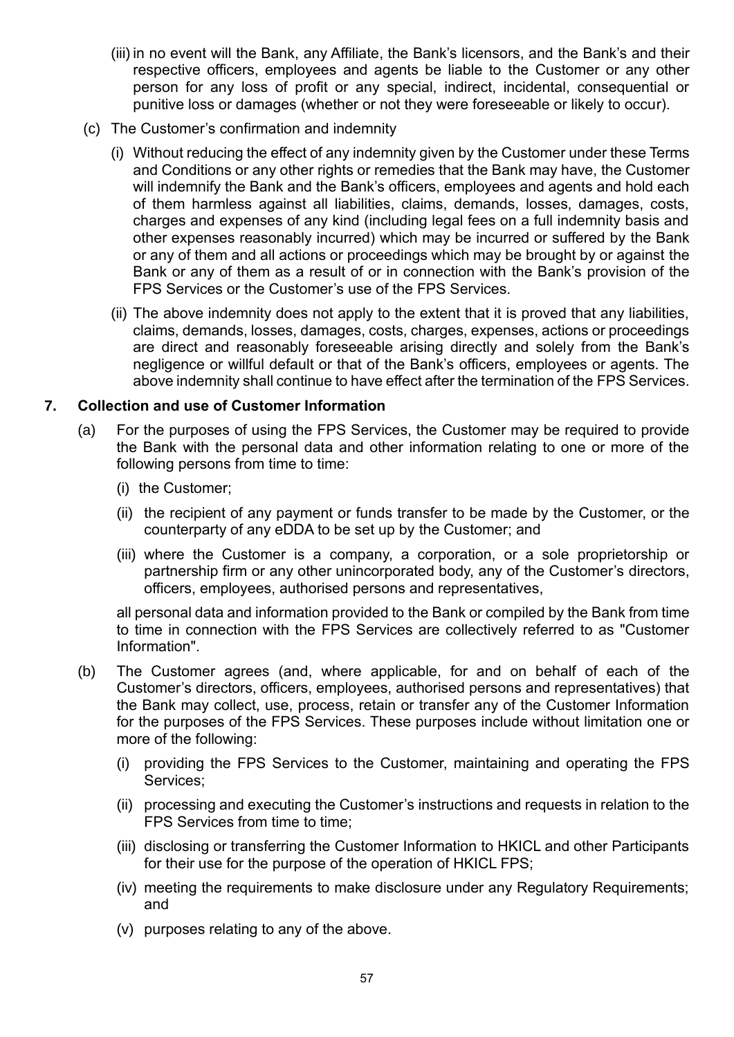(iii) in no event will the Bank, any Affiliate, the Bank's licensors, and the Bank's and their respective officers, employees and agents be liable to the Customer or any other person for any loss of profit or any special, indirect, incidental, consequential or punitive loss or damages (whether or not they were foreseeable or likely to occur).

(c) The Customer's confirmation and indemnity

(i) Without reducing the effect of any indemnity given by the Customer under these Terms and Conditions or any other rights or remedies that the Bank may have, the Customer will indemnify the Bank and the Bank's officers, employees and agents and hold each of them harmless against all liabilities, claims, demands, losses, damages, costs, charges and expenses of any kind (including legal fees on a full indemnity basis and other expenses reasonably incurred) which may be incurred or suffered by the Bank or any of them and all actions or proceedings which may be brought by or against the Bank or any of them as a result of or in connection with the Bank's provision of the FPS Services or the Customer's use of the FPS Services.

(ii) The above indemnity does not apply to the extent that it is proved that any liabilities, claims, demands, losses, damages, costs, charges, expenses, actions or proceedings are direct and reasonably foreseeable arising directly and solely from the Bank's negligence or willful default or that of the Bank's officers, employees or agents. The above indemnity shall continue to have effect after the termination of the FPS Services.

## 7. Collection and use of Customer Information

(a) For the purposes of using the FPS Services, the Customer may be required to provide the Bank with the personal data and other information relating to one or more of the following persons from time to time:

(i) the Customer;

(ii) the recipient of any payment or funds transfer to be made by the Customer, or the counterparty of any eDDA to be set up by the Customer; and

(iii) where the Customer is a company, a corporation, or a sole proprietorship or partnership firm or any other unincorporated body, any of the Customer's directors, officers, employees, authorised persons and representatives,

all personal data and information provided to the Bank or compiled by the Bank from time to time in connection with the FPS Services are collectively referred to as "Customer Information".

(b) The Customer agrees (and, where applicable, for and on behalf of each of the Customer's directors, officers, employees, authorised persons and representatives) that the Bank may collect, use, process, retain or transfer any of the Customer Information for the purposes of the FPS Services. These purposes include without limitation one or more of the following:

(i) providing the FPS Services to the Customer, maintaining and operating the FPS Services;

(ii) processing and executing the Customer's instructions and requests in relation to the FPS Services from time to time;

(iii) disclosing or transferring the Customer Information to HKICL and other Participants for their use for the purpose of the operation of HKICL FPS;

(iv) meeting the requirements to make disclosure under any Regulatory Requirements; and

(v) purposes relating to any of the above.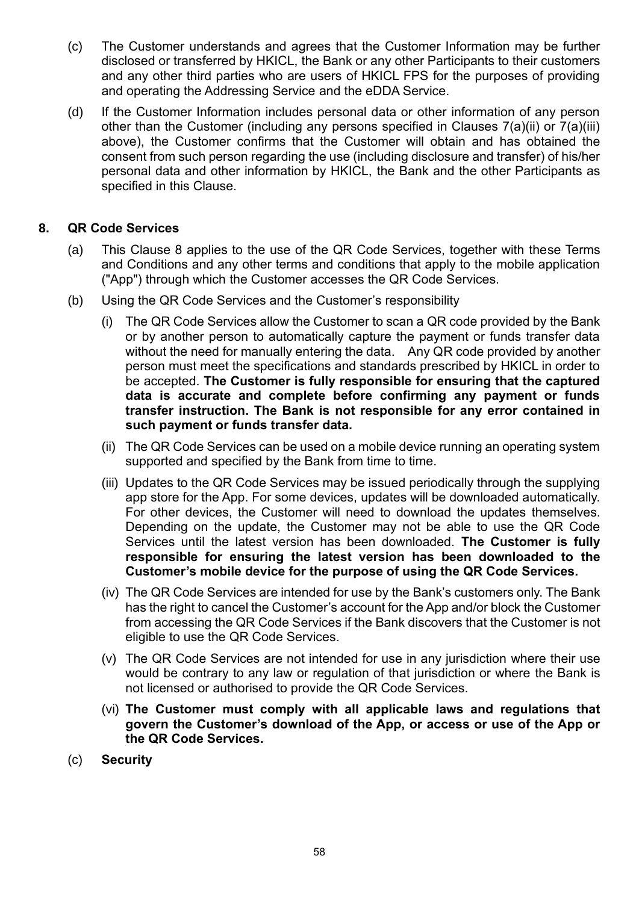(c) The Customer understands and agrees that the Customer Information may be further disclosed or transferred by HKICL, the Bank or any other Participants to their customers and any other third parties who are users of HKICL FPS for the purposes of providing and operating the Addressing Service and the eDDA Service.

(d) If the Customer Information includes personal data or other information of any person other than the Customer (including any persons specified in Clauses 7(a)(ii) or 7(a)(iii) above), the Customer confirms that the Customer will obtain and has obtained the consent from such person regarding the use (including disclosure and transfer) of his/her personal data and other information by HKICL, the Bank and the other Participants as specified in this Clause.

## 8. QR Code Services

(a) This Clause 8 applies to the use of the QR Code Services, together with these Terms and Conditions and any other terms and conditions that apply to the mobile application ("App") through which the Customer accesses the QR Code Services.

(b) Using the QR Code Services and the Customer's responsibility

(i) The QR Code Services allow the Customer to scan a QR code provided by the Bank or by another person to automatically capture the payment or funds transfer data without the need for manually entering the data. Any QR code provided by another person must meet the specifications and standards prescribed by HKICL in order to be accepted. **The Customer is fully responsible for ensuring that the captured data is accurate and complete before confirming any payment or funds transfer instruction. The Bank is not responsible for any error contained in such payment or funds transfer data.**

(ii) The QR Code Services can be used on a mobile device running an operating system supported and specified by the Bank from time to time.

(iii) Updates to the QR Code Services may be issued periodically through the supplying app store for the App. For some devices, updates will be downloaded automatically. For other devices, the Customer will need to download the updates themselves. Depending on the update, the Customer may not be able to use the QR Code Services until the latest version has been downloaded. **The Customer is fully responsible for ensuring the latest version has been downloaded to the Customer's mobile device for the purpose of using the QR Code Services.**

(iv) The QR Code Services are intended for use by the Bank's customers only. The Bank has the right to cancel the Customer's account for the App and/or block the Customer from accessing the QR Code Services if the Bank discovers that the Customer is not eligible to use the QR Code Services.

(v) The QR Code Services are not intended for use in any jurisdiction where their use would be contrary to any law or regulation of that jurisdiction or where the Bank is not licensed or authorised to provide the QR Code Services.

(vi) **The Customer must comply with all applicable laws and regulations that govern the Customer's download of the App, or access or use of the App or the QR Code Services.**

(c) **Security**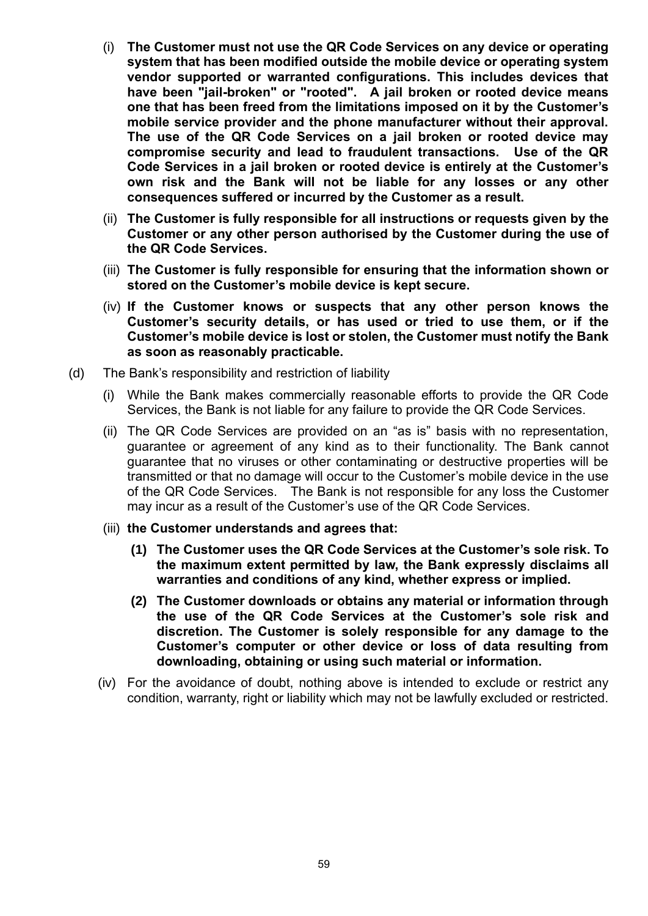(i) **The Customer must not use the QR Code Services on any device or operating system that has been modified outside the mobile device or operating system vendor supported or warranted configurations. This includes devices that have been "jail-broken" or "rooted". A jail broken or rooted device means one that has been freed from the limitations imposed on it by the Customer's mobile service provider and the phone manufacturer without their approval. The use of the QR Code Services on a jail broken or rooted device may compromise security and lead to fraudulent transactions. Use of the QR Code Services in a jail broken or rooted device is entirely at the Customer's own risk and the Bank will not be liable for any losses or any other consequences suffered or incurred by the Customer as a result.**

(ii) **The Customer is fully responsible for all instructions or requests given by the Customer or any other person authorised by the Customer during the use of the QR Code Services.**

(iii) **The Customer is fully responsible for ensuring that the information shown or stored on the Customer's mobile device is kept secure.**

(iv) **If the Customer knows or suspects that any other person knows the Customer's security details, or has used or tried to use them, or if the Customer's mobile device is lost or stolen, the Customer must notify the Bank as soon as reasonably practicable.**

(d) The Bank's responsibility and restriction of liability

(i) While the Bank makes commercially reasonable efforts to provide the QR Code Services, the Bank is not liable for any failure to provide the QR Code Services.

(ii) The QR Code Services are provided on an "as is" basis with no representation, guarantee or agreement of any kind as to their functionality. The Bank cannot guarantee that no viruses or other contaminating or destructive properties will be transmitted or that no damage will occur to the Customer's mobile device in the use of the QR Code Services. The Bank is not responsible for any loss the Customer may incur as a result of the Customer's use of the QR Code Services.

(iii) **the Customer understands and agrees that:**

**(1) The Customer uses the QR Code Services at the Customer's sole risk. To the maximum extent permitted by law, the Bank expressly disclaims all warranties and conditions of any kind, whether express or implied.**

**(2) The Customer downloads or obtains any material or information through the use of the QR Code Services at the Customer's sole risk and discretion. The Customer is solely responsible for any damage to the Customer's computer or other device or loss of data resulting from downloading, obtaining or using such material or information.**

(iv) For the avoidance of doubt, nothing above is intended to exclude or restrict any condition, warranty, right or liability which may not be lawfully excluded or restricted.